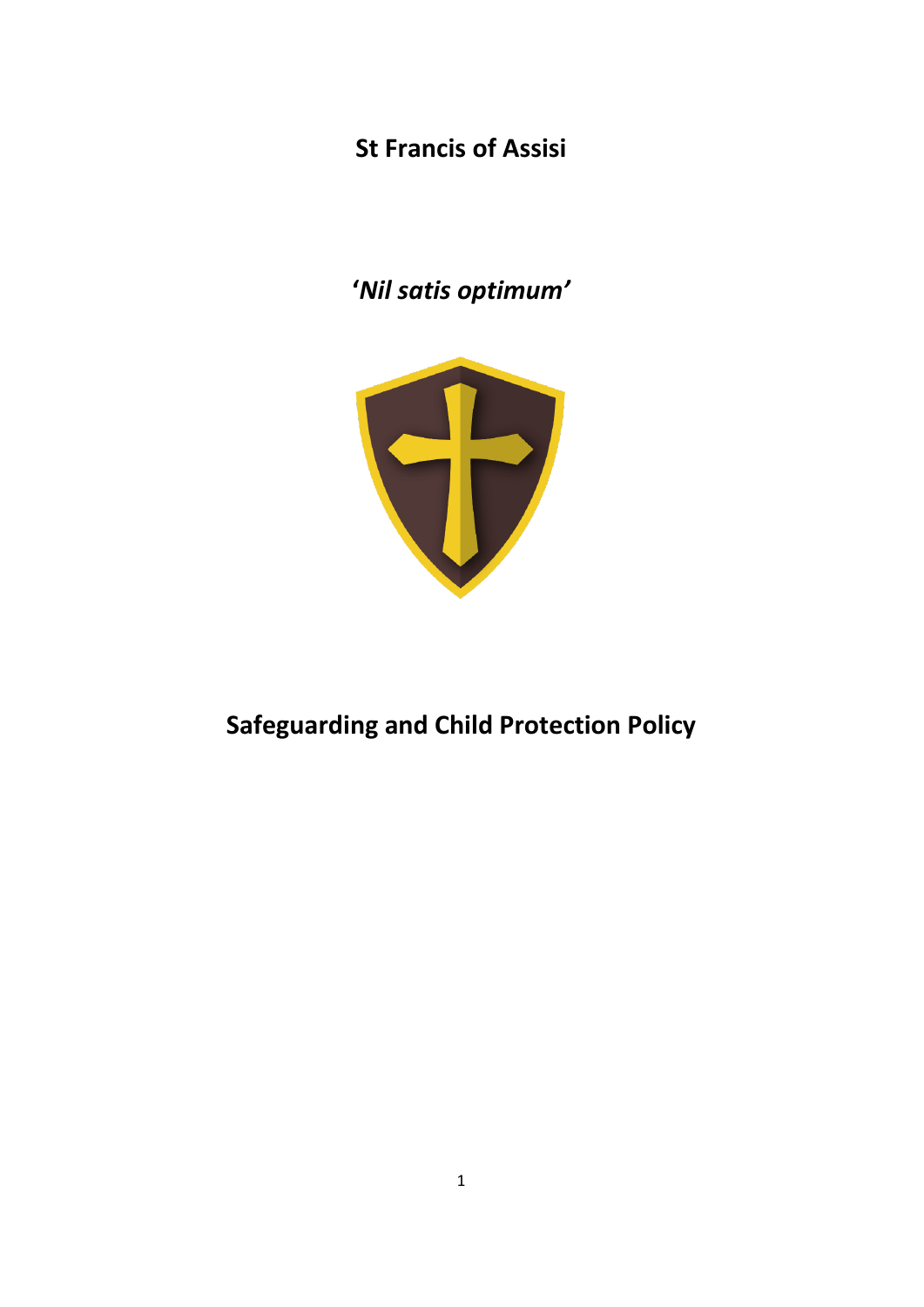# St Francis of Assisi

**'*Nil satis optimum*'**

# Safeguarding and Child Protection Policy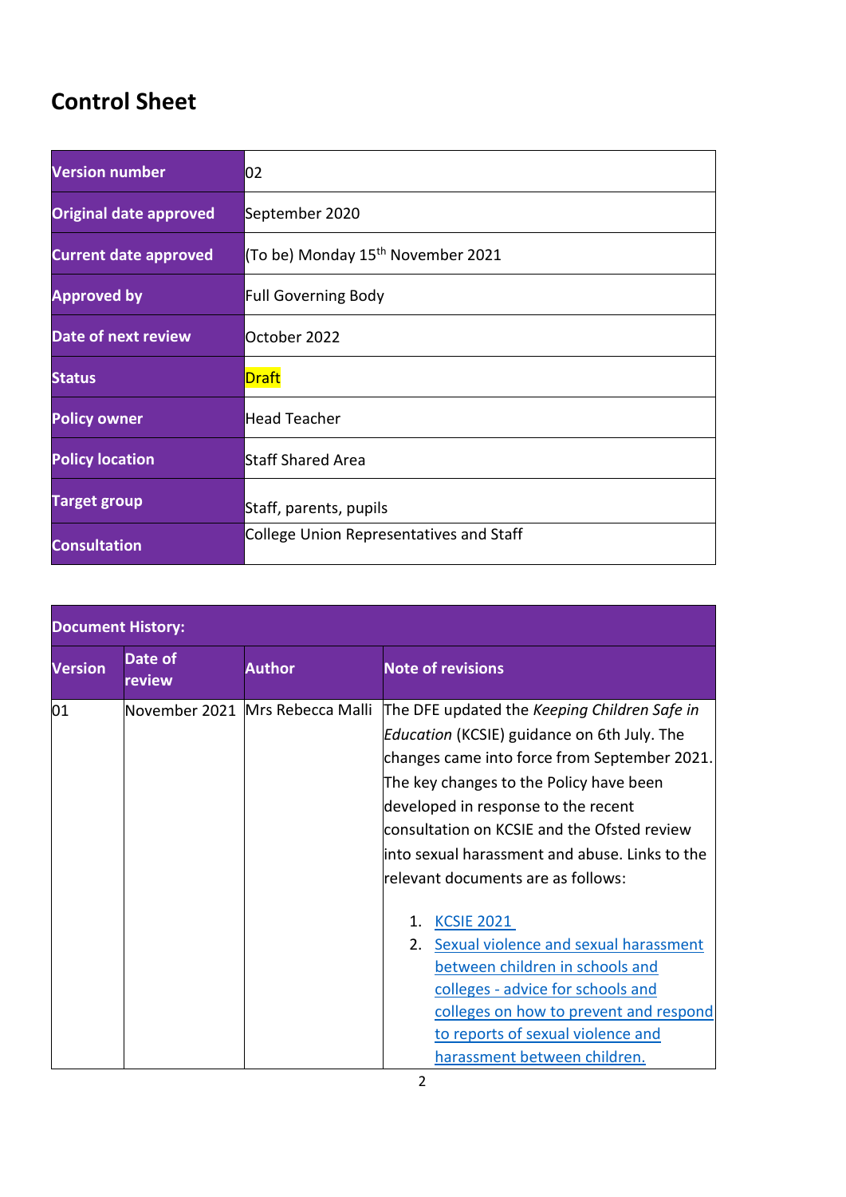# Control Sheet

| Version number | 02 |
|---|---|
| Original date approved | September 2020 |
| Current date approved | (To be) Monday 15th November 2021 |
| Approved by | Full Governing Body |
| Date of next review | October 2022 |
| Status | Draft |
| Policy owner | Head Teacher |
| Policy location | Staff Shared Area |
| Target group | Staff, parents, pupils |
| Consultation | College Union Representatives and Staff |

| Document History: | | | |
|---|---|---|---|
| **Version** | **Date of review** | **Author** | **Note of revisions** |
| 01 | November 2021 | Mrs Rebecca Malli | The DFE updated the *Keeping Children Safe in Education* (KCSIE) guidance on 6th July. The changes came into force from September 2021. The key changes to the Policy have been developed in response to the recent consultation on KCSIE and the Ofsted review into sexual harassment and abuse. Links to the relevant documents are as follows:<br><br>1. KCSIE 2021<br>2. Sexual violence and sexual harassment between children in schools and colleges - advice for schools and colleges on how to prevent and respond to reports of sexual violence and harassment between children. |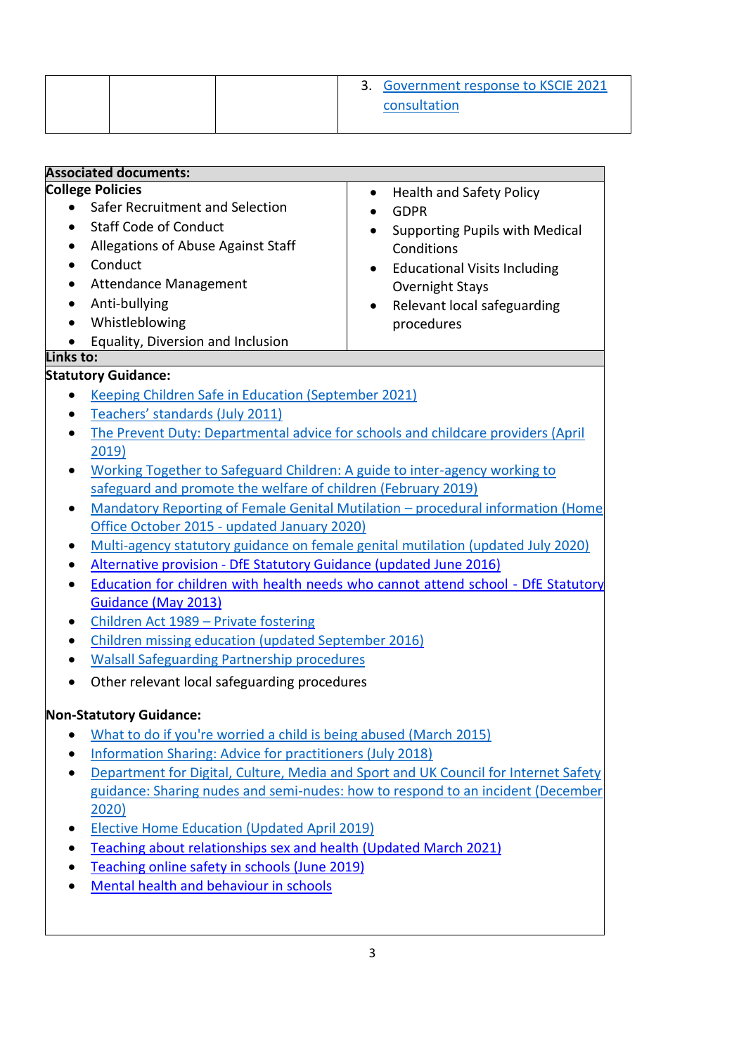| | | | 3. Government response to KSCIE 2021 consultation |
|---|---|---|---|

**Associated documents:**

**College Policies**

- Safer Recruitment and Selection
- Staff Code of Conduct
- Allegations of Abuse Against Staff
- Conduct
- Attendance Management
- Anti-bullying
- Whistleblowing
- Equality, Diversion and Inclusion
- Health and Safety Policy
- GDPR
- Supporting Pupils with Medical Conditions
- Educational Visits Including Overnight Stays
- Relevant local safeguarding procedures

**Links to:**

**Statutory Guidance:**

- Keeping Children Safe in Education (September 2021)
- Teachers' standards (July 2011)
- The Prevent Duty: Departmental advice for schools and childcare providers (April 2019)
- Working Together to Safeguard Children: A guide to inter-agency working to safeguard and promote the welfare of children (February 2019)
- Mandatory Reporting of Female Genital Mutilation – procedural information (Home Office October 2015 - updated January 2020)
- Multi-agency statutory guidance on female genital mutilation (updated July 2020)
- Alternative provision - DfE Statutory Guidance (updated June 2016)
- Education for children with health needs who cannot attend school - DfE Statutory Guidance (May 2013)
- Children Act 1989 – Private fostering
- Children missing education (updated September 2016)
- Walsall Safeguarding Partnership procedures
- Other relevant local safeguarding procedures

**Non-Statutory Guidance:**

- What to do if you're worried a child is being abused (March 2015)
- Information Sharing: Advice for practitioners (July 2018)
- Department for Digital, Culture, Media and Sport and UK Council for Internet Safety guidance: Sharing nudes and semi-nudes: how to respond to an incident (December 2020)
- Elective Home Education (Updated April 2019)
- Teaching about relationships sex and health (Updated March 2021)
- Teaching online safety in schools (June 2019)
- Mental health and behaviour in schools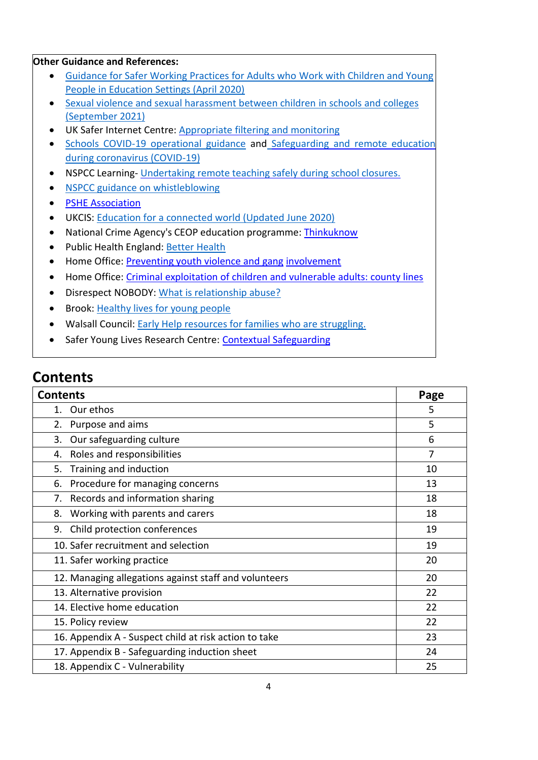**Other Guidance and References:**

- Guidance for Safer Working Practices for Adults who Work with Children and Young People in Education Settings (April 2020)
- Sexual violence and sexual harassment between children in schools and colleges (September 2021)
- UK Safer Internet Centre: Appropriate filtering and monitoring
- Schools COVID-19 operational guidance and Safeguarding and remote education during coronavirus (COVID-19)
- NSPCC Learning- Undertaking remote teaching safely during school closures.
- NSPCC guidance on whistleblowing
- PSHE Association
- UKCIS: Education for a connected world (Updated June 2020)
- National Crime Agency's CEOP education programme: Thinkuknow
- Public Health England: Better Health
- Home Office: Preventing youth violence and gang involvement
- Home Office: Criminal exploitation of children and vulnerable adults: county lines
- Disrespect NOBODY: What is relationship abuse?
- Brook: Healthy lives for young people
- Walsall Council: Early Help resources for families who are struggling.
- Safer Young Lives Research Centre: Contextual Safeguarding

## Contents

| Contents | Page |
|---|---|
| 1. Our ethos | 5 |
| 2. Purpose and aims | 5 |
| 3. Our safeguarding culture | 6 |
| 4. Roles and responsibilities | 7 |
| 5. Training and induction | 10 |
| 6. Procedure for managing concerns | 13 |
| 7. Records and information sharing | 18 |
| 8. Working with parents and carers | 18 |
| 9. Child protection conferences | 19 |
| 10. Safer recruitment and selection | 19 |
| 11. Safer working practice | 20 |
| 12. Managing allegations against staff and volunteers | 20 |
| 13. Alternative provision | 22 |
| 14. Elective home education | 22 |
| 15. Policy review | 22 |
| 16. Appendix A - Suspect child at risk action to take | 23 |
| 17. Appendix B - Safeguarding induction sheet | 24 |
| 18. Appendix C - Vulnerability | 25 |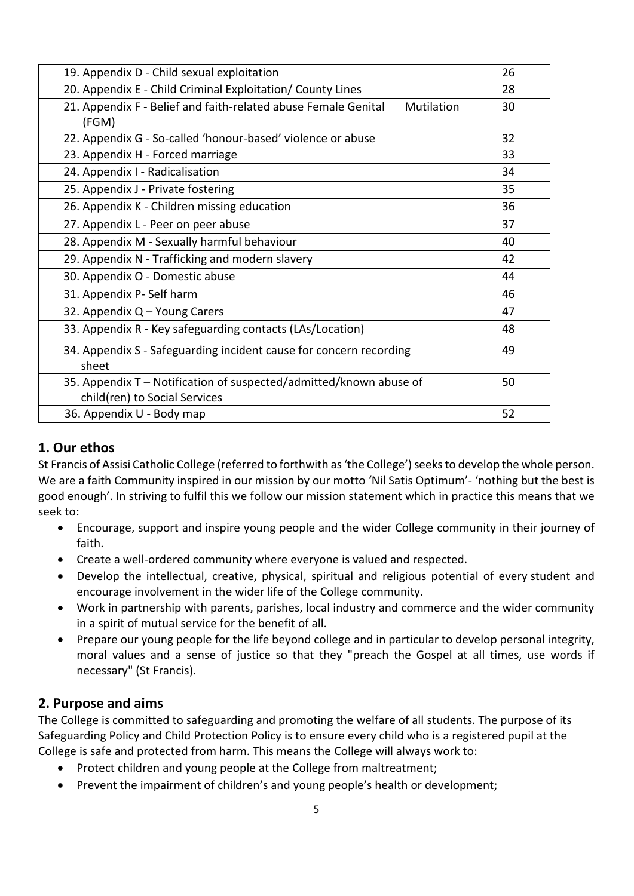| | |
|---|---|
| 19. Appendix D - Child sexual exploitation | 26 |
| 20. Appendix E - Child Criminal Exploitation/ County Lines | 28 |
| 21. Appendix F - Belief and faith-related abuse Female Genital Mutilation (FGM) | 30 |
| 22. Appendix G - So-called 'honour-based' violence or abuse | 32 |
| 23. Appendix H - Forced marriage | 33 |
| 24. Appendix I - Radicalisation | 34 |
| 25. Appendix J - Private fostering | 35 |
| 26. Appendix K - Children missing education | 36 |
| 27. Appendix L - Peer on peer abuse | 37 |
| 28. Appendix M - Sexually harmful behaviour | 40 |
| 29. Appendix N - Trafficking and modern slavery | 42 |
| 30. Appendix O - Domestic abuse | 44 |
| 31. Appendix P- Self harm | 46 |
| 32. Appendix Q – Young Carers | 47 |
| 33. Appendix R - Key safeguarding contacts (LAs/Location) | 48 |
| 34. Appendix S - Safeguarding incident cause for concern recording sheet | 49 |
| 35. Appendix T – Notification of suspected/admitted/known abuse of child(ren) to Social Services | 50 |
| 36. Appendix U - Body map | 52 |

## 1. Our ethos

St Francis of Assisi Catholic College (referred to forthwith as 'the College') seeks to develop the whole person. We are a faith Community inspired in our mission by our motto 'Nil Satis Optimum'- 'nothing but the best is good enough'. In striving to fulfil this we follow our mission statement which in practice this means that we seek to:

- Encourage, support and inspire young people and the wider College community in their journey of faith.
- Create a well-ordered community where everyone is valued and respected.
- Develop the intellectual, creative, physical, spiritual and religious potential of every student and encourage involvement in the wider life of the College community.
- Work in partnership with parents, parishes, local industry and commerce and the wider community in a spirit of mutual service for the benefit of all.
- Prepare our young people for the life beyond college and in particular to develop personal integrity, moral values and a sense of justice so that they "preach the Gospel at all times, use words if necessary" (St Francis).

## 2. Purpose and aims

The College is committed to safeguarding and promoting the welfare of all students. The purpose of its Safeguarding Policy and Child Protection Policy is to ensure every child who is a registered pupil at the College is safe and protected from harm. This means the College will always work to:

- Protect children and young people at the College from maltreatment;
- Prevent the impairment of children's and young people's health or development;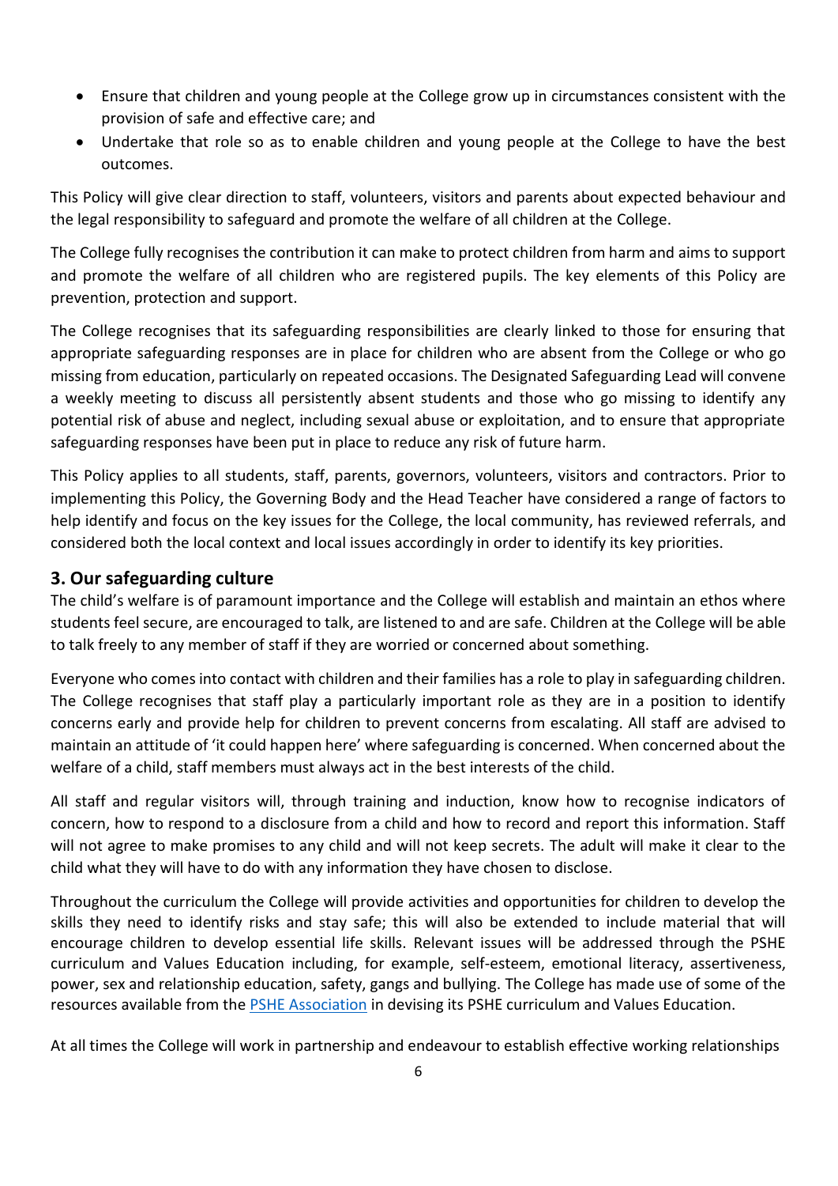- Ensure that children and young people at the College grow up in circumstances consistent with the provision of safe and effective care; and
- Undertake that role so as to enable children and young people at the College to have the best outcomes.

This Policy will give clear direction to staff, volunteers, visitors and parents about expected behaviour and the legal responsibility to safeguard and promote the welfare of all children at the College.

The College fully recognises the contribution it can make to protect children from harm and aims to support and promote the welfare of all children who are registered pupils. The key elements of this Policy are prevention, protection and support.

The College recognises that its safeguarding responsibilities are clearly linked to those for ensuring that appropriate safeguarding responses are in place for children who are absent from the College or who go missing from education, particularly on repeated occasions. The Designated Safeguarding Lead will convene a weekly meeting to discuss all persistently absent students and those who go missing to identify any potential risk of abuse and neglect, including sexual abuse or exploitation, and to ensure that appropriate safeguarding responses have been put in place to reduce any risk of future harm.

This Policy applies to all students, staff, parents, governors, volunteers, visitors and contractors. Prior to implementing this Policy, the Governing Body and the Head Teacher have considered a range of factors to help identify and focus on the key issues for the College, the local community, has reviewed referrals, and considered both the local context and local issues accordingly in order to identify its key priorities.

## 3. Our safeguarding culture

The child's welfare is of paramount importance and the College will establish and maintain an ethos where students feel secure, are encouraged to talk, are listened to and are safe. Children at the College will be able to talk freely to any member of staff if they are worried or concerned about something.

Everyone who comes into contact with children and their families has a role to play in safeguarding children. The College recognises that staff play a particularly important role as they are in a position to identify concerns early and provide help for children to prevent concerns from escalating. All staff are advised to maintain an attitude of 'it could happen here' where safeguarding is concerned. When concerned about the welfare of a child, staff members must always act in the best interests of the child.

All staff and regular visitors will, through training and induction, know how to recognise indicators of concern, how to respond to a disclosure from a child and how to record and report this information. Staff will not agree to make promises to any child and will not keep secrets. The adult will make it clear to the child what they will have to do with any information they have chosen to disclose.

Throughout the curriculum the College will provide activities and opportunities for children to develop the skills they need to identify risks and stay safe; this will also be extended to include material that will encourage children to develop essential life skills. Relevant issues will be addressed through the PSHE curriculum and Values Education including, for example, self-esteem, emotional literacy, assertiveness, power, sex and relationship education, safety, gangs and bullying. The College has made use of some of the resources available from the PSHE Association in devising its PSHE curriculum and Values Education.

At all times the College will work in partnership and endeavour to establish effective working relationships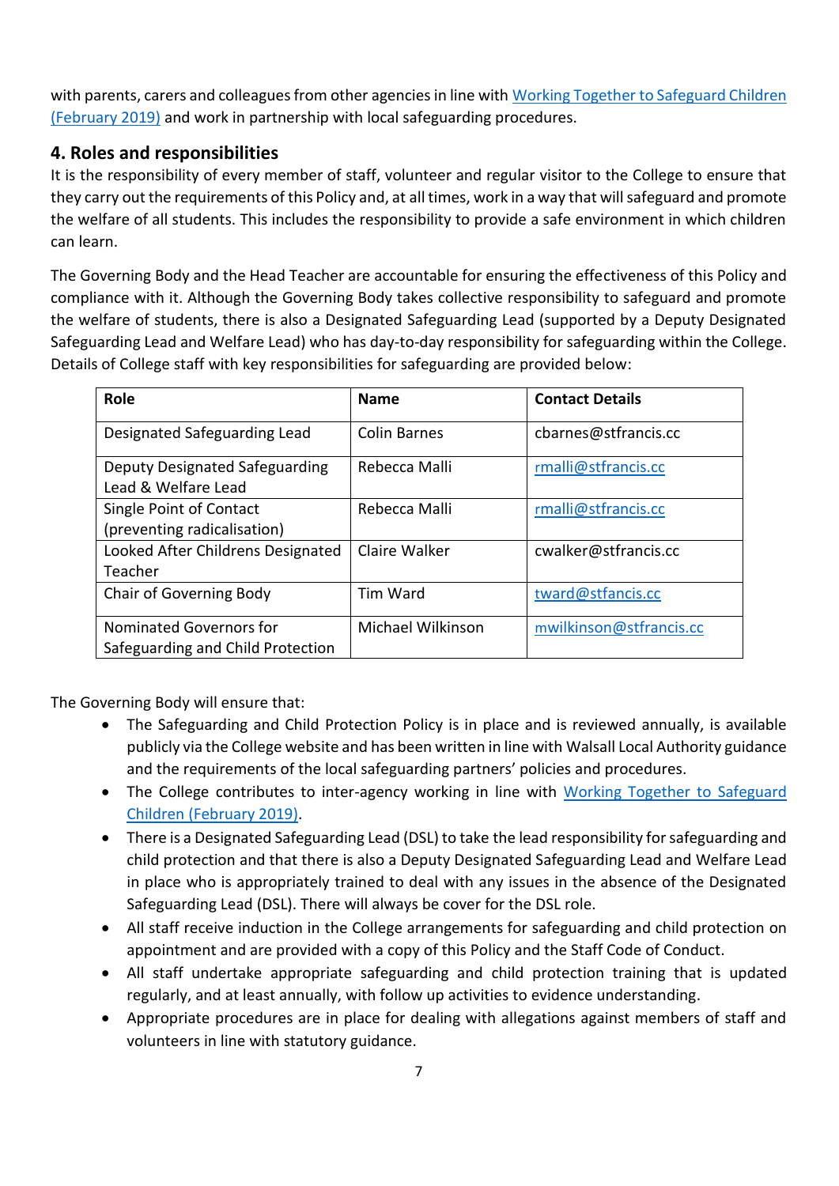with parents, carers and colleagues from other agencies in line with [Working Together to Safeguard Children (February 2019)] and work in partnership with local safeguarding procedures.

## 4. Roles and responsibilities

It is the responsibility of every member of staff, volunteer and regular visitor to the College to ensure that they carry out the requirements of this Policy and, at all times, work in a way that will safeguard and promote the welfare of all students. This includes the responsibility to provide a safe environment in which children can learn.

The Governing Body and the Head Teacher are accountable for ensuring the effectiveness of this Policy and compliance with it. Although the Governing Body takes collective responsibility to safeguard and promote the welfare of students, there is also a Designated Safeguarding Lead (supported by a Deputy Designated Safeguarding Lead and Welfare Lead) who has day-to-day responsibility for safeguarding within the College. Details of College staff with key responsibilities for safeguarding are provided below:

| Role | Name | Contact Details |
|---|---|---|
| Designated Safeguarding Lead | Colin Barnes | cbarnes@stfrancis.cc |
| Deputy Designated Safeguarding Lead & Welfare Lead | Rebecca Malli | rmalli@stfrancis.cc |
| Single Point of Contact (preventing radicalisation) | Rebecca Malli | rmalli@stfrancis.cc |
| Looked After Childrens Designated Teacher | Claire Walker | cwalker@stfrancis.cc |
| Chair of Governing Body | Tim Ward | tward@stfancis.cc |
| Nominated Governors for Safeguarding and Child Protection | Michael Wilkinson | mwilkinson@stfrancis.cc |

The Governing Body will ensure that:

- The Safeguarding and Child Protection Policy is in place and is reviewed annually, is available publicly via the College website and has been written in line with Walsall Local Authority guidance and the requirements of the local safeguarding partners' policies and procedures.
- The College contributes to inter-agency working in line with [Working Together to Safeguard Children (February 2019)].
- There is a Designated Safeguarding Lead (DSL) to take the lead responsibility for safeguarding and child protection and that there is also a Deputy Designated Safeguarding Lead and Welfare Lead in place who is appropriately trained to deal with any issues in the absence of the Designated Safeguarding Lead (DSL). There will always be cover for the DSL role.
- All staff receive induction in the College arrangements for safeguarding and child protection on appointment and are provided with a copy of this Policy and the Staff Code of Conduct.
- All staff undertake appropriate safeguarding and child protection training that is updated regularly, and at least annually, with follow up activities to evidence understanding.
- Appropriate procedures are in place for dealing with allegations against members of staff and volunteers in line with statutory guidance.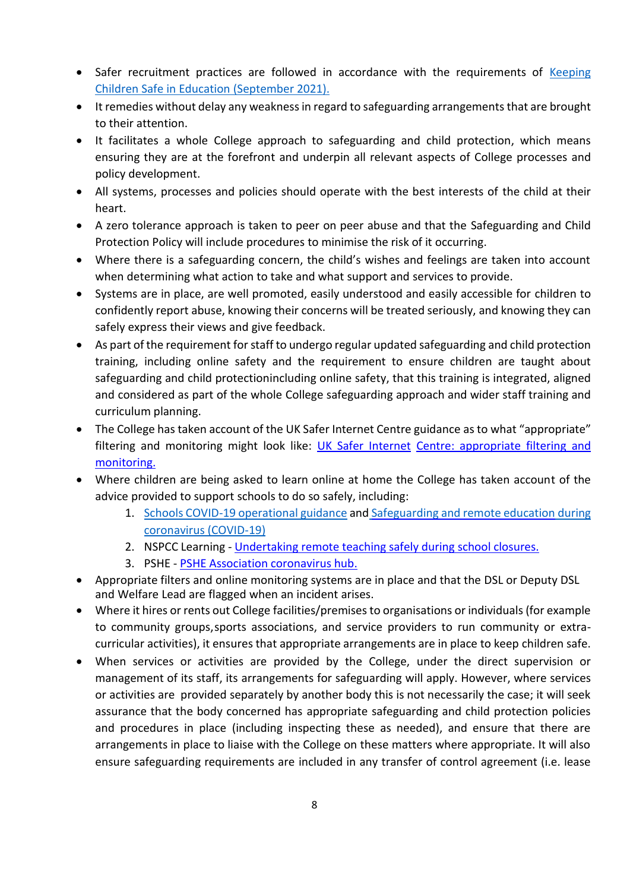- Safer recruitment practices are followed in accordance with the requirements of [Keeping Children Safe in Education (September 2021).]
- It remedies without delay any weakness in regard to safeguarding arrangements that are brought to their attention.
- It facilitates a whole College approach to safeguarding and child protection, which means ensuring they are at the forefront and underpin all relevant aspects of College processes and policy development.
- All systems, processes and policies should operate with the best interests of the child at their heart.
- A zero tolerance approach is taken to peer on peer abuse and that the Safeguarding and Child Protection Policy will include procedures to minimise the risk of it occurring.
- Where there is a safeguarding concern, the child's wishes and feelings are taken into account when determining what action to take and what support and services to provide.
- Systems are in place, are well promoted, easily understood and easily accessible for children to confidently report abuse, knowing their concerns will be treated seriously, and knowing they can safely express their views and give feedback.
- As part of the requirement for staff to undergo regular updated safeguarding and child protection training, including online safety and the requirement to ensure children are taught about safeguarding and child protectionincluding online safety, that this training is integrated, aligned and considered as part of the whole College safeguarding approach and wider staff training and curriculum planning.
- The College has taken account of the UK Safer Internet Centre guidance as to what "appropriate" filtering and monitoring might look like: UK Safer Internet Centre: appropriate filtering and monitoring.
- Where children are being asked to learn online at home the College has taken account of the advice provided to support schools to do so safely, including:
    1. Schools COVID-19 operational guidance and Safeguarding and remote education during coronavirus (COVID-19)
    2. NSPCC Learning - Undertaking remote teaching safely during school closures.
    3. PSHE - PSHE Association coronavirus hub.
- Appropriate filters and online monitoring systems are in place and that the DSL or Deputy DSL and Welfare Lead are flagged when an incident arises.
- Where it hires or rents out College facilities/premises to organisations or individuals (for example to community groups,sports associations, and service providers to run community or extra-curricular activities), it ensures that appropriate arrangements are in place to keep children safe.
- When services or activities are provided by the College, under the direct supervision or management of its staff, its arrangements for safeguarding will apply. However, where services or activities are provided separately by another body this is not necessarily the case; it will seek assurance that the body concerned has appropriate safeguarding and child protection policies and procedures in place (including inspecting these as needed), and ensure that there are arrangements in place to liaise with the College on these matters where appropriate. It will also ensure safeguarding requirements are included in any transfer of control agreement (i.e. lease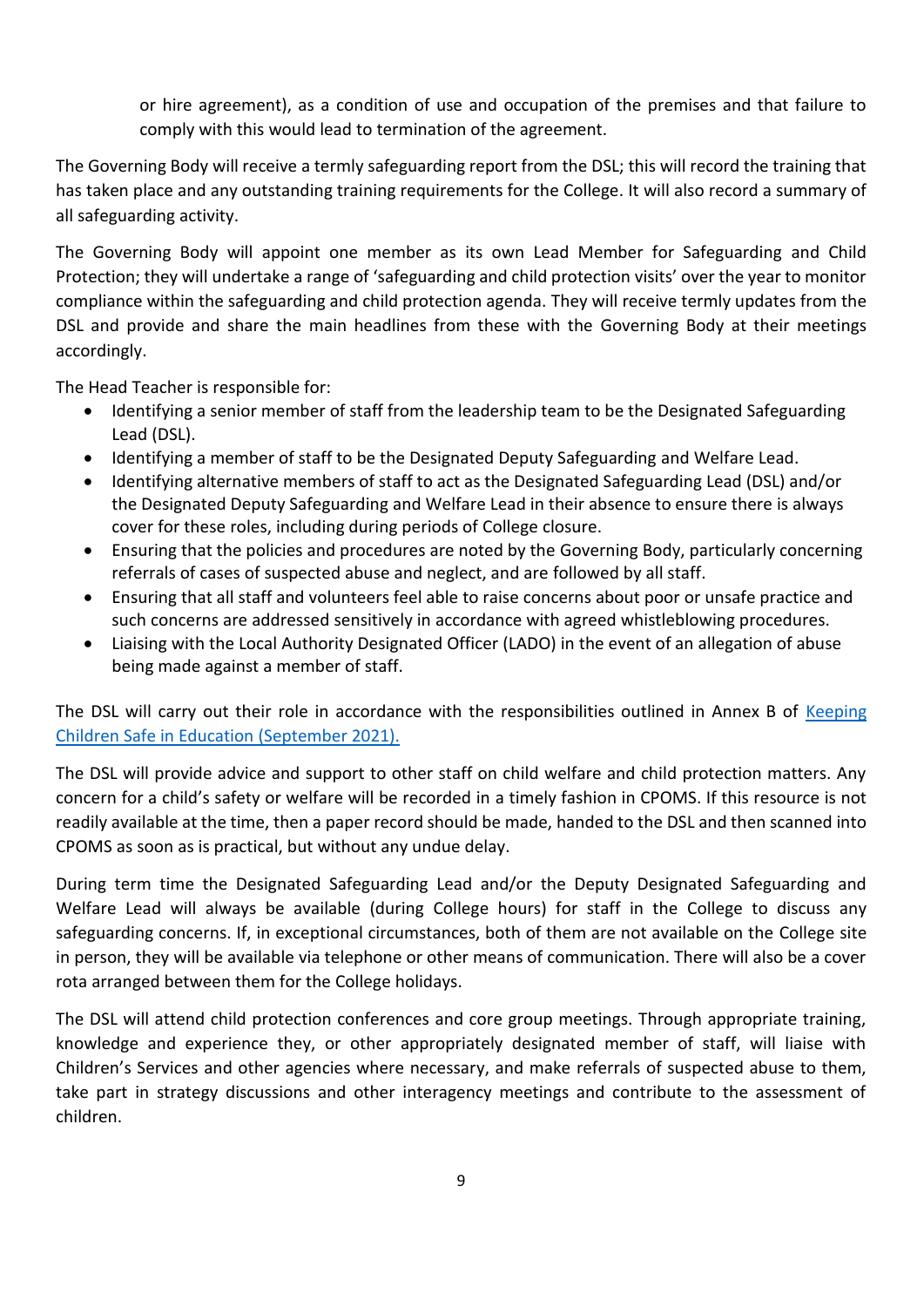or hire agreement), as a condition of use and occupation of the premises and that failure to comply with this would lead to termination of the agreement.

The Governing Body will receive a termly safeguarding report from the DSL; this will record the training that has taken place and any outstanding training requirements for the College. It will also record a summary of all safeguarding activity.

The Governing Body will appoint one member as its own Lead Member for Safeguarding and Child Protection; they will undertake a range of 'safeguarding and child protection visits' over the year to monitor compliance within the safeguarding and child protection agenda. They will receive termly updates from the DSL and provide and share the main headlines from these with the Governing Body at their meetings accordingly.

The Head Teacher is responsible for:

- Identifying a senior member of staff from the leadership team to be the Designated Safeguarding Lead (DSL).
- Identifying a member of staff to be the Designated Deputy Safeguarding and Welfare Lead.
- Identifying alternative members of staff to act as the Designated Safeguarding Lead (DSL) and/or the Designated Deputy Safeguarding and Welfare Lead in their absence to ensure there is always cover for these roles, including during periods of College closure.
- Ensuring that the policies and procedures are noted by the Governing Body, particularly concerning referrals of cases of suspected abuse and neglect, and are followed by all staff.
- Ensuring that all staff and volunteers feel able to raise concerns about poor or unsafe practice and such concerns are addressed sensitively in accordance with agreed whistleblowing procedures.
- Liaising with the Local Authority Designated Officer (LADO) in the event of an allegation of abuse being made against a member of staff.

The DSL will carry out their role in accordance with the responsibilities outlined in Annex B of Keeping Children Safe in Education (September 2021).

The DSL will provide advice and support to other staff on child welfare and child protection matters. Any concern for a child's safety or welfare will be recorded in a timely fashion in CPOMS. If this resource is not readily available at the time, then a paper record should be made, handed to the DSL and then scanned into CPOMS as soon as is practical, but without any undue delay.

During term time the Designated Safeguarding Lead and/or the Deputy Designated Safeguarding and Welfare Lead will always be available (during College hours) for staff in the College to discuss any safeguarding concerns. If, in exceptional circumstances, both of them are not available on the College site in person, they will be available via telephone or other means of communication. There will also be a cover rota arranged between them for the College holidays.

The DSL will attend child protection conferences and core group meetings. Through appropriate training, knowledge and experience they, or other appropriately designated member of staff, will liaise with Children's Services and other agencies where necessary, and make referrals of suspected abuse to them, take part in strategy discussions and other interagency meetings and contribute to the assessment of children.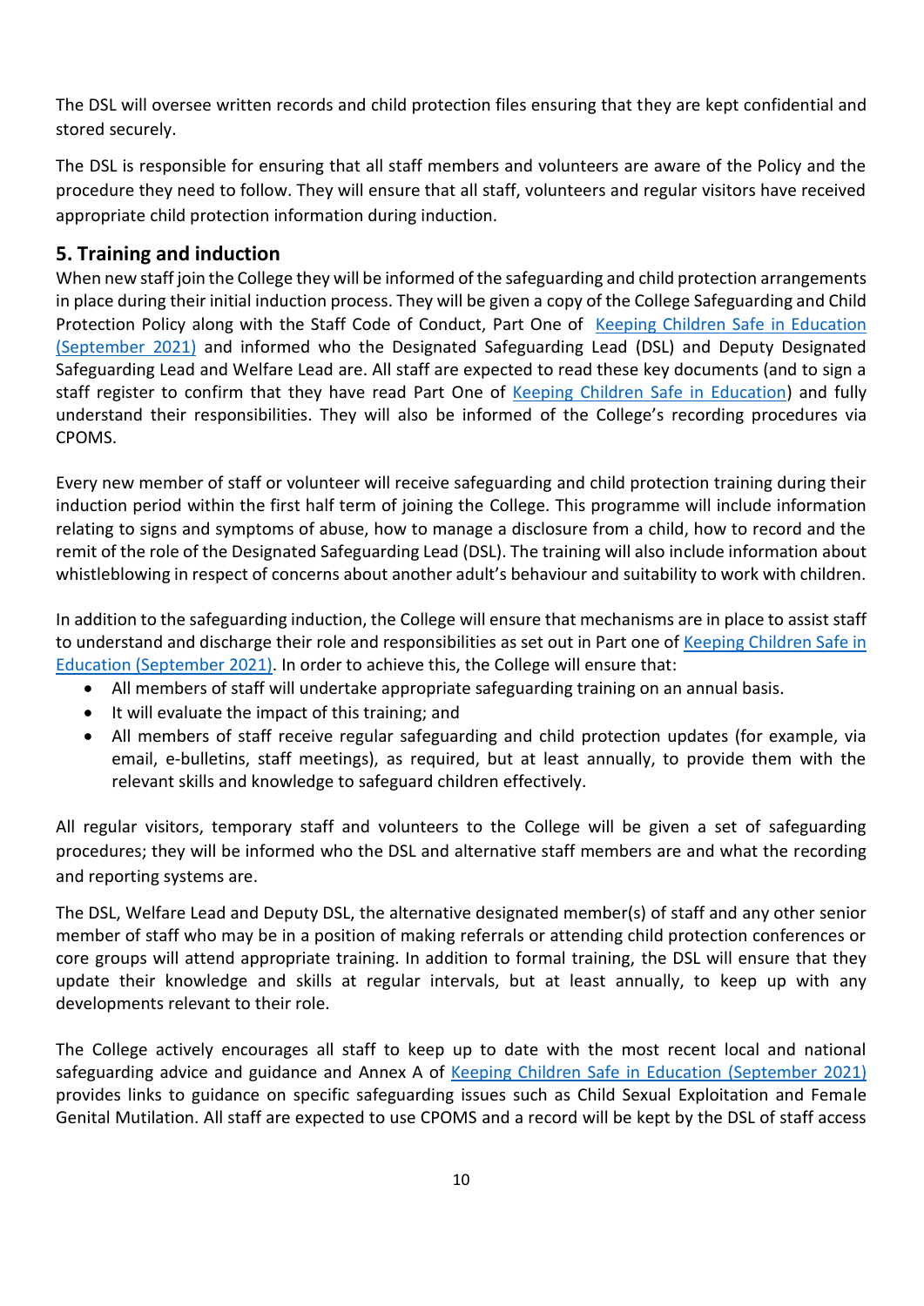The DSL will oversee written records and child protection files ensuring that they are kept confidential and stored securely.

The DSL is responsible for ensuring that all staff members and volunteers are aware of the Policy and the procedure they need to follow. They will ensure that all staff, volunteers and regular visitors have received appropriate child protection information during induction.

## 5. Training and induction

When new staff join the College they will be informed of the safeguarding and child protection arrangements in place during their initial induction process. They will be given a copy of the College Safeguarding and Child Protection Policy along with the Staff Code of Conduct, Part One of Keeping Children Safe in Education (September 2021) and informed who the Designated Safeguarding Lead (DSL) and Deputy Designated Safeguarding Lead and Welfare Lead are. All staff are expected to read these key documents (and to sign a staff register to confirm that they have read Part One of Keeping Children Safe in Education) and fully understand their responsibilities. They will also be informed of the College's recording procedures via CPOMS.

Every new member of staff or volunteer will receive safeguarding and child protection training during their induction period within the first half term of joining the College. This programme will include information relating to signs and symptoms of abuse, how to manage a disclosure from a child, how to record and the remit of the role of the Designated Safeguarding Lead (DSL). The training will also include information about whistleblowing in respect of concerns about another adult's behaviour and suitability to work with children.

In addition to the safeguarding induction, the College will ensure that mechanisms are in place to assist staff to understand and discharge their role and responsibilities as set out in Part one of Keeping Children Safe in Education (September 2021). In order to achieve this, the College will ensure that:

- All members of staff will undertake appropriate safeguarding training on an annual basis.
- It will evaluate the impact of this training; and
- All members of staff receive regular safeguarding and child protection updates (for example, via email, e-bulletins, staff meetings), as required, but at least annually, to provide them with the relevant skills and knowledge to safeguard children effectively.

All regular visitors, temporary staff and volunteers to the College will be given a set of safeguarding procedures; they will be informed who the DSL and alternative staff members are and what the recording and reporting systems are.

The DSL, Welfare Lead and Deputy DSL, the alternative designated member(s) of staff and any other senior member of staff who may be in a position of making referrals or attending child protection conferences or core groups will attend appropriate training. In addition to formal training, the DSL will ensure that they update their knowledge and skills at regular intervals, but at least annually, to keep up with any developments relevant to their role.

The College actively encourages all staff to keep up to date with the most recent local and national safeguarding advice and guidance and Annex A of Keeping Children Safe in Education (September 2021) provides links to guidance on specific safeguarding issues such as Child Sexual Exploitation and Female Genital Mutilation. All staff are expected to use CPOMS and a record will be kept by the DSL of staff access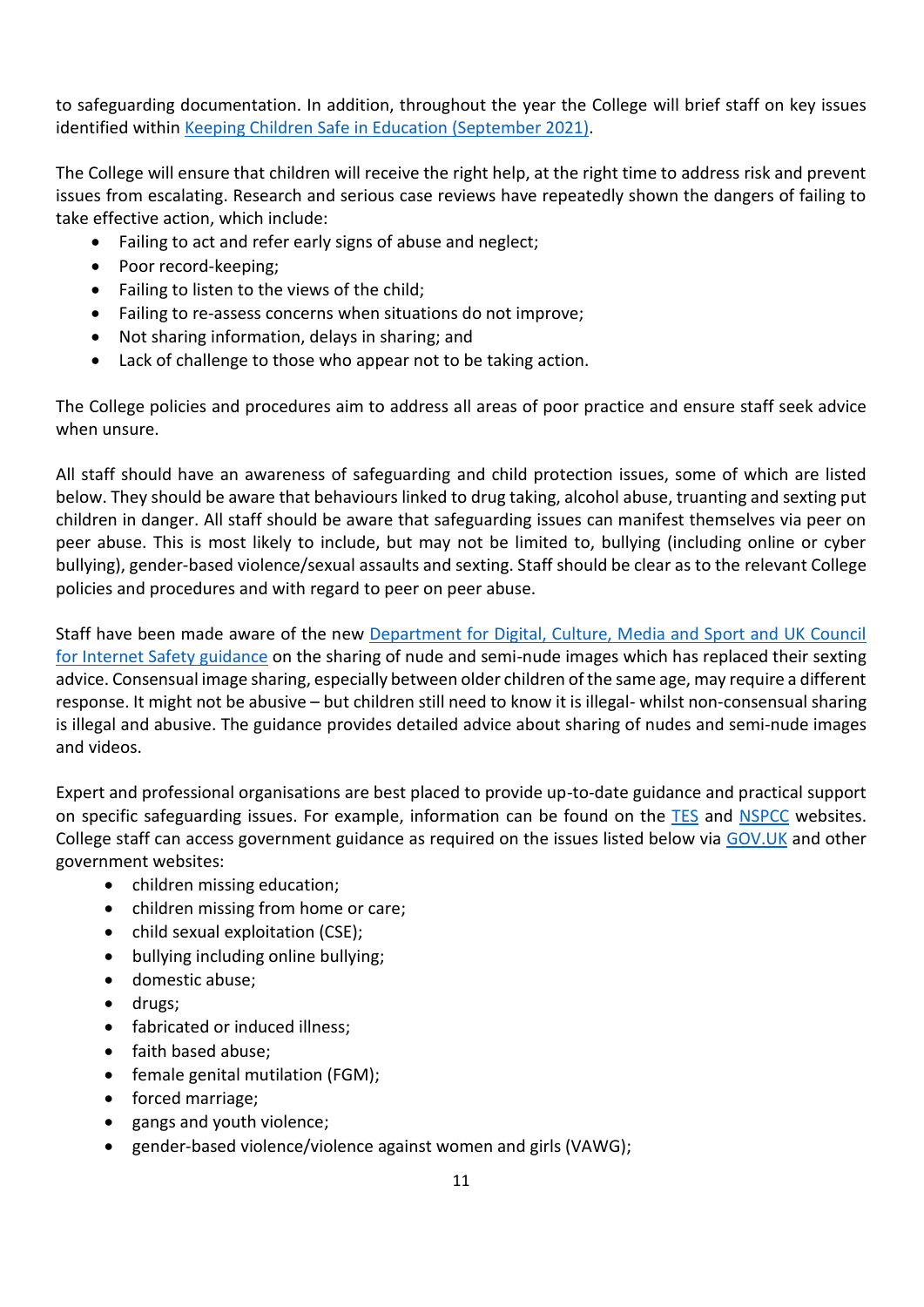to safeguarding documentation. In addition, throughout the year the College will brief staff on key issues identified within [Keeping Children Safe in Education (September 2021)].

The College will ensure that children will receive the right help, at the right time to address risk and prevent issues from escalating. Research and serious case reviews have repeatedly shown the dangers of failing to take effective action, which include:

- Failing to act and refer early signs of abuse and neglect;
- Poor record-keeping;
- Failing to listen to the views of the child;
- Failing to re-assess concerns when situations do not improve;
- Not sharing information, delays in sharing; and
- Lack of challenge to those who appear not to be taking action.

The College policies and procedures aim to address all areas of poor practice and ensure staff seek advice when unsure.

All staff should have an awareness of safeguarding and child protection issues, some of which are listed below. They should be aware that behaviours linked to drug taking, alcohol abuse, truanting and sexting put children in danger. All staff should be aware that safeguarding issues can manifest themselves via peer on peer abuse. This is most likely to include, but may not be limited to, bullying (including online or cyber bullying), gender-based violence/sexual assaults and sexting. Staff should be clear as to the relevant College policies and procedures and with regard to peer on peer abuse.

Staff have been made aware of the new [Department for Digital, Culture, Media and Sport and UK Council for Internet Safety guidance] on the sharing of nude and semi-nude images which has replaced their sexting advice. Consensual image sharing, especially between older children of the same age, may require a different response. It might not be abusive – but children still need to know it is illegal- whilst non-consensual sharing is illegal and abusive. The guidance provides detailed advice about sharing of nudes and semi-nude images and videos.

Expert and professional organisations are best placed to provide up-to-date guidance and practical support on specific safeguarding issues. For example, information can be found on the [TES] and [NSPCC] websites. College staff can access government guidance as required on the issues listed below via [GOV.UK] and other government websites:

- children missing education;
- children missing from home or care;
- child sexual exploitation (CSE);
- bullying including online bullying;
- domestic abuse;
- drugs;
- fabricated or induced illness;
- faith based abuse;
- female genital mutilation (FGM);
- forced marriage;
- gangs and youth violence;
- gender-based violence/violence against women and girls (VAWG);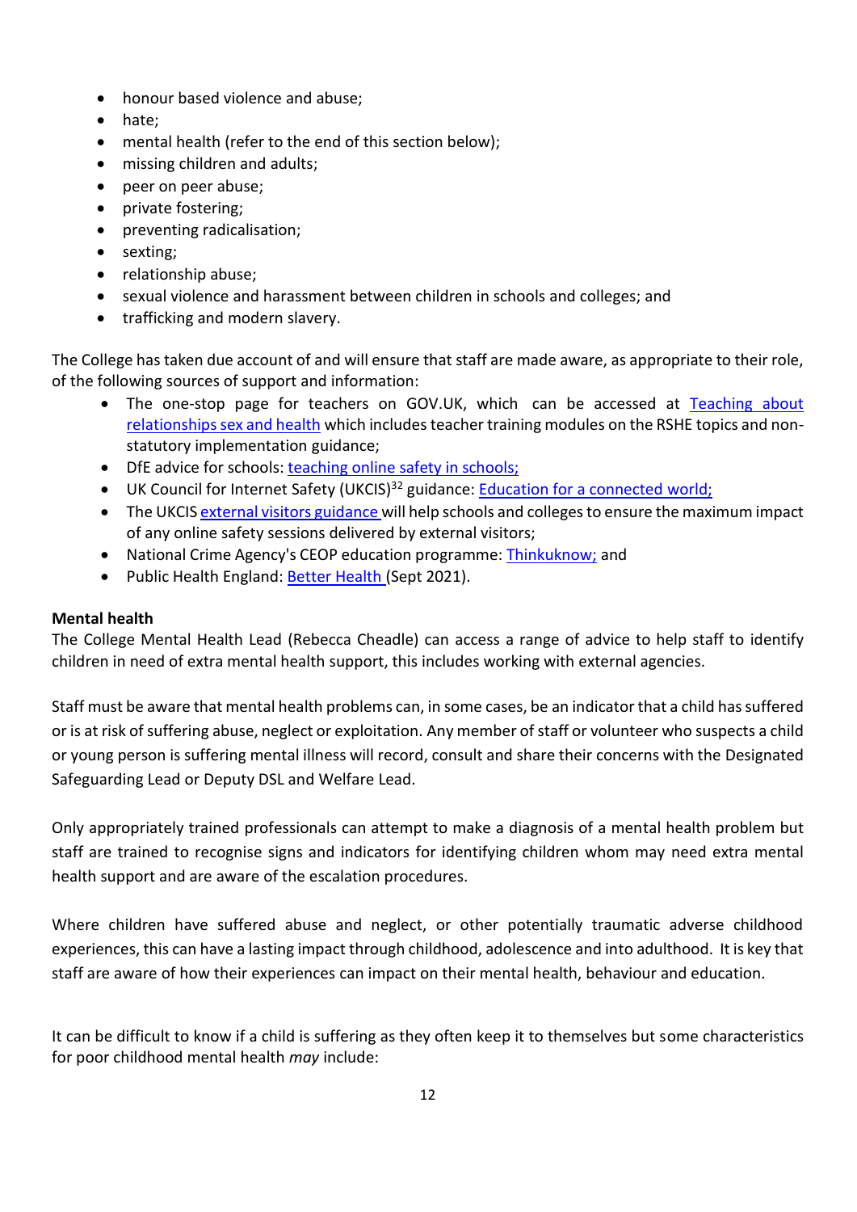- honour based violence and abuse;
- hate;
- mental health (refer to the end of this section below);
- missing children and adults;
- peer on peer abuse;
- private fostering;
- preventing radicalisation;
- sexting;
- relationship abuse;
- sexual violence and harassment between children in schools and colleges; and
- trafficking and modern slavery.

The College has taken due account of and will ensure that staff are made aware, as appropriate to their role, of the following sources of support and information:

- The one-stop page for teachers on GOV.UK, which can be accessed at Teaching about relationships sex and health which includes teacher training modules on the RSHE topics and non-statutory implementation guidance;
- DfE advice for schools: teaching online safety in schools;
- UK Council for Internet Safety (UKCIS)[32] guidance: Education for a connected world;
- The UKCIS external visitors guidance will help schools and colleges to ensure the maximum impact of any online safety sessions delivered by external visitors;
- National Crime Agency's CEOP education programme: Thinkuknow; and
- Public Health England: Better Health (Sept 2021).

**Mental health**

The College Mental Health Lead (Rebecca Cheadle) can access a range of advice to help staff to identify children in need of extra mental health support, this includes working with external agencies.

Staff must be aware that mental health problems can, in some cases, be an indicator that a child has suffered or is at risk of suffering abuse, neglect or exploitation. Any member of staff or volunteer who suspects a child or young person is suffering mental illness will record, consult and share their concerns with the Designated Safeguarding Lead or Deputy DSL and Welfare Lead.

Only appropriately trained professionals can attempt to make a diagnosis of a mental health problem but staff are trained to recognise signs and indicators for identifying children whom may need extra mental health support and are aware of the escalation procedures.

Where children have suffered abuse and neglect, or other potentially traumatic adverse childhood experiences, this can have a lasting impact through childhood, adolescence and into adulthood. It is key that staff are aware of how their experiences can impact on their mental health, behaviour and education.

It can be difficult to know if a child is suffering as they often keep it to themselves but some characteristics for poor childhood mental health *may* include: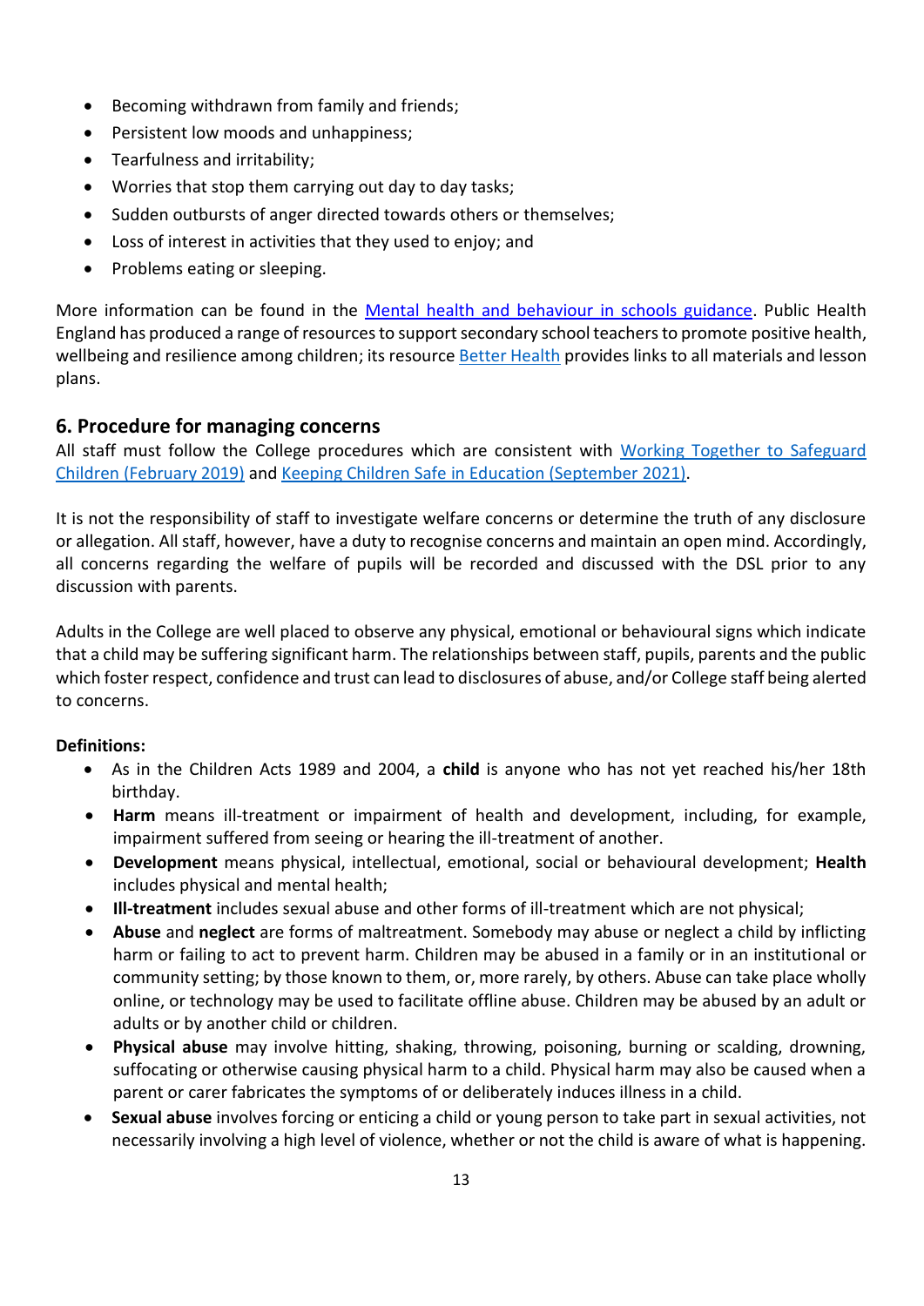- Becoming withdrawn from family and friends;
- Persistent low moods and unhappiness;
- Tearfulness and irritability;
- Worries that stop them carrying out day to day tasks;
- Sudden outbursts of anger directed towards others or themselves;
- Loss of interest in activities that they used to enjoy; and
- Problems eating or sleeping.

More information can be found in the [Mental health and behaviour in schools guidance](). Public Health England has produced a range of resources to support secondary school teachers to promote positive health, wellbeing and resilience among children; its resource [Better Health]() provides links to all materials and lesson plans.

## 6. Procedure for managing concerns

All staff must follow the College procedures which are consistent with [Working Together to Safeguard Children (February 2019)]() and [Keeping Children Safe in Education (September 2021)]().

It is not the responsibility of staff to investigate welfare concerns or determine the truth of any disclosure or allegation. All staff, however, have a duty to recognise concerns and maintain an open mind. Accordingly, all concerns regarding the welfare of pupils will be recorded and discussed with the DSL prior to any discussion with parents.

Adults in the College are well placed to observe any physical, emotional or behavioural signs which indicate that a child may be suffering significant harm. The relationships between staff, pupils, parents and the public which foster respect, confidence and trust can lead to disclosures of abuse, and/or College staff being alerted to concerns.

**Definitions:**

- As in the Children Acts 1989 and 2004, a **child** is anyone who has not yet reached his/her 18th birthday.
- **Harm** means ill-treatment or impairment of health and development, including, for example, impairment suffered from seeing or hearing the ill-treatment of another.
- **Development** means physical, intellectual, emotional, social or behavioural development; **Health** includes physical and mental health;
- **Ill-treatment** includes sexual abuse and other forms of ill-treatment which are not physical;
- **Abuse** and **neglect** are forms of maltreatment. Somebody may abuse or neglect a child by inflicting harm or failing to act to prevent harm. Children may be abused in a family or in an institutional or community setting; by those known to them, or, more rarely, by others. Abuse can take place wholly online, or technology may be used to facilitate offline abuse. Children may be abused by an adult or adults or by another child or children.
- **Physical abuse** may involve hitting, shaking, throwing, poisoning, burning or scalding, drowning, suffocating or otherwise causing physical harm to a child. Physical harm may also be caused when a parent or carer fabricates the symptoms of or deliberately induces illness in a child.
- **Sexual abuse** involves forcing or enticing a child or young person to take part in sexual activities, not necessarily involving a high level of violence, whether or not the child is aware of what is happening.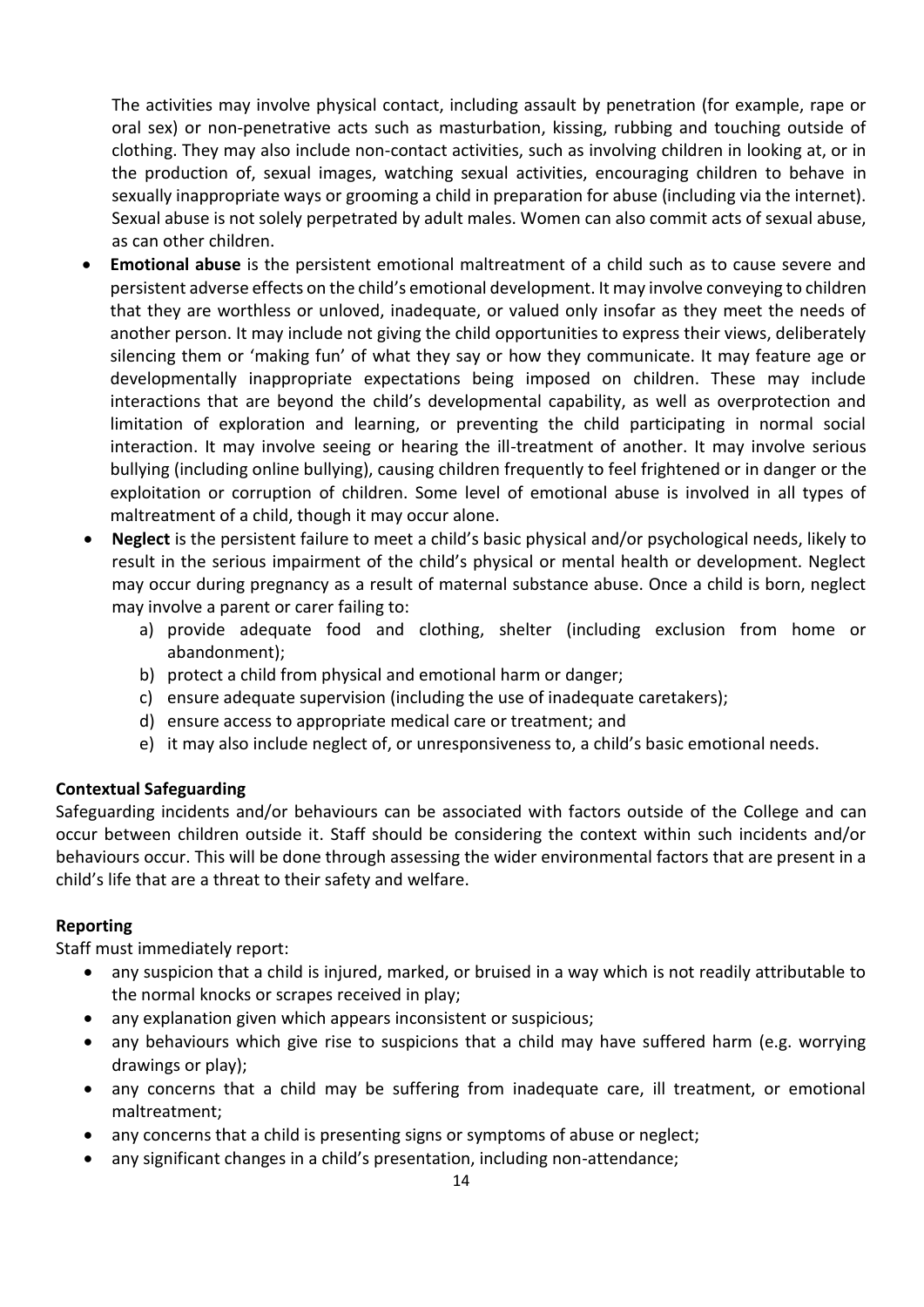The activities may involve physical contact, including assault by penetration (for example, rape or oral sex) or non-penetrative acts such as masturbation, kissing, rubbing and touching outside of clothing. They may also include non-contact activities, such as involving children in looking at, or in the production of, sexual images, watching sexual activities, encouraging children to behave in sexually inappropriate ways or grooming a child in preparation for abuse (including via the internet). Sexual abuse is not solely perpetrated by adult males. Women can also commit acts of sexual abuse, as can other children.

- **Emotional abuse** is the persistent emotional maltreatment of a child such as to cause severe and persistent adverse effects on the child's emotional development. It may involve conveying to children that they are worthless or unloved, inadequate, or valued only insofar as they meet the needs of another person. It may include not giving the child opportunities to express their views, deliberately silencing them or 'making fun' of what they say or how they communicate. It may feature age or developmentally inappropriate expectations being imposed on children. These may include interactions that are beyond the child's developmental capability, as well as overprotection and limitation of exploration and learning, or preventing the child participating in normal social interaction. It may involve seeing or hearing the ill-treatment of another. It may involve serious bullying (including online bullying), causing children frequently to feel frightened or in danger or the exploitation or corruption of children. Some level of emotional abuse is involved in all types of maltreatment of a child, though it may occur alone.
- **Neglect** is the persistent failure to meet a child's basic physical and/or psychological needs, likely to result in the serious impairment of the child's physical or mental health or development. Neglect may occur during pregnancy as a result of maternal substance abuse. Once a child is born, neglect may involve a parent or carer failing to:
    a) provide adequate food and clothing, shelter (including exclusion from home or abandonment);
    b) protect a child from physical and emotional harm or danger;
    c) ensure adequate supervision (including the use of inadequate caretakers);
    d) ensure access to appropriate medical care or treatment; and
    e) it may also include neglect of, or unresponsiveness to, a child's basic emotional needs.

**Contextual Safeguarding**

Safeguarding incidents and/or behaviours can be associated with factors outside of the College and can occur between children outside it. Staff should be considering the context within such incidents and/or behaviours occur. This will be done through assessing the wider environmental factors that are present in a child's life that are a threat to their safety and welfare.

**Reporting**

Staff must immediately report:

- any suspicion that a child is injured, marked, or bruised in a way which is not readily attributable to the normal knocks or scrapes received in play;
- any explanation given which appears inconsistent or suspicious;
- any behaviours which give rise to suspicions that a child may have suffered harm (e.g. worrying drawings or play);
- any concerns that a child may be suffering from inadequate care, ill treatment, or emotional maltreatment;
- any concerns that a child is presenting signs or symptoms of abuse or neglect;
- any significant changes in a child's presentation, including non-attendance;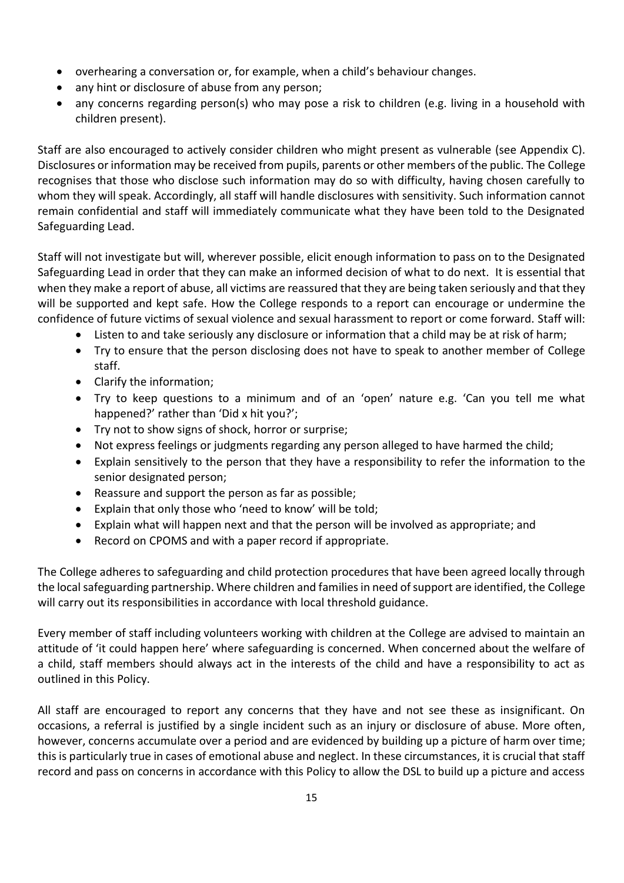- overhearing a conversation or, for example, when a child's behaviour changes.
- any hint or disclosure of abuse from any person;
- any concerns regarding person(s) who may pose a risk to children (e.g. living in a household with children present).

Staff are also encouraged to actively consider children who might present as vulnerable (see Appendix C). Disclosures or information may be received from pupils, parents or other members of the public. The College recognises that those who disclose such information may do so with difficulty, having chosen carefully to whom they will speak. Accordingly, all staff will handle disclosures with sensitivity. Such information cannot remain confidential and staff will immediately communicate what they have been told to the Designated Safeguarding Lead.

Staff will not investigate but will, wherever possible, elicit enough information to pass on to the Designated Safeguarding Lead in order that they can make an informed decision of what to do next. It is essential that when they make a report of abuse, all victims are reassured that they are being taken seriously and that they will be supported and kept safe. How the College responds to a report can encourage or undermine the confidence of future victims of sexual violence and sexual harassment to report or come forward. Staff will:

- Listen to and take seriously any disclosure or information that a child may be at risk of harm;
- Try to ensure that the person disclosing does not have to speak to another member of College staff.
- Clarify the information;
- Try to keep questions to a minimum and of an 'open' nature e.g. 'Can you tell me what happened?' rather than 'Did x hit you?';
- Try not to show signs of shock, horror or surprise;
- Not express feelings or judgments regarding any person alleged to have harmed the child;
- Explain sensitively to the person that they have a responsibility to refer the information to the senior designated person;
- Reassure and support the person as far as possible;
- Explain that only those who 'need to know' will be told;
- Explain what will happen next and that the person will be involved as appropriate; and
- Record on CPOMS and with a paper record if appropriate.

The College adheres to safeguarding and child protection procedures that have been agreed locally through the local safeguarding partnership. Where children and families in need of support are identified, the College will carry out its responsibilities in accordance with local threshold guidance.

Every member of staff including volunteers working with children at the College are advised to maintain an attitude of 'it could happen here' where safeguarding is concerned. When concerned about the welfare of a child, staff members should always act in the interests of the child and have a responsibility to act as outlined in this Policy.

All staff are encouraged to report any concerns that they have and not see these as insignificant. On occasions, a referral is justified by a single incident such as an injury or disclosure of abuse. More often, however, concerns accumulate over a period and are evidenced by building up a picture of harm over time; this is particularly true in cases of emotional abuse and neglect. In these circumstances, it is crucial that staff record and pass on concerns in accordance with this Policy to allow the DSL to build up a picture and access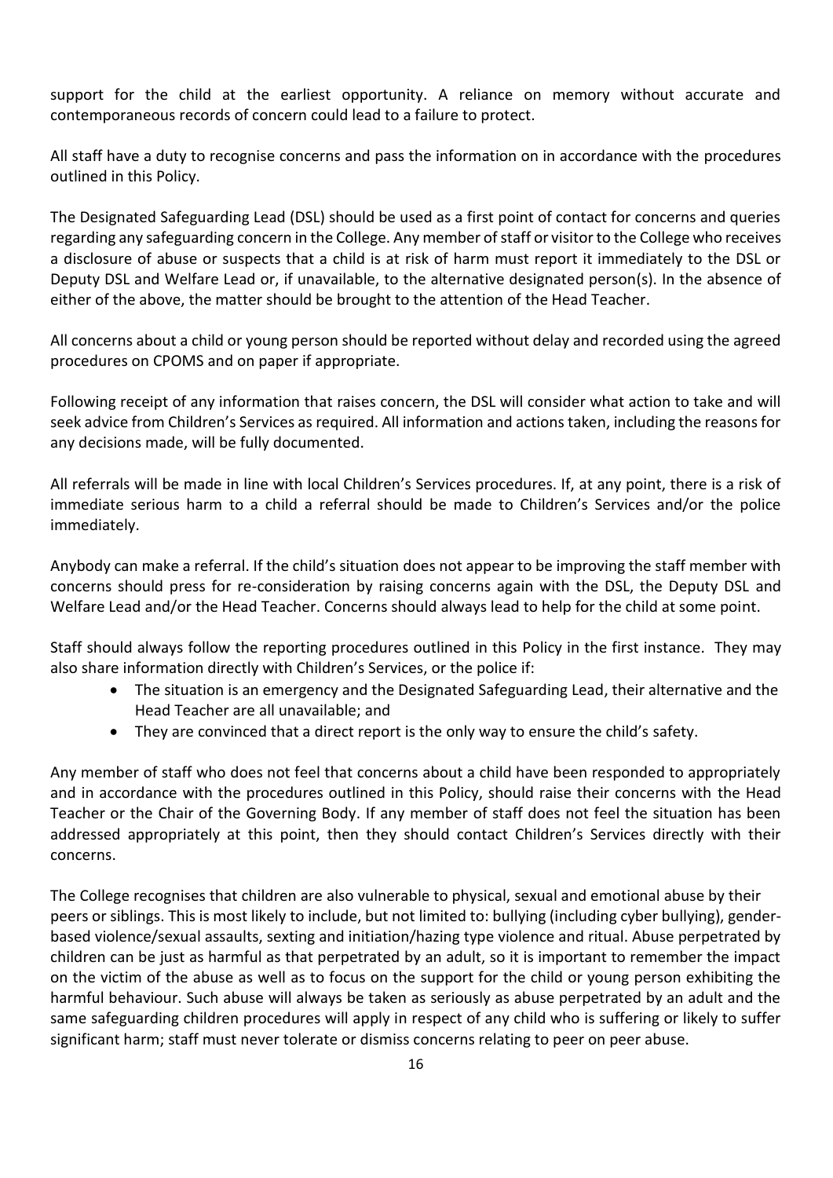support for the child at the earliest opportunity. A reliance on memory without accurate and contemporaneous records of concern could lead to a failure to protect.

All staff have a duty to recognise concerns and pass the information on in accordance with the procedures outlined in this Policy.

The Designated Safeguarding Lead (DSL) should be used as a first point of contact for concerns and queries regarding any safeguarding concern in the College. Any member of staff or visitor to the College who receives a disclosure of abuse or suspects that a child is at risk of harm must report it immediately to the DSL or Deputy DSL and Welfare Lead or, if unavailable, to the alternative designated person(s). In the absence of either of the above, the matter should be brought to the attention of the Head Teacher.

All concerns about a child or young person should be reported without delay and recorded using the agreed procedures on CPOMS and on paper if appropriate.

Following receipt of any information that raises concern, the DSL will consider what action to take and will seek advice from Children's Services as required. All information and actions taken, including the reasons for any decisions made, will be fully documented.

All referrals will be made in line with local Children's Services procedures. If, at any point, there is a risk of immediate serious harm to a child a referral should be made to Children's Services and/or the police immediately.

Anybody can make a referral. If the child's situation does not appear to be improving the staff member with concerns should press for re-consideration by raising concerns again with the DSL, the Deputy DSL and Welfare Lead and/or the Head Teacher. Concerns should always lead to help for the child at some point.

Staff should always follow the reporting procedures outlined in this Policy in the first instance. They may also share information directly with Children's Services, or the police if:

- The situation is an emergency and the Designated Safeguarding Lead, their alternative and the Head Teacher are all unavailable; and
- They are convinced that a direct report is the only way to ensure the child's safety.

Any member of staff who does not feel that concerns about a child have been responded to appropriately and in accordance with the procedures outlined in this Policy, should raise their concerns with the Head Teacher or the Chair of the Governing Body. If any member of staff does not feel the situation has been addressed appropriately at this point, then they should contact Children's Services directly with their concerns.

The College recognises that children are also vulnerable to physical, sexual and emotional abuse by their peers or siblings. This is most likely to include, but not limited to: bullying (including cyber bullying), gender-based violence/sexual assaults, sexting and initiation/hazing type violence and ritual. Abuse perpetrated by children can be just as harmful as that perpetrated by an adult, so it is important to remember the impact on the victim of the abuse as well as to focus on the support for the child or young person exhibiting the harmful behaviour. Such abuse will always be taken as seriously as abuse perpetrated by an adult and the same safeguarding children procedures will apply in respect of any child who is suffering or likely to suffer significant harm; staff must never tolerate or dismiss concerns relating to peer on peer abuse.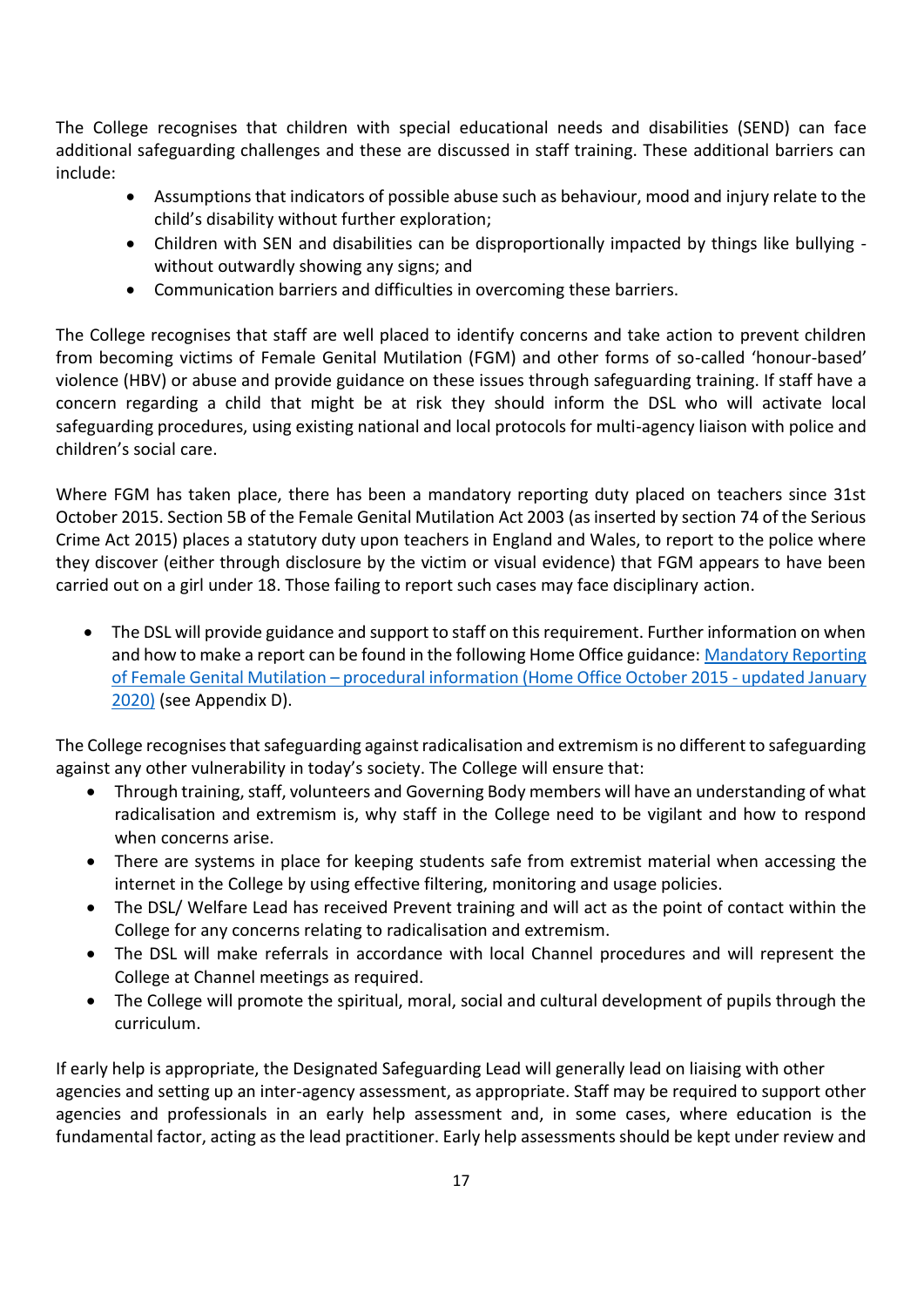The College recognises that children with special educational needs and disabilities (SEND) can face additional safeguarding challenges and these are discussed in staff training. These additional barriers can include:

- Assumptions that indicators of possible abuse such as behaviour, mood and injury relate to the child's disability without further exploration;
- Children with SEN and disabilities can be disproportionally impacted by things like bullying - without outwardly showing any signs; and
- Communication barriers and difficulties in overcoming these barriers.

The College recognises that staff are well placed to identify concerns and take action to prevent children from becoming victims of Female Genital Mutilation (FGM) and other forms of so-called 'honour-based' violence (HBV) or abuse and provide guidance on these issues through safeguarding training. If staff have a concern regarding a child that might be at risk they should inform the DSL who will activate local safeguarding procedures, using existing national and local protocols for multi-agency liaison with police and children's social care.

Where FGM has taken place, there has been a mandatory reporting duty placed on teachers since 31st October 2015. Section 5B of the Female Genital Mutilation Act 2003 (as inserted by section 74 of the Serious Crime Act 2015) places a statutory duty upon teachers in England and Wales, to report to the police where they discover (either through disclosure by the victim or visual evidence) that FGM appears to have been carried out on a girl under 18. Those failing to report such cases may face disciplinary action.

- The DSL will provide guidance and support to staff on this requirement. Further information on when and how to make a report can be found in the following Home Office guidance: Mandatory Reporting of Female Genital Mutilation – procedural information (Home Office October 2015 - updated January 2020) (see Appendix D).

The College recognises that safeguarding against radicalisation and extremism is no different to safeguarding against any other vulnerability in today's society. The College will ensure that:

- Through training, staff, volunteers and Governing Body members will have an understanding of what radicalisation and extremism is, why staff in the College need to be vigilant and how to respond when concerns arise.
- There are systems in place for keeping students safe from extremist material when accessing the internet in the College by using effective filtering, monitoring and usage policies.
- The DSL/ Welfare Lead has received Prevent training and will act as the point of contact within the College for any concerns relating to radicalisation and extremism.
- The DSL will make referrals in accordance with local Channel procedures and will represent the College at Channel meetings as required.
- The College will promote the spiritual, moral, social and cultural development of pupils through the curriculum.

If early help is appropriate, the Designated Safeguarding Lead will generally lead on liaising with other agencies and setting up an inter-agency assessment, as appropriate. Staff may be required to support other agencies and professionals in an early help assessment and, in some cases, where education is the fundamental factor, acting as the lead practitioner. Early help assessments should be kept under review and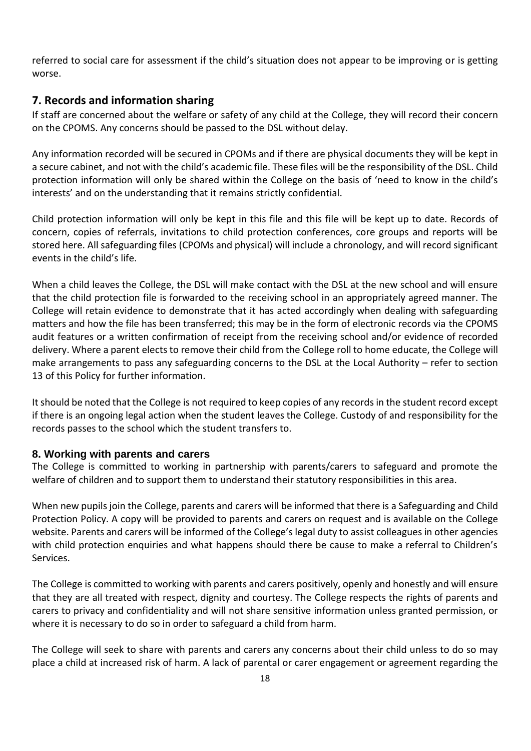referred to social care for assessment if the child's situation does not appear to be improving or is getting worse.

## 7. Records and information sharing

If staff are concerned about the welfare or safety of any child at the College, they will record their concern on the CPOMS. Any concerns should be passed to the DSL without delay.

Any information recorded will be secured in CPOMs and if there are physical documents they will be kept in a secure cabinet, and not with the child's academic file. These files will be the responsibility of the DSL. Child protection information will only be shared within the College on the basis of 'need to know in the child's interests' and on the understanding that it remains strictly confidential.

Child protection information will only be kept in this file and this file will be kept up to date. Records of concern, copies of referrals, invitations to child protection conferences, core groups and reports will be stored here. All safeguarding files (CPOMs and physical) will include a chronology, and will record significant events in the child's life.

When a child leaves the College, the DSL will make contact with the DSL at the new school and will ensure that the child protection file is forwarded to the receiving school in an appropriately agreed manner. The College will retain evidence to demonstrate that it has acted accordingly when dealing with safeguarding matters and how the file has been transferred; this may be in the form of electronic records via the CPOMS audit features or a written confirmation of receipt from the receiving school and/or evidence of recorded delivery. Where a parent elects to remove their child from the College roll to home educate, the College will make arrangements to pass any safeguarding concerns to the DSL at the Local Authority – refer to section 13 of this Policy for further information.

It should be noted that the College is not required to keep copies of any records in the student record except if there is an ongoing legal action when the student leaves the College. Custody of and responsibility for the records passes to the school which the student transfers to.

### 8. Working with parents and carers

The College is committed to working in partnership with parents/carers to safeguard and promote the welfare of children and to support them to understand their statutory responsibilities in this area.

When new pupils join the College, parents and carers will be informed that there is a Safeguarding and Child Protection Policy. A copy will be provided to parents and carers on request and is available on the College website. Parents and carers will be informed of the College's legal duty to assist colleagues in other agencies with child protection enquiries and what happens should there be cause to make a referral to Children's Services.

The College is committed to working with parents and carers positively, openly and honestly and will ensure that they are all treated with respect, dignity and courtesy. The College respects the rights of parents and carers to privacy and confidentiality and will not share sensitive information unless granted permission, or where it is necessary to do so in order to safeguard a child from harm.

The College will seek to share with parents and carers any concerns about their child unless to do so may place a child at increased risk of harm. A lack of parental or carer engagement or agreement regarding the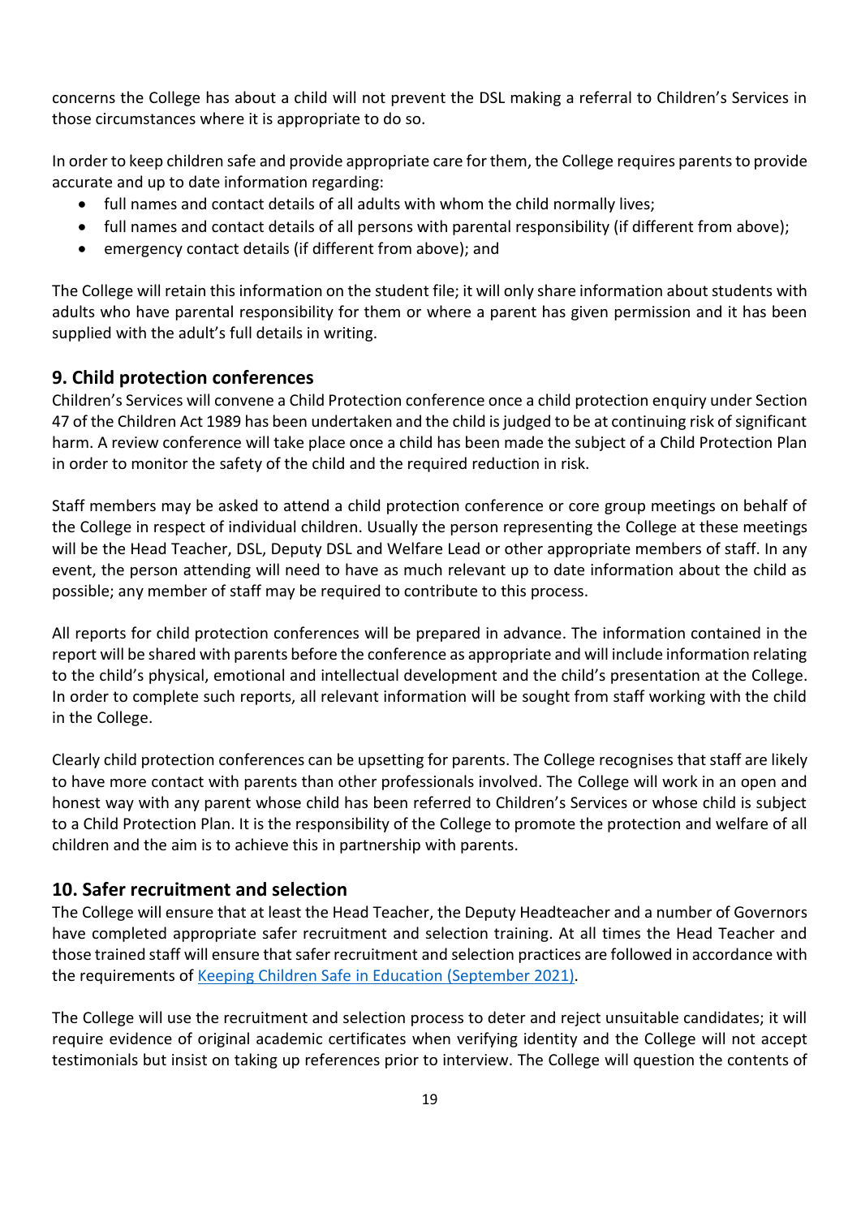concerns the College has about a child will not prevent the DSL making a referral to Children's Services in those circumstances where it is appropriate to do so.

In order to keep children safe and provide appropriate care for them, the College requires parents to provide accurate and up to date information regarding:

- full names and contact details of all adults with whom the child normally lives;
- full names and contact details of all persons with parental responsibility (if different from above);
- emergency contact details (if different from above); and

The College will retain this information on the student file; it will only share information about students with adults who have parental responsibility for them or where a parent has given permission and it has been supplied with the adult's full details in writing.

## 9. Child protection conferences

Children's Services will convene a Child Protection conference once a child protection enquiry under Section 47 of the Children Act 1989 has been undertaken and the child is judged to be at continuing risk of significant harm. A review conference will take place once a child has been made the subject of a Child Protection Plan in order to monitor the safety of the child and the required reduction in risk.

Staff members may be asked to attend a child protection conference or core group meetings on behalf of the College in respect of individual children. Usually the person representing the College at these meetings will be the Head Teacher, DSL, Deputy DSL and Welfare Lead or other appropriate members of staff. In any event, the person attending will need to have as much relevant up to date information about the child as possible; any member of staff may be required to contribute to this process.

All reports for child protection conferences will be prepared in advance. The information contained in the report will be shared with parents before the conference as appropriate and will include information relating to the child's physical, emotional and intellectual development and the child's presentation at the College. In order to complete such reports, all relevant information will be sought from staff working with the child in the College.

Clearly child protection conferences can be upsetting for parents. The College recognises that staff are likely to have more contact with parents than other professionals involved. The College will work in an open and honest way with any parent whose child has been referred to Children's Services or whose child is subject to a Child Protection Plan. It is the responsibility of the College to promote the protection and welfare of all children and the aim is to achieve this in partnership with parents.

## 10. Safer recruitment and selection

The College will ensure that at least the Head Teacher, the Deputy Headteacher and a number of Governors have completed appropriate safer recruitment and selection training. At all times the Head Teacher and those trained staff will ensure that safer recruitment and selection practices are followed in accordance with the requirements of Keeping Children Safe in Education (September 2021).

The College will use the recruitment and selection process to deter and reject unsuitable candidates; it will require evidence of original academic certificates when verifying identity and the College will not accept testimonials but insist on taking up references prior to interview. The College will question the contents of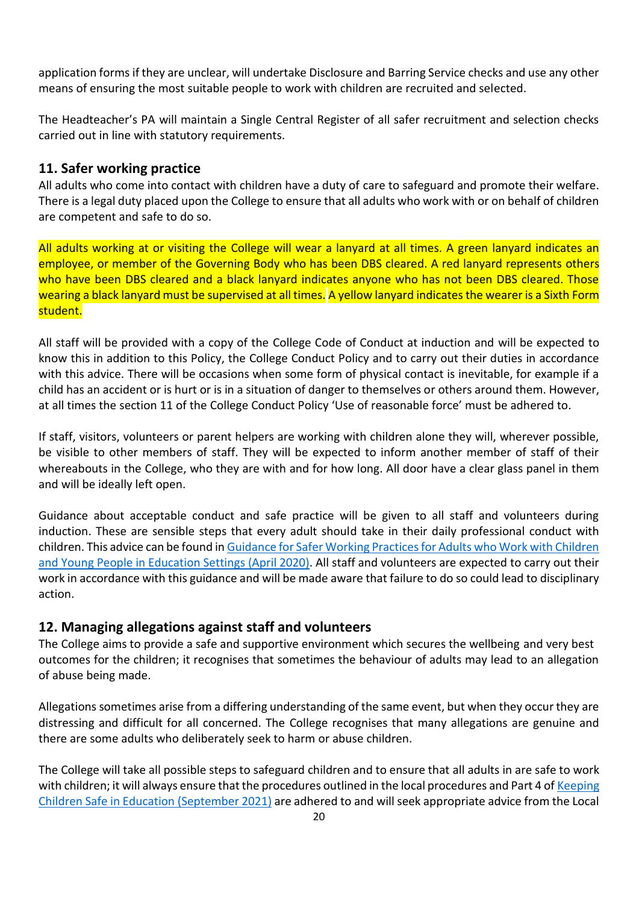application forms if they are unclear, will undertake Disclosure and Barring Service checks and use any other means of ensuring the most suitable people to work with children are recruited and selected.

The Headteacher's PA will maintain a Single Central Register of all safer recruitment and selection checks carried out in line with statutory requirements.

## 11. Safer working practice

All adults who come into contact with children have a duty of care to safeguard and promote their welfare. There is a legal duty placed upon the College to ensure that all adults who work with or on behalf of children are competent and safe to do so.

All adults working at or visiting the College will wear a lanyard at all times. A green lanyard indicates an employee, or member of the Governing Body who has been DBS cleared. A red lanyard represents others who have been DBS cleared and a black lanyard indicates anyone who has not been DBS cleared. Those wearing a black lanyard must be supervised at all times. A yellow lanyard indicates the wearer is a Sixth Form student.

All staff will be provided with a copy of the College Code of Conduct at induction and will be expected to know this in addition to this Policy, the College Conduct Policy and to carry out their duties in accordance with this advice. There will be occasions when some form of physical contact is inevitable, for example if a child has an accident or is hurt or is in a situation of danger to themselves or others around them. However, at all times the section 11 of the College Conduct Policy 'Use of reasonable force' must be adhered to.

If staff, visitors, volunteers or parent helpers are working with children alone they will, wherever possible, be visible to other members of staff. They will be expected to inform another member of staff of their whereabouts in the College, who they are with and for how long. All door have a clear glass panel in them and will be ideally left open.

Guidance about acceptable conduct and safe practice will be given to all staff and volunteers during induction. These are sensible steps that every adult should take in their daily professional conduct with children. This advice can be found in Guidance for Safer Working Practices for Adults who Work with Children and Young People in Education Settings (April 2020). All staff and volunteers are expected to carry out their work in accordance with this guidance and will be made aware that failure to do so could lead to disciplinary action.

## 12. Managing allegations against staff and volunteers

The College aims to provide a safe and supportive environment which secures the wellbeing and very best outcomes for the children; it recognises that sometimes the behaviour of adults may lead to an allegation of abuse being made.

Allegations sometimes arise from a differing understanding of the same event, but when they occur they are distressing and difficult for all concerned. The College recognises that many allegations are genuine and there are some adults who deliberately seek to harm or abuse children.

The College will take all possible steps to safeguard children and to ensure that all adults in are safe to work with children; it will always ensure that the procedures outlined in the local procedures and Part 4 of Keeping Children Safe in Education (September 2021) are adhered to and will seek appropriate advice from the Local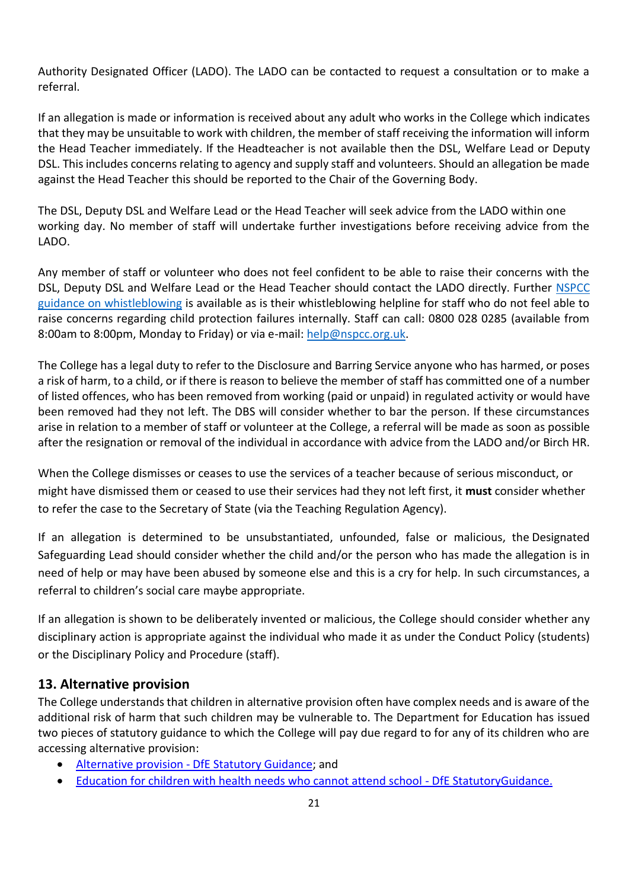Authority Designated Officer (LADO). The LADO can be contacted to request a consultation or to make a referral.

If an allegation is made or information is received about any adult who works in the College which indicates that they may be unsuitable to work with children, the member of staff receiving the information will inform the Head Teacher immediately. If the Headteacher is not available then the DSL, Welfare Lead or Deputy DSL. This includes concerns relating to agency and supply staff and volunteers. Should an allegation be made against the Head Teacher this should be reported to the Chair of the Governing Body.

The DSL, Deputy DSL and Welfare Lead or the Head Teacher will seek advice from the LADO within one working day. No member of staff will undertake further investigations before receiving advice from the LADO.

Any member of staff or volunteer who does not feel confident to be able to raise their concerns with the DSL, Deputy DSL and Welfare Lead or the Head Teacher should contact the LADO directly. Further [NSPCC guidance on whistleblowing]() is available as is their whistleblowing helpline for staff who do not feel able to raise concerns regarding child protection failures internally. Staff can call: 0800 028 0285 (available from 8:00am to 8:00pm, Monday to Friday) or via e-mail: help@nspcc.org.uk.

The College has a legal duty to refer to the Disclosure and Barring Service anyone who has harmed, or poses a risk of harm, to a child, or if there is reason to believe the member of staff has committed one of a number of listed offences, who has been removed from working (paid or unpaid) in regulated activity or would have been removed had they not left. The DBS will consider whether to bar the person. If these circumstances arise in relation to a member of staff or volunteer at the College, a referral will be made as soon as possible after the resignation or removal of the individual in accordance with advice from the LADO and/or Birch HR.

When the College dismisses or ceases to use the services of a teacher because of serious misconduct, or might have dismissed them or ceased to use their services had they not left first, it **must** consider whether to refer the case to the Secretary of State (via the Teaching Regulation Agency).

If an allegation is determined to be unsubstantiated, unfounded, false or malicious, the Designated Safeguarding Lead should consider whether the child and/or the person who has made the allegation is in need of help or may have been abused by someone else and this is a cry for help. In such circumstances, a referral to children's social care maybe appropriate.

If an allegation is shown to be deliberately invented or malicious, the College should consider whether any disciplinary action is appropriate against the individual who made it as under the Conduct Policy (students) or the Disciplinary Policy and Procedure (staff).

## 13. Alternative provision

The College understands that children in alternative provision often have complex needs and is aware of the additional risk of harm that such children may be vulnerable to. The Department for Education has issued two pieces of statutory guidance to which the College will pay due regard to for any of its children who are accessing alternative provision:

- Alternative provision - DfE Statutory Guidance; and
- Education for children with health needs who cannot attend school - DfE StatutoryGuidance.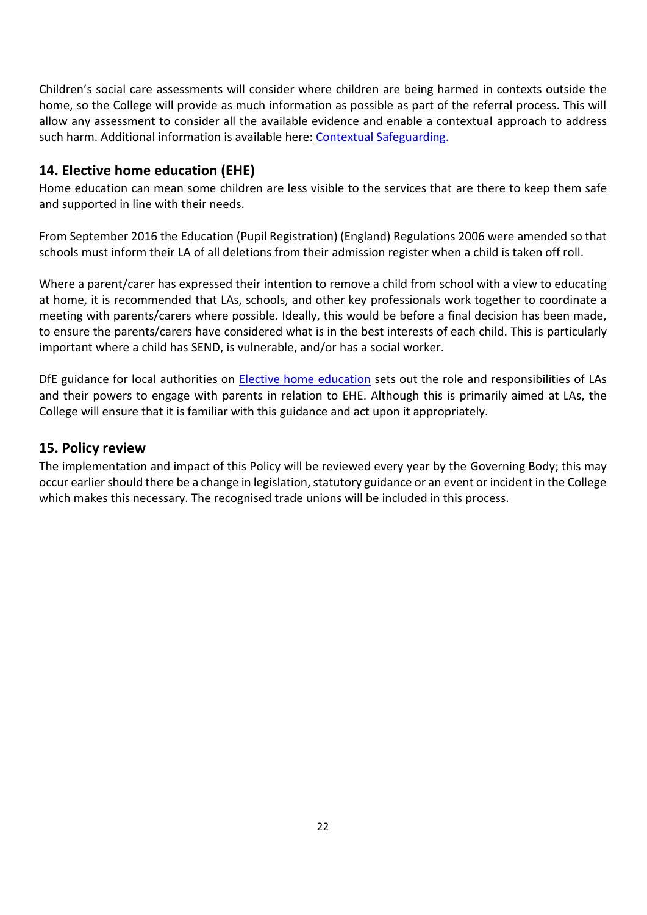Children's social care assessments will consider where children are being harmed in contexts outside the home, so the College will provide as much information as possible as part of the referral process. This will allow any assessment to consider all the available evidence and enable a contextual approach to address such harm. Additional information is available here: [Contextual Safeguarding](#).

## 14. Elective home education (EHE)

Home education can mean some children are less visible to the services that are there to keep them safe and supported in line with their needs.

From September 2016 the Education (Pupil Registration) (England) Regulations 2006 were amended so that schools must inform their LA of all deletions from their admission register when a child is taken off roll.

Where a parent/carer has expressed their intention to remove a child from school with a view to educating at home, it is recommended that LAs, schools, and other key professionals work together to coordinate a meeting with parents/carers where possible. Ideally, this would be before a final decision has been made, to ensure the parents/carers have considered what is in the best interests of each child. This is particularly important where a child has SEND, is vulnerable, and/or has a social worker.

DfE guidance for local authorities on [Elective home education](#) sets out the role and responsibilities of LAs and their powers to engage with parents in relation to EHE. Although this is primarily aimed at LAs, the College will ensure that it is familiar with this guidance and act upon it appropriately.

## 15. Policy review

The implementation and impact of this Policy will be reviewed every year by the Governing Body; this may occur earlier should there be a change in legislation, statutory guidance or an event or incident in the College which makes this necessary. The recognised trade unions will be included in this process.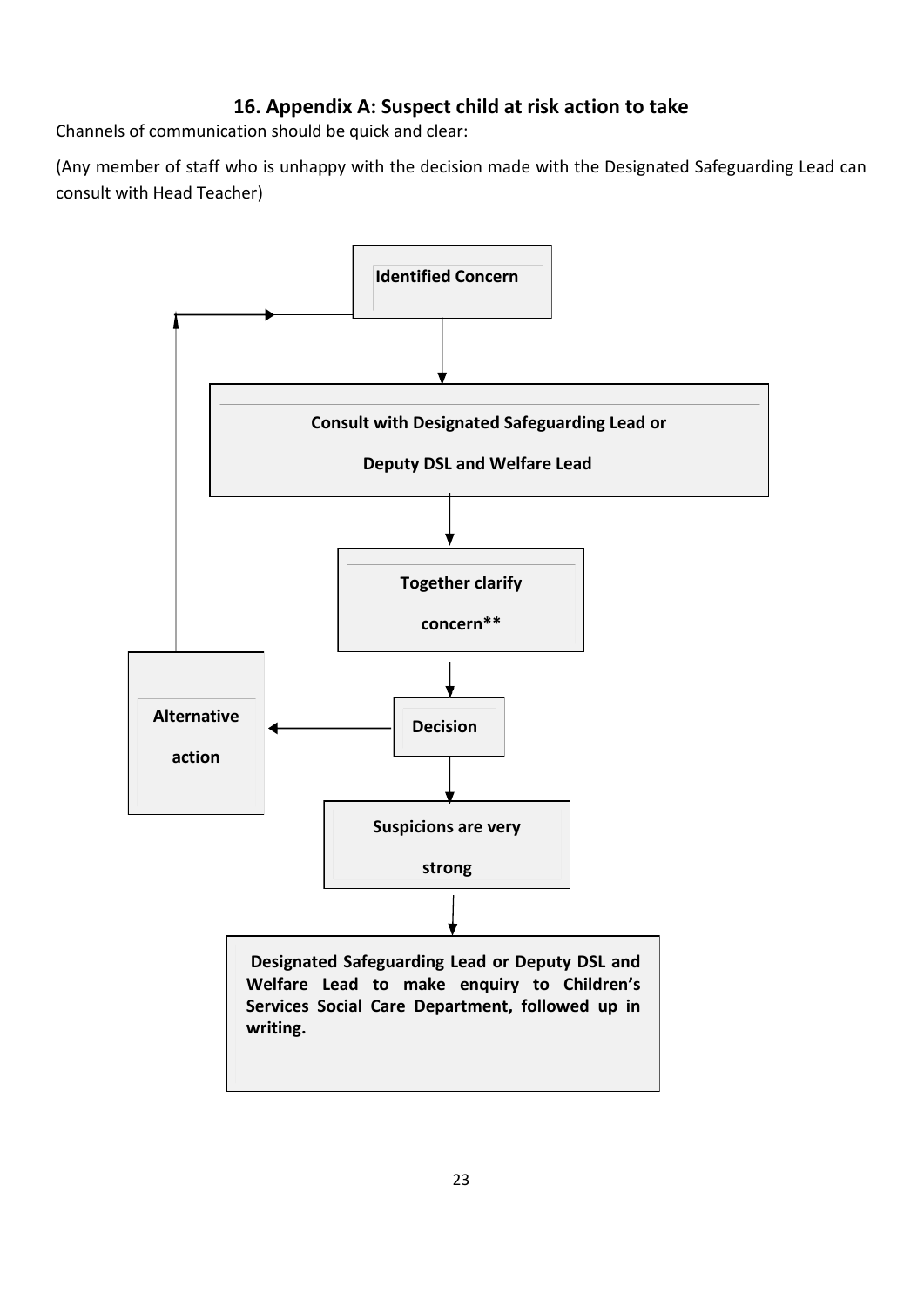## 16. Appendix A: Suspect child at risk action to take

Channels of communication should be quick and clear:

(Any member of staff who is unhappy with the decision made with the Designated Safeguarding Lead can consult with Head Teacher)

**Identified Concern**

↓

**Consult with Designated Safeguarding Lead or Deputy DSL and Welfare Lead**

↓

**Together clarify concern****

↓

**Decision** → **Alternative action** (→ back to Identified Concern)

↓

**Suspicions are very strong**

↓

**Designated Safeguarding Lead or Deputy DSL and Welfare Lead to make enquiry to Children's Services Social Care Department, followed up in writing.**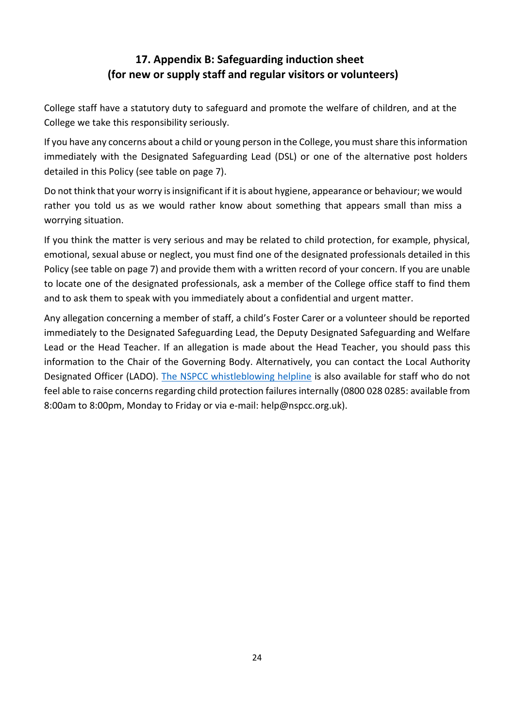## 17. Appendix B: Safeguarding induction sheet (for new or supply staff and regular visitors or volunteers)

College staff have a statutory duty to safeguard and promote the welfare of children, and at the College we take this responsibility seriously.

If you have any concerns about a child or young person in the College, you must share this information immediately with the Designated Safeguarding Lead (DSL) or one of the alternative post holders detailed in this Policy (see table on page 7).

Do not think that your worry is insignificant if it is about hygiene, appearance or behaviour; we would rather you told us as we would rather know about something that appears small than miss a worrying situation.

If you think the matter is very serious and may be related to child protection, for example, physical, emotional, sexual abuse or neglect, you must find one of the designated professionals detailed in this Policy (see table on page 7) and provide them with a written record of your concern. If you are unable to locate one of the designated professionals, ask a member of the College office staff to find them and to ask them to speak with you immediately about a confidential and urgent matter.

Any allegation concerning a member of staff, a child's Foster Carer or a volunteer should be reported immediately to the Designated Safeguarding Lead, the Deputy Designated Safeguarding and Welfare Lead or the Head Teacher. If an allegation is made about the Head Teacher, you should pass this information to the Chair of the Governing Body. Alternatively, you can contact the Local Authority Designated Officer (LADO). The NSPCC whistleblowing helpline is also available for staff who do not feel able to raise concerns regarding child protection failures internally (0800 028 0285: available from 8:00am to 8:00pm, Monday to Friday or via e-mail: help@nspcc.org.uk).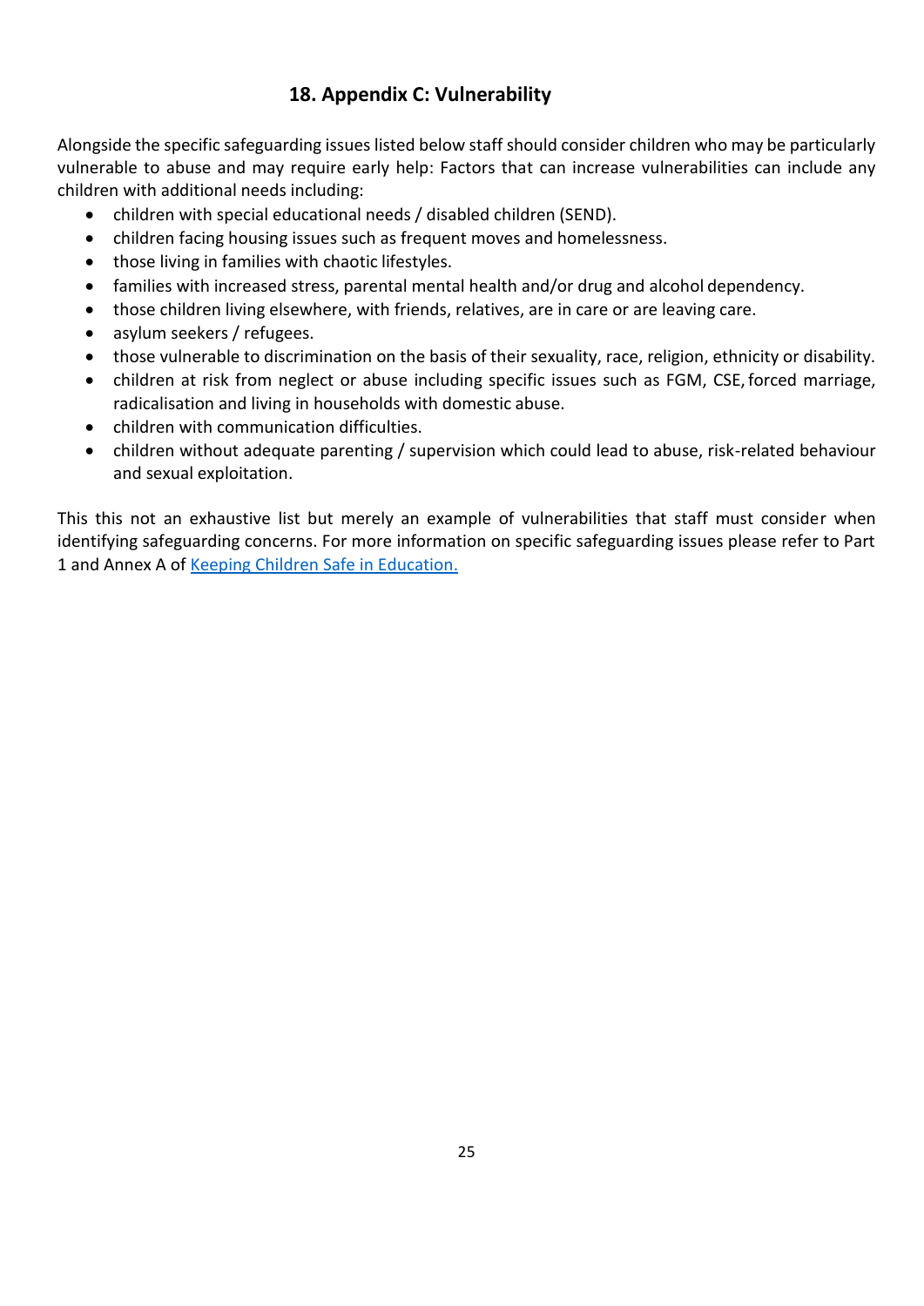## 18. Appendix C: Vulnerability

Alongside the specific safeguarding issues listed below staff should consider children who may be particularly vulnerable to abuse and may require early help: Factors that can increase vulnerabilities can include any children with additional needs including:

- children with special educational needs / disabled children (SEND).
- children facing housing issues such as frequent moves and homelessness.
- those living in families with chaotic lifestyles.
- families with increased stress, parental mental health and/or drug and alcohol dependency.
- those children living elsewhere, with friends, relatives, are in care or are leaving care.
- asylum seekers / refugees.
- those vulnerable to discrimination on the basis of their sexuality, race, religion, ethnicity or disability.
- children at risk from neglect or abuse including specific issues such as FGM, CSE, forced marriage, radicalisation and living in households with domestic abuse.
- children with communication difficulties.
- children without adequate parenting / supervision which could lead to abuse, risk-related behaviour and sexual exploitation.

This this not an exhaustive list but merely an example of vulnerabilities that staff must consider when identifying safeguarding concerns. For more information on specific safeguarding issues please refer to Part 1 and Annex A of [Keeping Children Safe in Education.]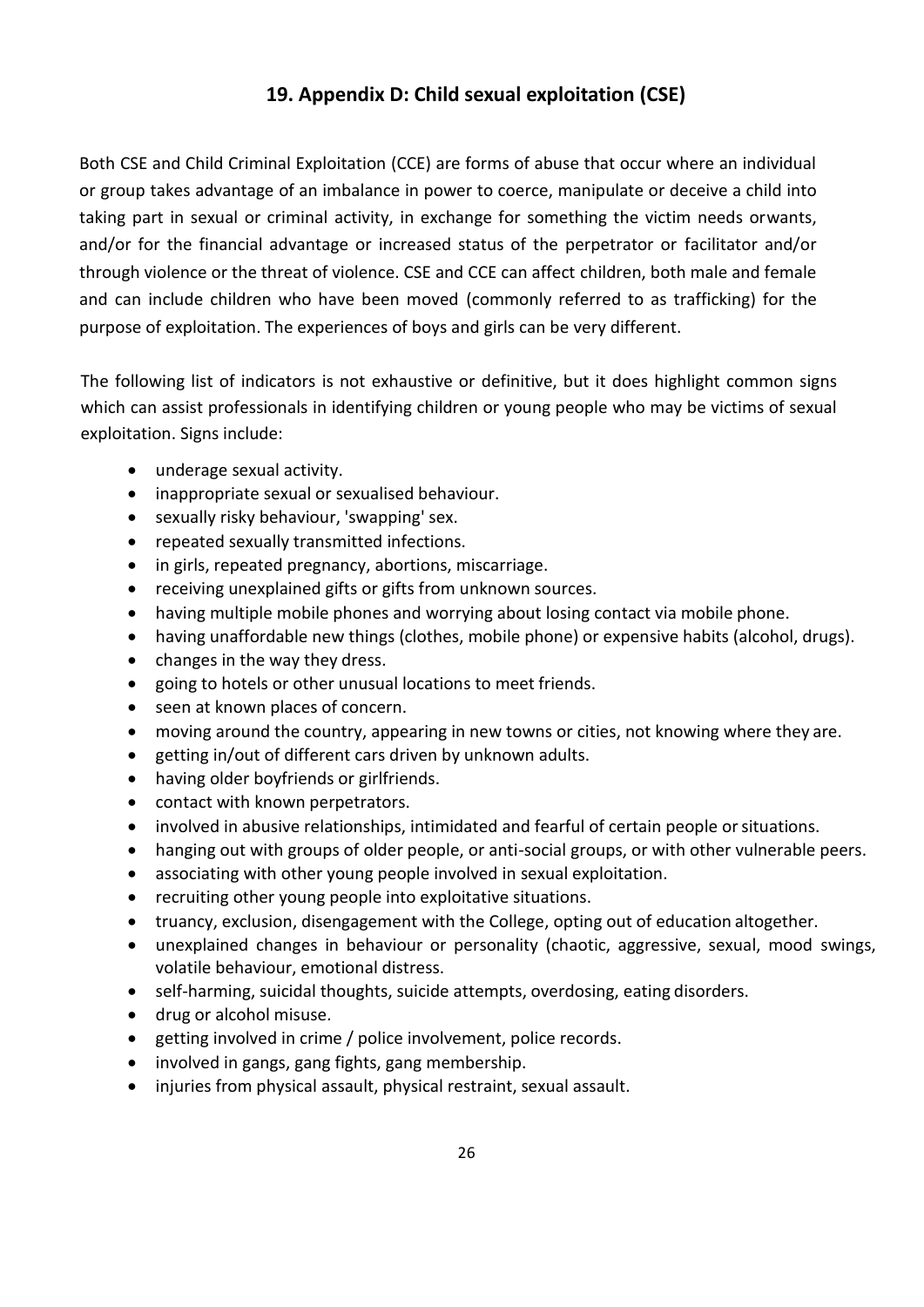## 19. Appendix D: Child sexual exploitation (CSE)

Both CSE and Child Criminal Exploitation (CCE) are forms of abuse that occur where an individual or group takes advantage of an imbalance in power to coerce, manipulate or deceive a child into taking part in sexual or criminal activity, in exchange for something the victim needs orwants, and/or for the financial advantage or increased status of the perpetrator or facilitator and/or through violence or the threat of violence. CSE and CCE can affect children, both male and female and can include children who have been moved (commonly referred to as trafficking) for the purpose of exploitation. The experiences of boys and girls can be very different.

The following list of indicators is not exhaustive or definitive, but it does highlight common signs which can assist professionals in identifying children or young people who may be victims of sexual exploitation. Signs include:

- underage sexual activity.
- inappropriate sexual or sexualised behaviour.
- sexually risky behaviour, 'swapping' sex.
- repeated sexually transmitted infections.
- in girls, repeated pregnancy, abortions, miscarriage.
- receiving unexplained gifts or gifts from unknown sources.
- having multiple mobile phones and worrying about losing contact via mobile phone.
- having unaffordable new things (clothes, mobile phone) or expensive habits (alcohol, drugs).
- changes in the way they dress.
- going to hotels or other unusual locations to meet friends.
- seen at known places of concern.
- moving around the country, appearing in new towns or cities, not knowing where they are.
- getting in/out of different cars driven by unknown adults.
- having older boyfriends or girlfriends.
- contact with known perpetrators.
- involved in abusive relationships, intimidated and fearful of certain people or situations.
- hanging out with groups of older people, or anti-social groups, or with other vulnerable peers.
- associating with other young people involved in sexual exploitation.
- recruiting other young people into exploitative situations.
- truancy, exclusion, disengagement with the College, opting out of education altogether.
- unexplained changes in behaviour or personality (chaotic, aggressive, sexual, mood swings, volatile behaviour, emotional distress.
- self-harming, suicidal thoughts, suicide attempts, overdosing, eating disorders.
- drug or alcohol misuse.
- getting involved in crime / police involvement, police records.
- involved in gangs, gang fights, gang membership.
- injuries from physical assault, physical restraint, sexual assault.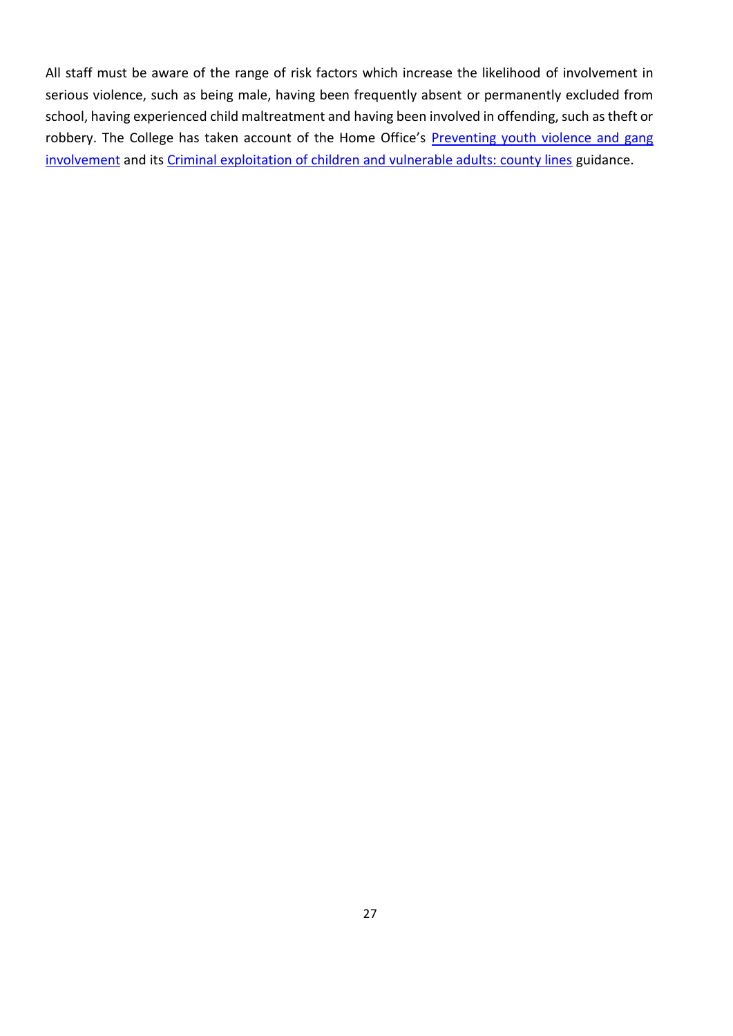All staff must be aware of the range of risk factors which increase the likelihood of involvement in serious violence, such as being male, having been frequently absent or permanently excluded from school, having experienced child maltreatment and having been involved in offending, such as theft or robbery. The College has taken account of the Home Office's Preventing youth violence and gang involvement and its Criminal exploitation of children and vulnerable adults: county lines guidance.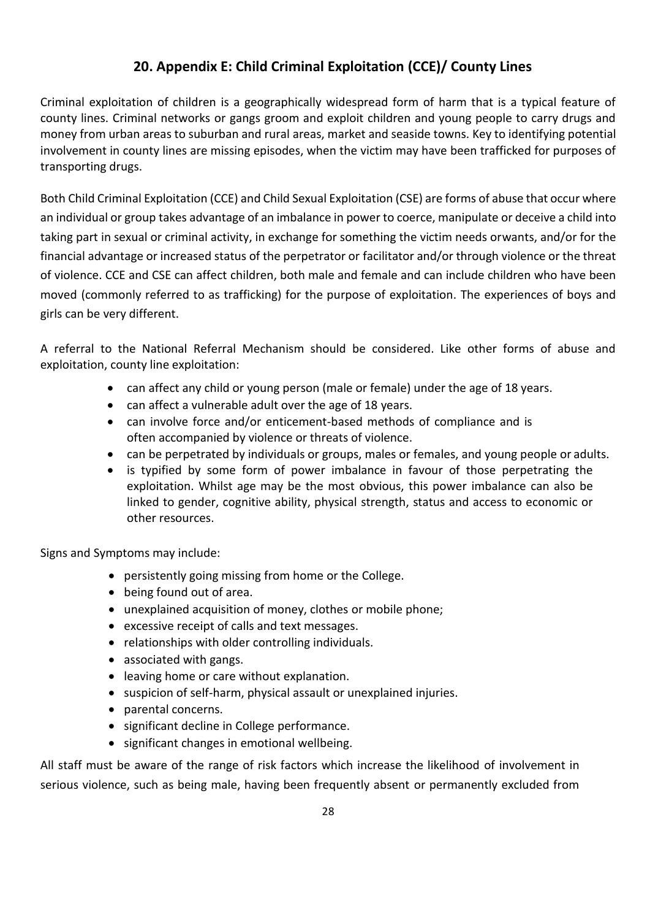## 20. Appendix E: Child Criminal Exploitation (CCE)/ County Lines

Criminal exploitation of children is a geographically widespread form of harm that is a typical feature of county lines. Criminal networks or gangs groom and exploit children and young people to carry drugs and money from urban areas to suburban and rural areas, market and seaside towns. Key to identifying potential involvement in county lines are missing episodes, when the victim may have been trafficked for purposes of transporting drugs.

Both Child Criminal Exploitation (CCE) and Child Sexual Exploitation (CSE) are forms of abuse that occur where an individual or group takes advantage of an imbalance in power to coerce, manipulate or deceive a child into taking part in sexual or criminal activity, in exchange for something the victim needs orwants, and/or for the financial advantage or increased status of the perpetrator or facilitator and/or through violence or the threat of violence. CCE and CSE can affect children, both male and female and can include children who have been moved (commonly referred to as trafficking) for the purpose of exploitation. The experiences of boys and girls can be very different.

A referral to the National Referral Mechanism should be considered. Like other forms of abuse and exploitation, county line exploitation:

- can affect any child or young person (male or female) under the age of 18 years.
- can affect a vulnerable adult over the age of 18 years.
- can involve force and/or enticement-based methods of compliance and is often accompanied by violence or threats of violence.
- can be perpetrated by individuals or groups, males or females, and young people or adults.
- is typified by some form of power imbalance in favour of those perpetrating the exploitation. Whilst age may be the most obvious, this power imbalance can also be linked to gender, cognitive ability, physical strength, status and access to economic or other resources.

Signs and Symptoms may include:

- persistently going missing from home or the College.
- being found out of area.
- unexplained acquisition of money, clothes or mobile phone;
- excessive receipt of calls and text messages.
- relationships with older controlling individuals.
- associated with gangs.
- leaving home or care without explanation.
- suspicion of self-harm, physical assault or unexplained injuries.
- parental concerns.
- significant decline in College performance.
- significant changes in emotional wellbeing.

All staff must be aware of the range of risk factors which increase the likelihood of involvement in serious violence, such as being male, having been frequently absent or permanently excluded from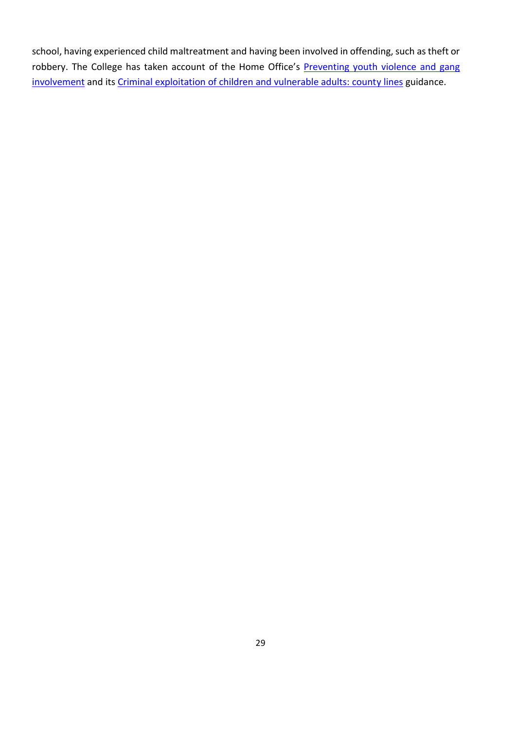school, having experienced child maltreatment and having been involved in offending, such as theft or robbery. The College has taken account of the Home Office's Preventing youth violence and gang involvement and its Criminal exploitation of children and vulnerable adults: county lines guidance.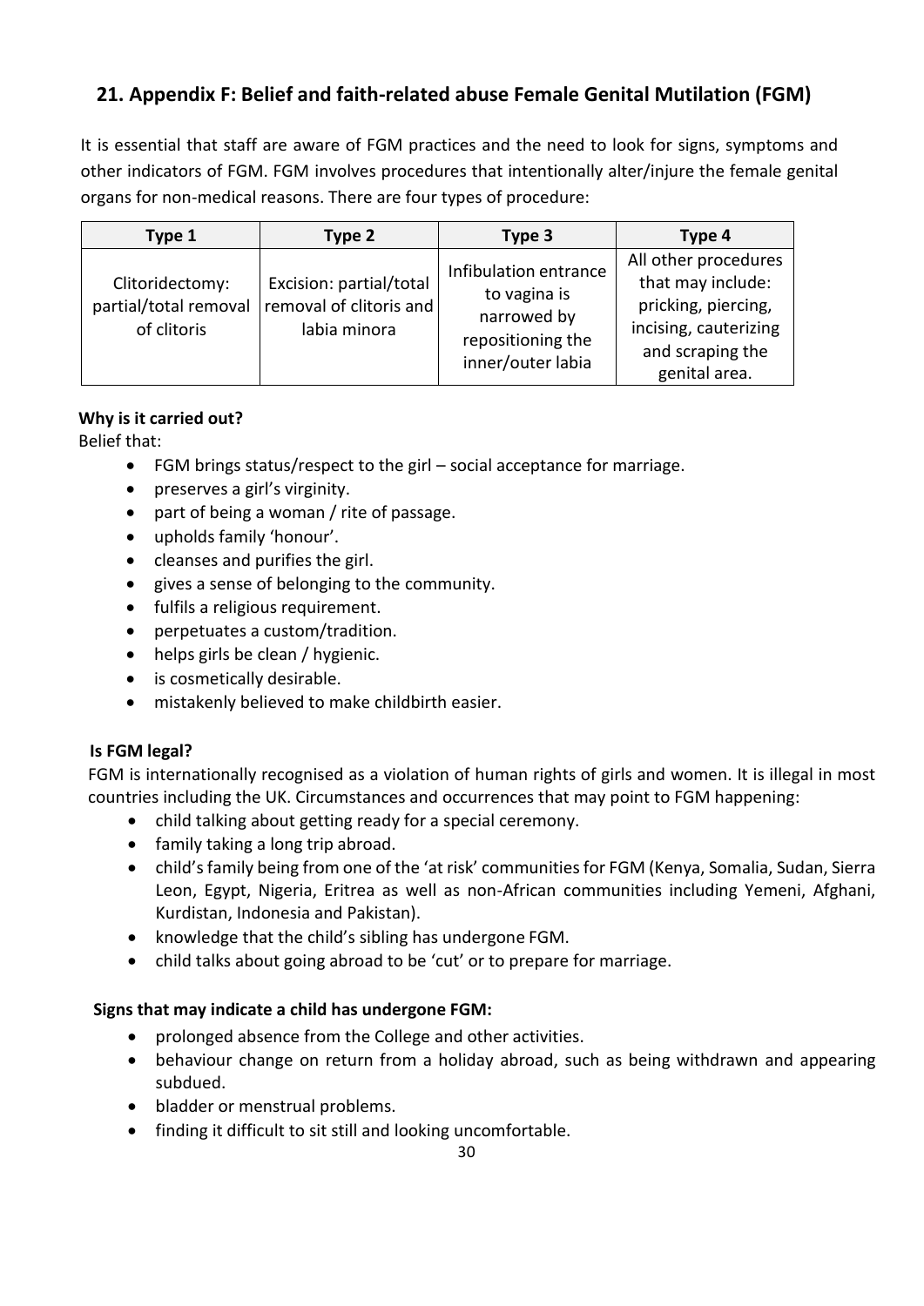## 21. Appendix F: Belief and faith-related abuse Female Genital Mutilation (FGM)

It is essential that staff are aware of FGM practices and the need to look for signs, symptoms and other indicators of FGM. FGM involves procedures that intentionally alter/injure the female genital organs for non-medical reasons. There are four types of procedure:

| Type 1 | Type 2 | Type 3 | Type 4 |
|---|---|---|---|
| Clitoridectomy: partial/total removal of clitoris | Excision: partial/total removal of clitoris and labia minora | Infibulation entrance to vagina is narrowed by repositioning the inner/outer labia | All other procedures that may include: pricking, piercing, incising, cauterizing and scraping the genital area. |

**Why is it carried out?**

Belief that:

- FGM brings status/respect to the girl – social acceptance for marriage.
- preserves a girl's virginity.
- part of being a woman / rite of passage.
- upholds family 'honour'.
- cleanses and purifies the girl.
- gives a sense of belonging to the community.
- fulfils a religious requirement.
- perpetuates a custom/tradition.
- helps girls be clean / hygienic.
- is cosmetically desirable.
- mistakenly believed to make childbirth easier.

**Is FGM legal?**

FGM is internationally recognised as a violation of human rights of girls and women. It is illegal in most countries including the UK. Circumstances and occurrences that may point to FGM happening:

- child talking about getting ready for a special ceremony.
- family taking a long trip abroad.
- child's family being from one of the 'at risk' communities for FGM (Kenya, Somalia, Sudan, Sierra Leon, Egypt, Nigeria, Eritrea as well as non-African communities including Yemeni, Afghani, Kurdistan, Indonesia and Pakistan).
- knowledge that the child's sibling has undergone FGM.
- child talks about going abroad to be 'cut' or to prepare for marriage.

**Signs that may indicate a child has undergone FGM:**

- prolonged absence from the College and other activities.
- behaviour change on return from a holiday abroad, such as being withdrawn and appearing subdued.
- bladder or menstrual problems.
- finding it difficult to sit still and looking uncomfortable.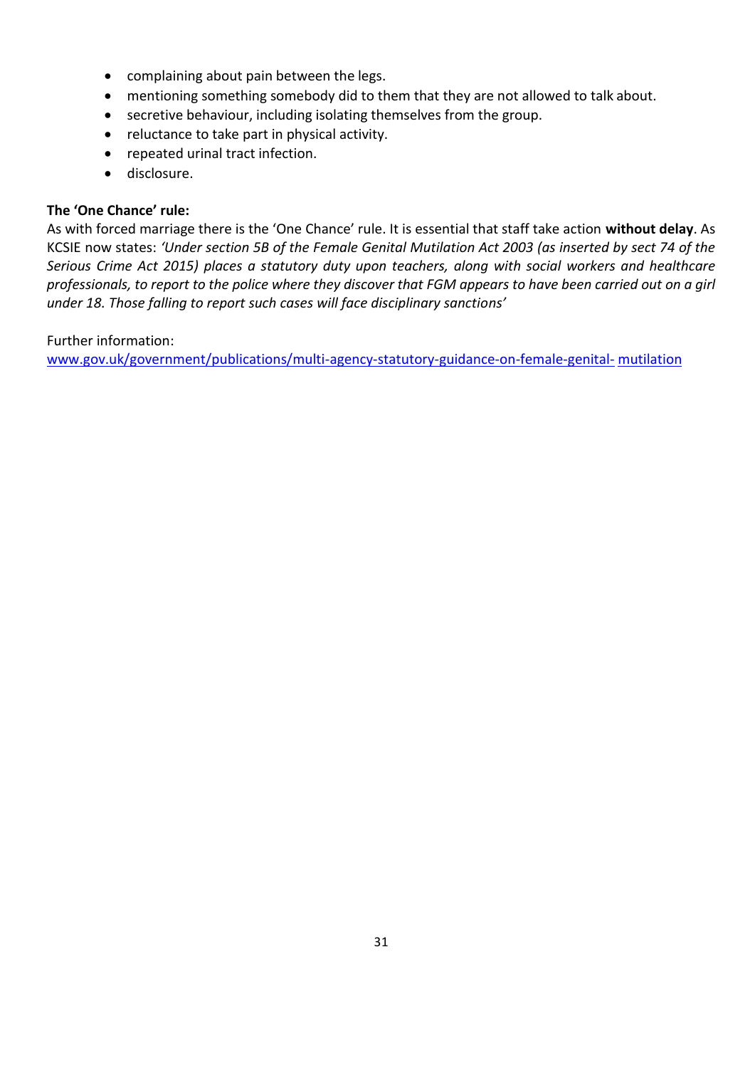- complaining about pain between the legs.
- mentioning something somebody did to them that they are not allowed to talk about.
- secretive behaviour, including isolating themselves from the group.
- reluctance to take part in physical activity.
- repeated urinal tract infection.
- disclosure.

**The 'One Chance' rule:**

As with forced marriage there is the 'One Chance' rule. It is essential that staff take action **without delay**. As KCSIE now states: *'Under section 5B of the Female Genital Mutilation Act 2003 (as inserted by sect 74 of the Serious Crime Act 2015) places a statutory duty upon teachers, along with social workers and healthcare professionals, to report to the police where they discover that FGM appears to have been carried out on a girl under 18. Those falling to report such cases will face disciplinary sanctions'*

Further information:
[www.gov.uk/government/publications/multi-agency-statutory-guidance-on-female-genital- mutilation](www.gov.uk/government/publications/multi-agency-statutory-guidance-on-female-genital-mutilation)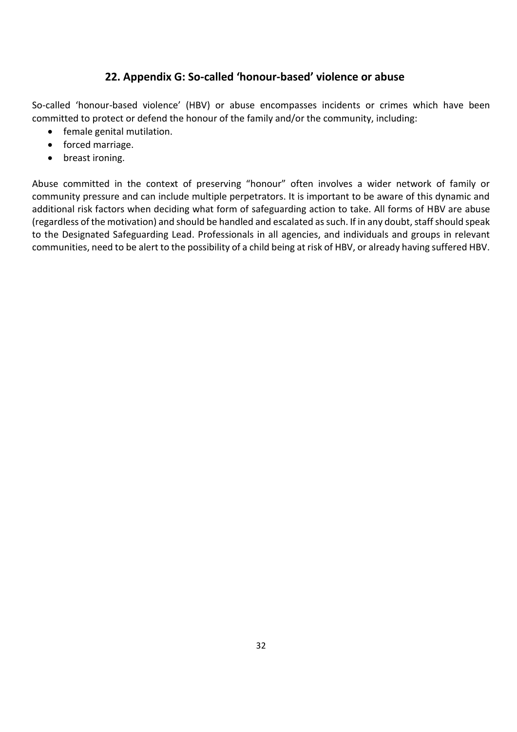## 22. Appendix G: So-called 'honour-based' violence or abuse

So-called 'honour-based violence' (HBV) or abuse encompasses incidents or crimes which have been committed to protect or defend the honour of the family and/or the community, including:

- female genital mutilation.
- forced marriage.
- breast ironing.

Abuse committed in the context of preserving "honour" often involves a wider network of family or community pressure and can include multiple perpetrators. It is important to be aware of this dynamic and additional risk factors when deciding what form of safeguarding action to take. All forms of HBV are abuse (regardless of the motivation) and should be handled and escalated as such. If in any doubt, staff should speak to the Designated Safeguarding Lead. Professionals in all agencies, and individuals and groups in relevant communities, need to be alert to the possibility of a child being at risk of HBV, or already having suffered HBV.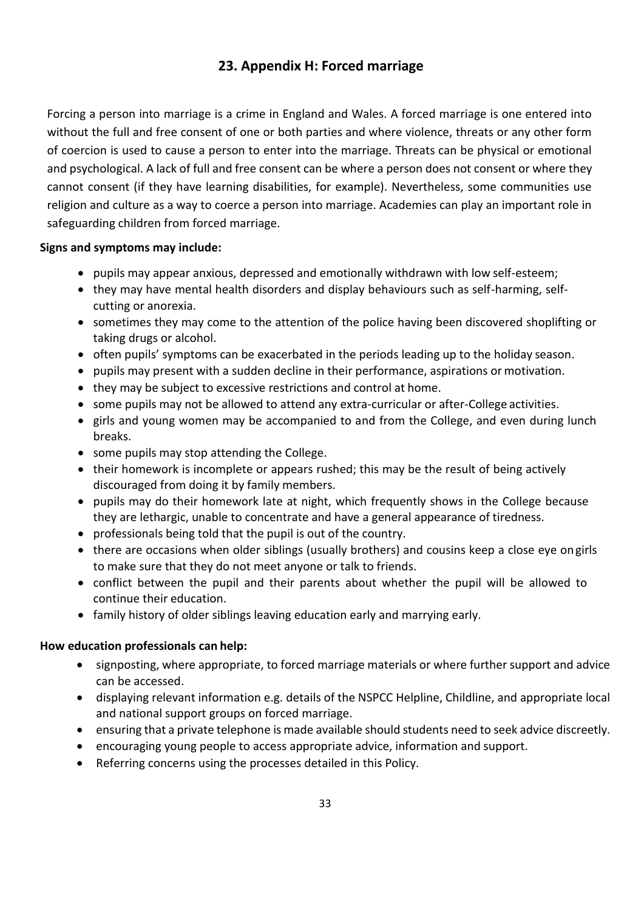## 23. Appendix H: Forced marriage

Forcing a person into marriage is a crime in England and Wales. A forced marriage is one entered into without the full and free consent of one or both parties and where violence, threats or any other form of coercion is used to cause a person to enter into the marriage. Threats can be physical or emotional and psychological. A lack of full and free consent can be where a person does not consent or where they cannot consent (if they have learning disabilities, for example). Nevertheless, some communities use religion and culture as a way to coerce a person into marriage. Academies can play an important role in safeguarding children from forced marriage.

**Signs and symptoms may include:**

- pupils may appear anxious, depressed and emotionally withdrawn with low self-esteem;
- they may have mental health disorders and display behaviours such as self-harming, self-cutting or anorexia.
- sometimes they may come to the attention of the police having been discovered shoplifting or taking drugs or alcohol.
- often pupils' symptoms can be exacerbated in the periods leading up to the holiday season.
- pupils may present with a sudden decline in their performance, aspirations or motivation.
- they may be subject to excessive restrictions and control at home.
- some pupils may not be allowed to attend any extra-curricular or after-College activities.
- girls and young women may be accompanied to and from the College, and even during lunch breaks.
- some pupils may stop attending the College.
- their homework is incomplete or appears rushed; this may be the result of being actively discouraged from doing it by family members.
- pupils may do their homework late at night, which frequently shows in the College because they are lethargic, unable to concentrate and have a general appearance of tiredness.
- professionals being told that the pupil is out of the country.
- there are occasions when older siblings (usually brothers) and cousins keep a close eye on girls to make sure that they do not meet anyone or talk to friends.
- conflict between the pupil and their parents about whether the pupil will be allowed to continue their education.
- family history of older siblings leaving education early and marrying early.

**How education professionals can help:**

- signposting, where appropriate, to forced marriage materials or where further support and advice can be accessed.
- displaying relevant information e.g. details of the NSPCC Helpline, Childline, and appropriate local and national support groups on forced marriage.
- ensuring that a private telephone is made available should students need to seek advice discreetly.
- encouraging young people to access appropriate advice, information and support.
- Referring concerns using the processes detailed in this Policy.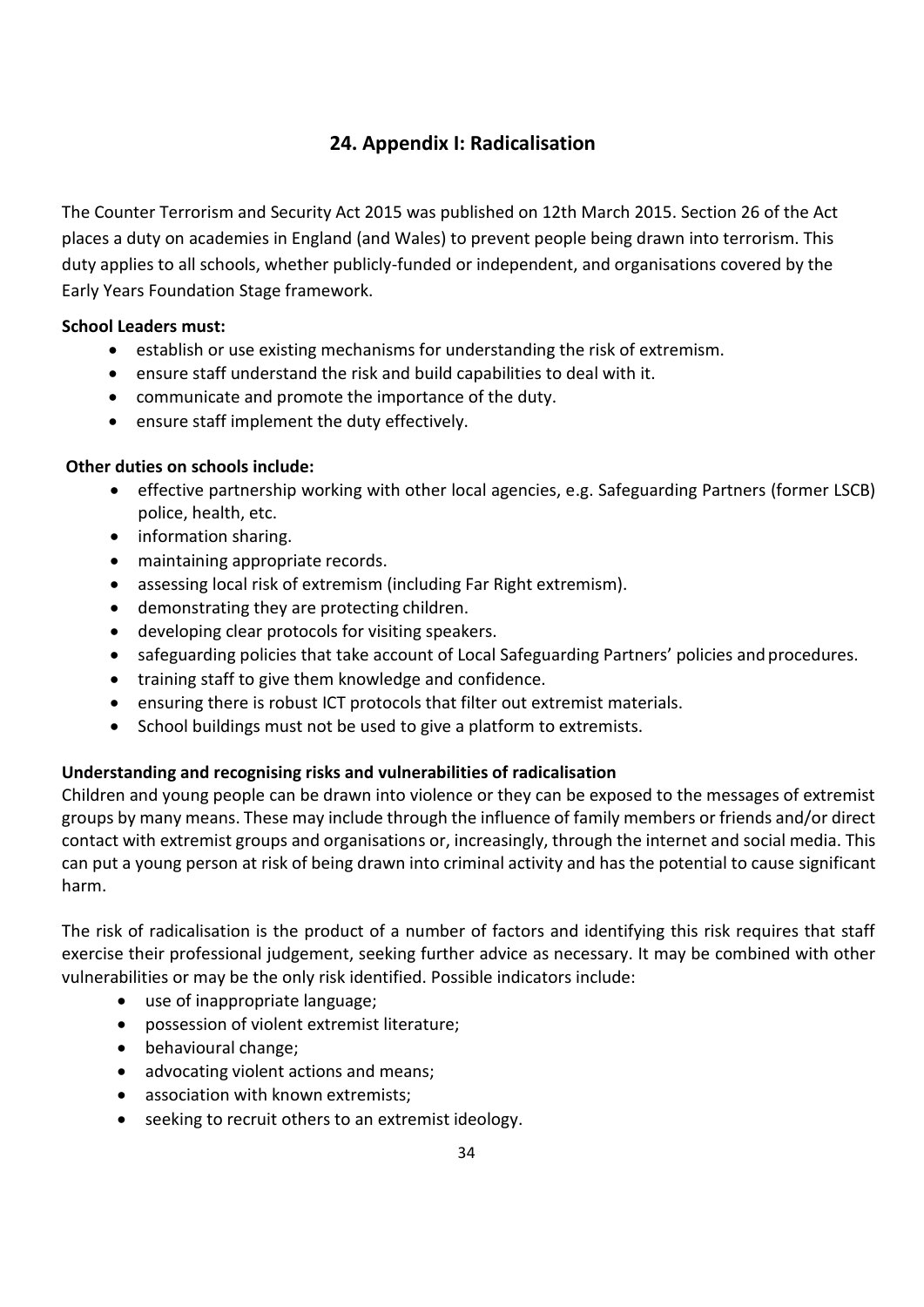## 24. Appendix I: Radicalisation

The Counter Terrorism and Security Act 2015 was published on 12th March 2015. Section 26 of the Act places a duty on academies in England (and Wales) to prevent people being drawn into terrorism. This duty applies to all schools, whether publicly-funded or independent, and organisations covered by the Early Years Foundation Stage framework.

**School Leaders must:**

- establish or use existing mechanisms for understanding the risk of extremism.
- ensure staff understand the risk and build capabilities to deal with it.
- communicate and promote the importance of the duty.
- ensure staff implement the duty effectively.

**Other duties on schools include:**

- effective partnership working with other local agencies, e.g. Safeguarding Partners (former LSCB) police, health, etc.
- information sharing.
- maintaining appropriate records.
- assessing local risk of extremism (including Far Right extremism).
- demonstrating they are protecting children.
- developing clear protocols for visiting speakers.
- safeguarding policies that take account of Local Safeguarding Partners' policies and procedures.
- training staff to give them knowledge and confidence.
- ensuring there is robust ICT protocols that filter out extremist materials.
- School buildings must not be used to give a platform to extremists.

**Understanding and recognising risks and vulnerabilities of radicalisation**

Children and young people can be drawn into violence or they can be exposed to the messages of extremist groups by many means. These may include through the influence of family members or friends and/or direct contact with extremist groups and organisations or, increasingly, through the internet and social media. This can put a young person at risk of being drawn into criminal activity and has the potential to cause significant harm.

The risk of radicalisation is the product of a number of factors and identifying this risk requires that staff exercise their professional judgement, seeking further advice as necessary. It may be combined with other vulnerabilities or may be the only risk identified. Possible indicators include:

- use of inappropriate language;
- possession of violent extremist literature;
- behavioural change;
- advocating violent actions and means;
- association with known extremists;
- seeking to recruit others to an extremist ideology.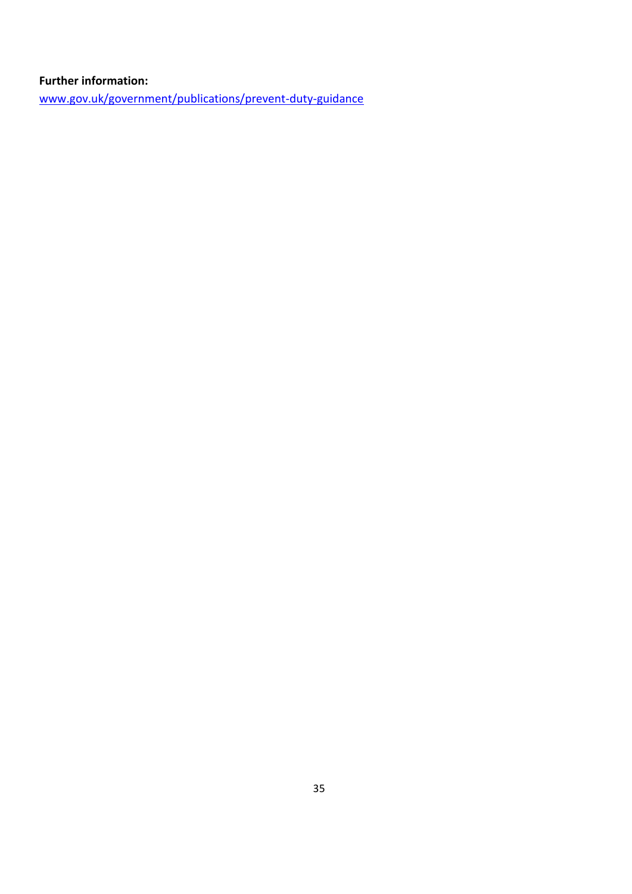**Further information:**
www.gov.uk/government/publications/prevent-duty-guidance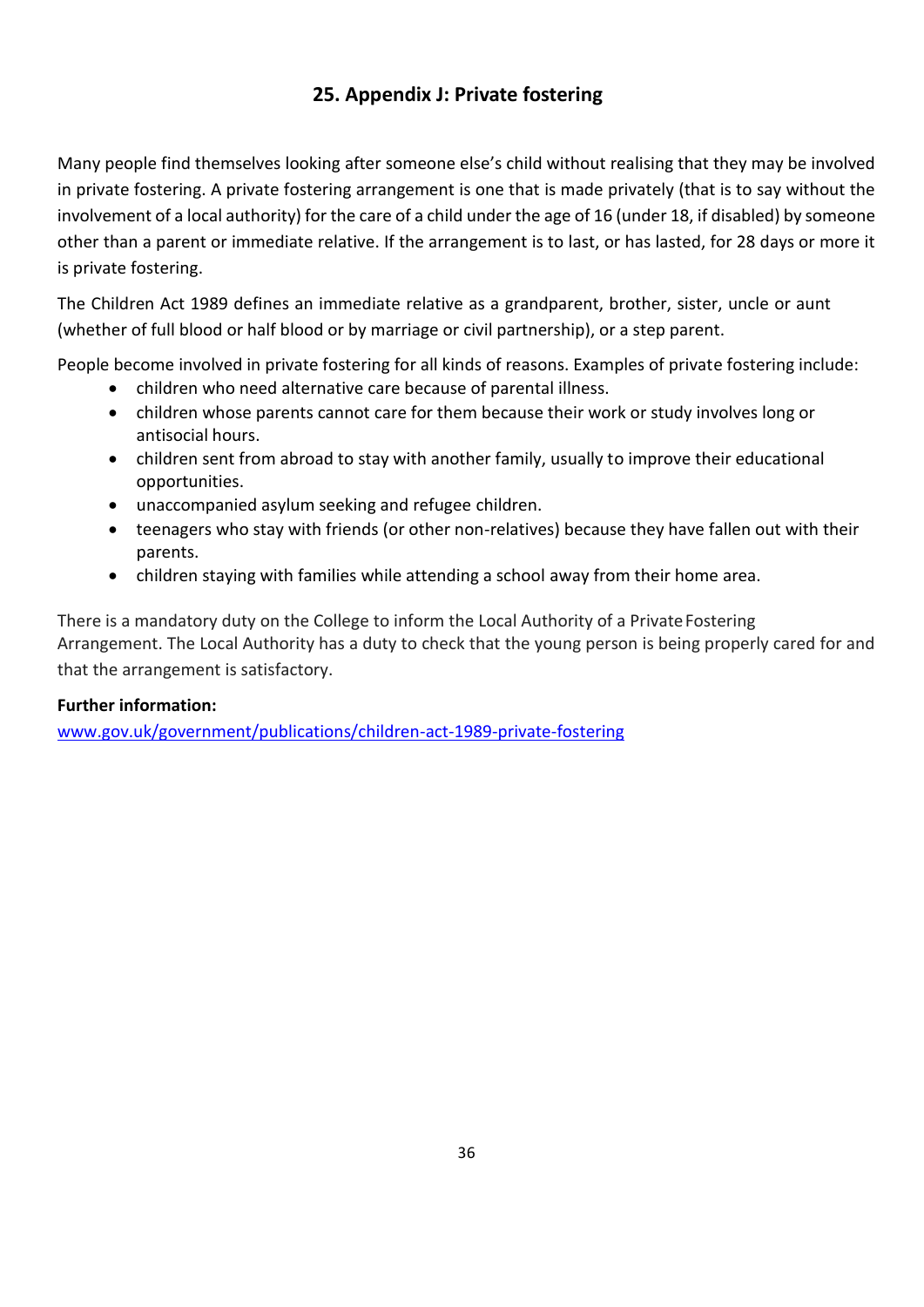## 25. Appendix J: Private fostering

Many people find themselves looking after someone else's child without realising that they may be involved in private fostering. A private fostering arrangement is one that is made privately (that is to say without the involvement of a local authority) for the care of a child under the age of 16 (under 18, if disabled) by someone other than a parent or immediate relative. If the arrangement is to last, or has lasted, for 28 days or more it is private fostering.

The Children Act 1989 defines an immediate relative as a grandparent, brother, sister, uncle or aunt (whether of full blood or half blood or by marriage or civil partnership), or a step parent.

People become involved in private fostering for all kinds of reasons. Examples of private fostering include:

- children who need alternative care because of parental illness.
- children whose parents cannot care for them because their work or study involves long or antisocial hours.
- children sent from abroad to stay with another family, usually to improve their educational opportunities.
- unaccompanied asylum seeking and refugee children.
- teenagers who stay with friends (or other non-relatives) because they have fallen out with their parents.
- children staying with families while attending a school away from their home area.

There is a mandatory duty on the College to inform the Local Authority of a Private Fostering Arrangement. The Local Authority has a duty to check that the young person is being properly cared for and that the arrangement is satisfactory.

**Further information:**

[www.gov.uk/government/publications/children-act-1989-private-fostering](www.gov.uk/government/publications/children-act-1989-private-fostering)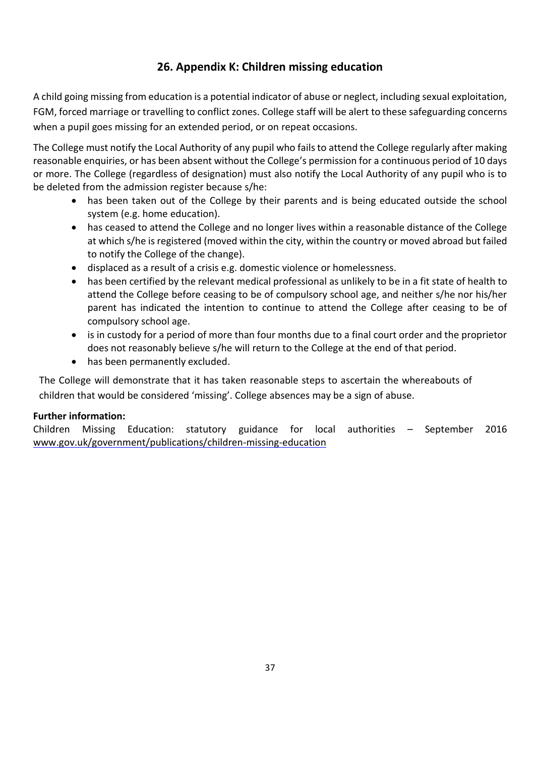## 26. Appendix K: Children missing education

A child going missing from education is a potential indicator of abuse or neglect, including sexual exploitation, FGM, forced marriage or travelling to conflict zones. College staff will be alert to these safeguarding concerns when a pupil goes missing for an extended period, or on repeat occasions.

The College must notify the Local Authority of any pupil who fails to attend the College regularly after making reasonable enquiries, or has been absent without the College's permission for a continuous period of 10 days or more. The College (regardless of designation) must also notify the Local Authority of any pupil who is to be deleted from the admission register because s/he:

- has been taken out of the College by their parents and is being educated outside the school system (e.g. home education).
- has ceased to attend the College and no longer lives within a reasonable distance of the College at which s/he is registered (moved within the city, within the country or moved abroad but failed to notify the College of the change).
- displaced as a result of a crisis e.g. domestic violence or homelessness.
- has been certified by the relevant medical professional as unlikely to be in a fit state of health to attend the College before ceasing to be of compulsory school age, and neither s/he nor his/her parent has indicated the intention to continue to attend the College after ceasing to be of compulsory school age.
- is in custody for a period of more than four months due to a final court order and the proprietor does not reasonably believe s/he will return to the College at the end of that period.
- has been permanently excluded.

The College will demonstrate that it has taken reasonable steps to ascertain the whereabouts of children that would be considered 'missing'. College absences may be a sign of abuse.

**Further information:**
Children Missing Education: statutory guidance for local authorities – September 2016 [www.gov.uk/government/publications/children-missing-education](www.gov.uk/government/publications/children-missing-education)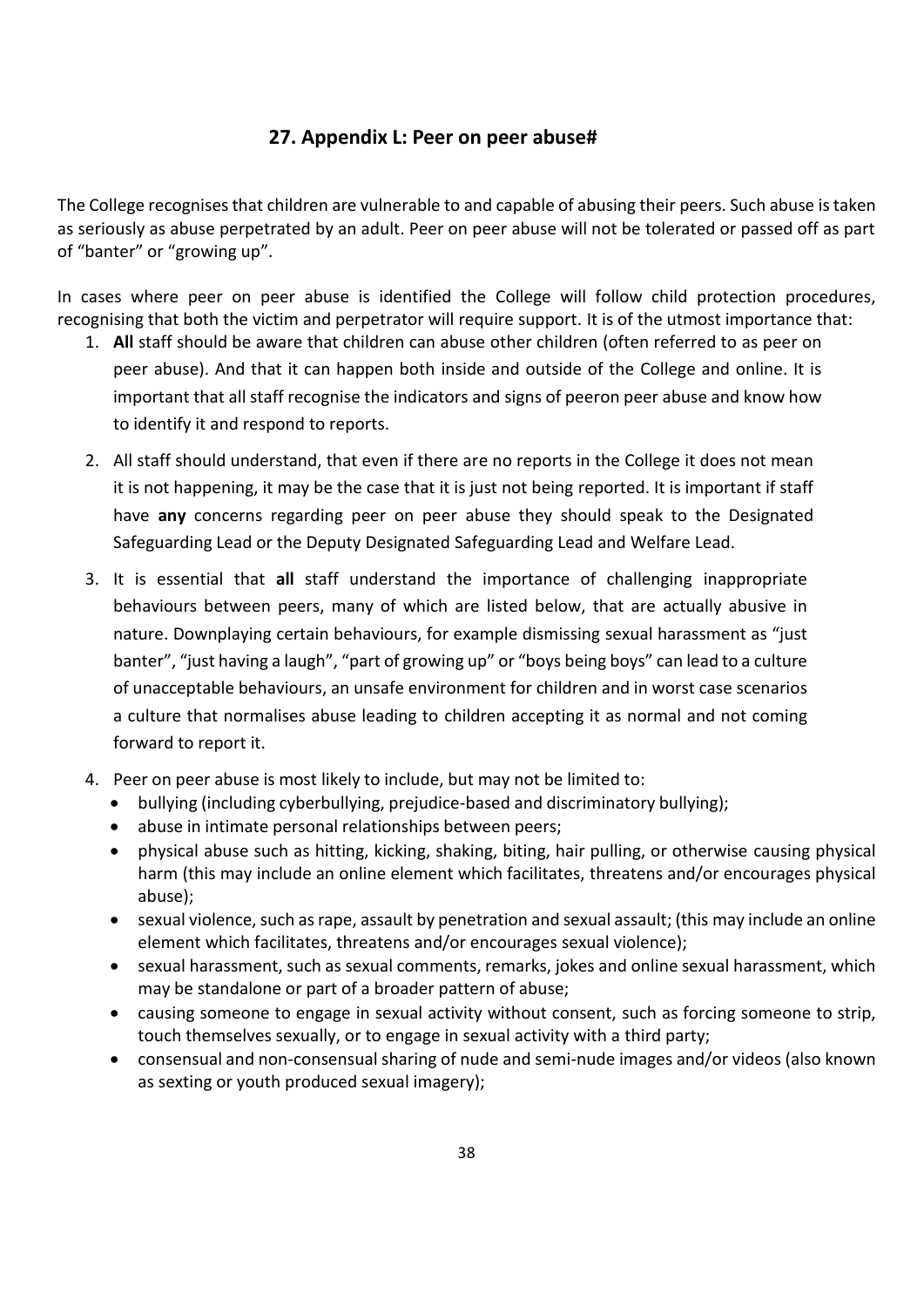## 27. Appendix L: Peer on peer abuse#

The College recognises that children are vulnerable to and capable of abusing their peers. Such abuse is taken as seriously as abuse perpetrated by an adult. Peer on peer abuse will not be tolerated or passed off as part of "banter" or "growing up".

In cases where peer on peer abuse is identified the College will follow child protection procedures, recognising that both the victim and perpetrator will require support. It is of the utmost importance that:

1. **All** staff should be aware that children can abuse other children (often referred to as peer on peer abuse). And that it can happen both inside and outside of the College and online. It is important that all staff recognise the indicators and signs of peeron peer abuse and know how to identify it and respond to reports.
2. All staff should understand, that even if there are no reports in the College it does not mean it is not happening, it may be the case that it is just not being reported. It is important if staff have **any** concerns regarding peer on peer abuse they should speak to the Designated Safeguarding Lead or the Deputy Designated Safeguarding Lead and Welfare Lead.
3. It is essential that **all** staff understand the importance of challenging inappropriate behaviours between peers, many of which are listed below, that are actually abusive in nature. Downplaying certain behaviours, for example dismissing sexual harassment as "just banter", "just having a laugh", "part of growing up" or "boys being boys" can lead to a culture of unacceptable behaviours, an unsafe environment for children and in worst case scenarios a culture that normalises abuse leading to children accepting it as normal and not coming forward to report it.
4. Peer on peer abuse is most likely to include, but may not be limited to:
   - bullying (including cyberbullying, prejudice-based and discriminatory bullying);
   - abuse in intimate personal relationships between peers;
   - physical abuse such as hitting, kicking, shaking, biting, hair pulling, or otherwise causing physical harm (this may include an online element which facilitates, threatens and/or encourages physical abuse);
   - sexual violence, such as rape, assault by penetration and sexual assault; (this may include an online element which facilitates, threatens and/or encourages sexual violence);
   - sexual harassment, such as sexual comments, remarks, jokes and online sexual harassment, which may be standalone or part of a broader pattern of abuse;
   - causing someone to engage in sexual activity without consent, such as forcing someone to strip, touch themselves sexually, or to engage in sexual activity with a third party;
   - consensual and non-consensual sharing of nude and semi-nude images and/or videos (also known as sexting or youth produced sexual imagery);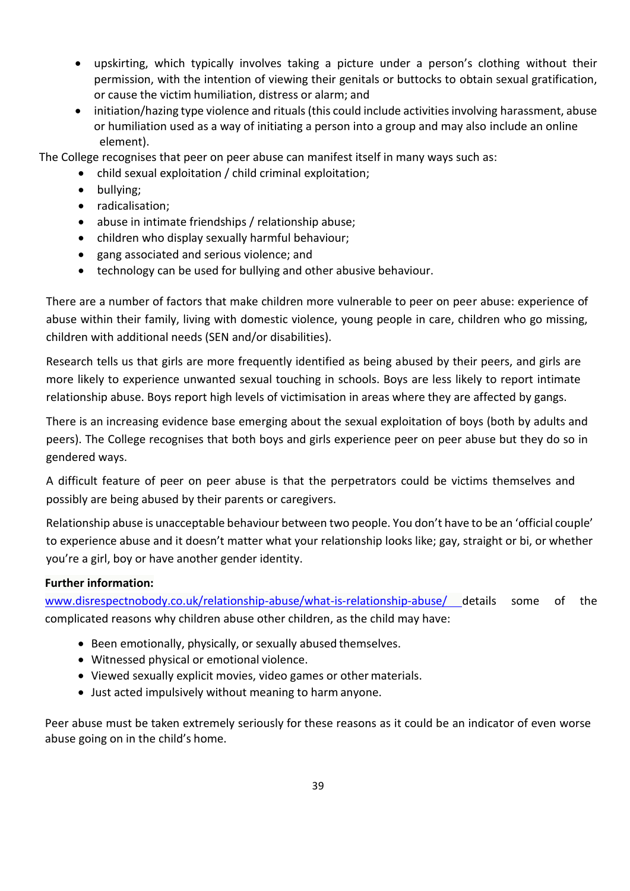- upskirting, which typically involves taking a picture under a person's clothing without their permission, with the intention of viewing their genitals or buttocks to obtain sexual gratification, or cause the victim humiliation, distress or alarm; and
- initiation/hazing type violence and rituals (this could include activities involving harassment, abuse or humiliation used as a way of initiating a person into a group and may also include an online element).

The College recognises that peer on peer abuse can manifest itself in many ways such as:

- child sexual exploitation / child criminal exploitation;
- bullying;
- radicalisation;
- abuse in intimate friendships / relationship abuse;
- children who display sexually harmful behaviour;
- gang associated and serious violence; and
- technology can be used for bullying and other abusive behaviour.

There are a number of factors that make children more vulnerable to peer on peer abuse: experience of abuse within their family, living with domestic violence, young people in care, children who go missing, children with additional needs (SEN and/or disabilities).

Research tells us that girls are more frequently identified as being abused by their peers, and girls are more likely to experience unwanted sexual touching in schools. Boys are less likely to report intimate relationship abuse. Boys report high levels of victimisation in areas where they are affected by gangs.

There is an increasing evidence base emerging about the sexual exploitation of boys (both by adults and peers). The College recognises that both boys and girls experience peer on peer abuse but they do so in gendered ways.

A difficult feature of peer on peer abuse is that the perpetrators could be victims themselves and possibly are being abused by their parents or caregivers.

Relationship abuse is unacceptable behaviour between two people. You don't have to be an 'official couple' to experience abuse and it doesn't matter what your relationship looks like; gay, straight or bi, or whether you're a girl, boy or have another gender identity.

**Further information:**

www.disrespectnobody.co.uk/relationship-abuse/what-is-relationship-abuse/ details some of the complicated reasons why children abuse other children, as the child may have:

- Been emotionally, physically, or sexually abused themselves.
- Witnessed physical or emotional violence.
- Viewed sexually explicit movies, video games or other materials.
- Just acted impulsively without meaning to harm anyone.

Peer abuse must be taken extremely seriously for these reasons as it could be an indicator of even worse abuse going on in the child's home.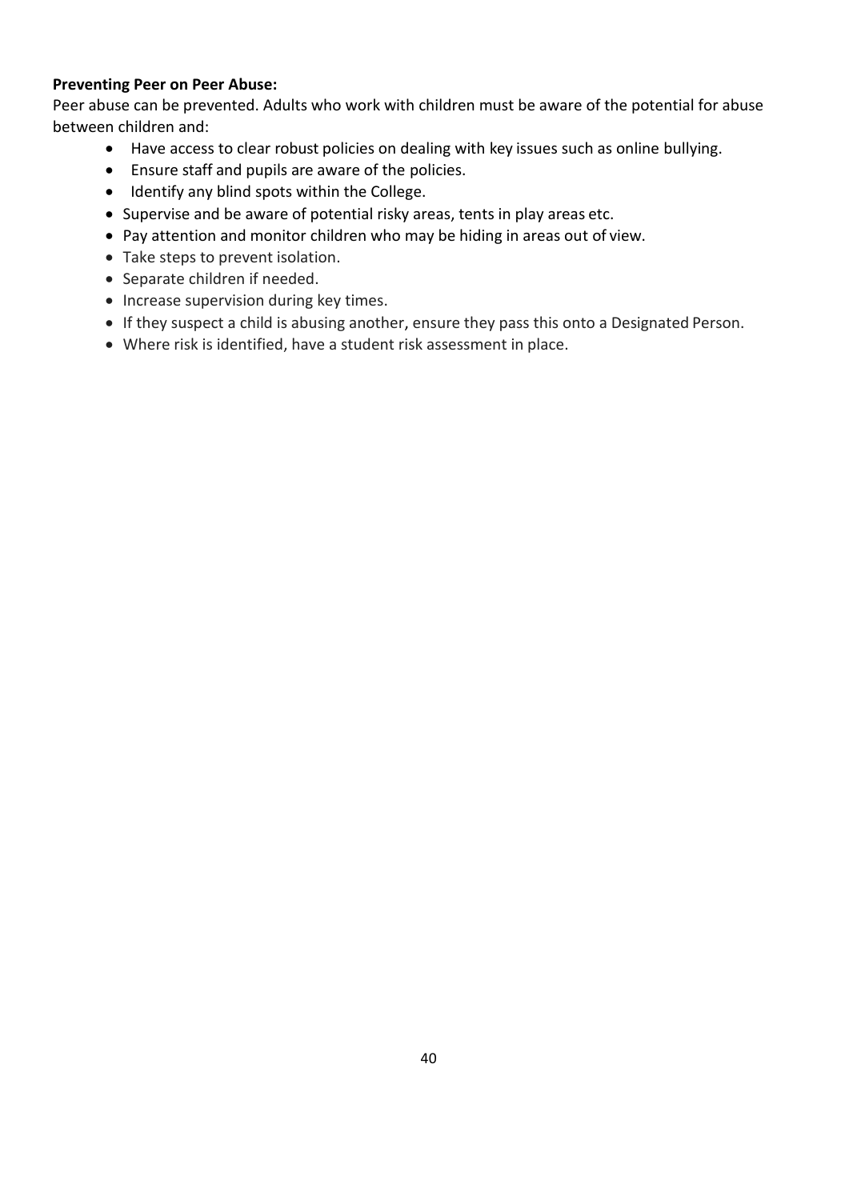**Preventing Peer on Peer Abuse:**

Peer abuse can be prevented. Adults who work with children must be aware of the potential for abuse between children and:

- Have access to clear robust policies on dealing with key issues such as online bullying.
- Ensure staff and pupils are aware of the policies.
- Identify any blind spots within the College.
- Supervise and be aware of potential risky areas, tents in play areas etc.
- Pay attention and monitor children who may be hiding in areas out of view.
- Take steps to prevent isolation.
- Separate children if needed.
- Increase supervision during key times.
- If they suspect a child is abusing another, ensure they pass this onto a Designated Person.
- Where risk is identified, have a student risk assessment in place.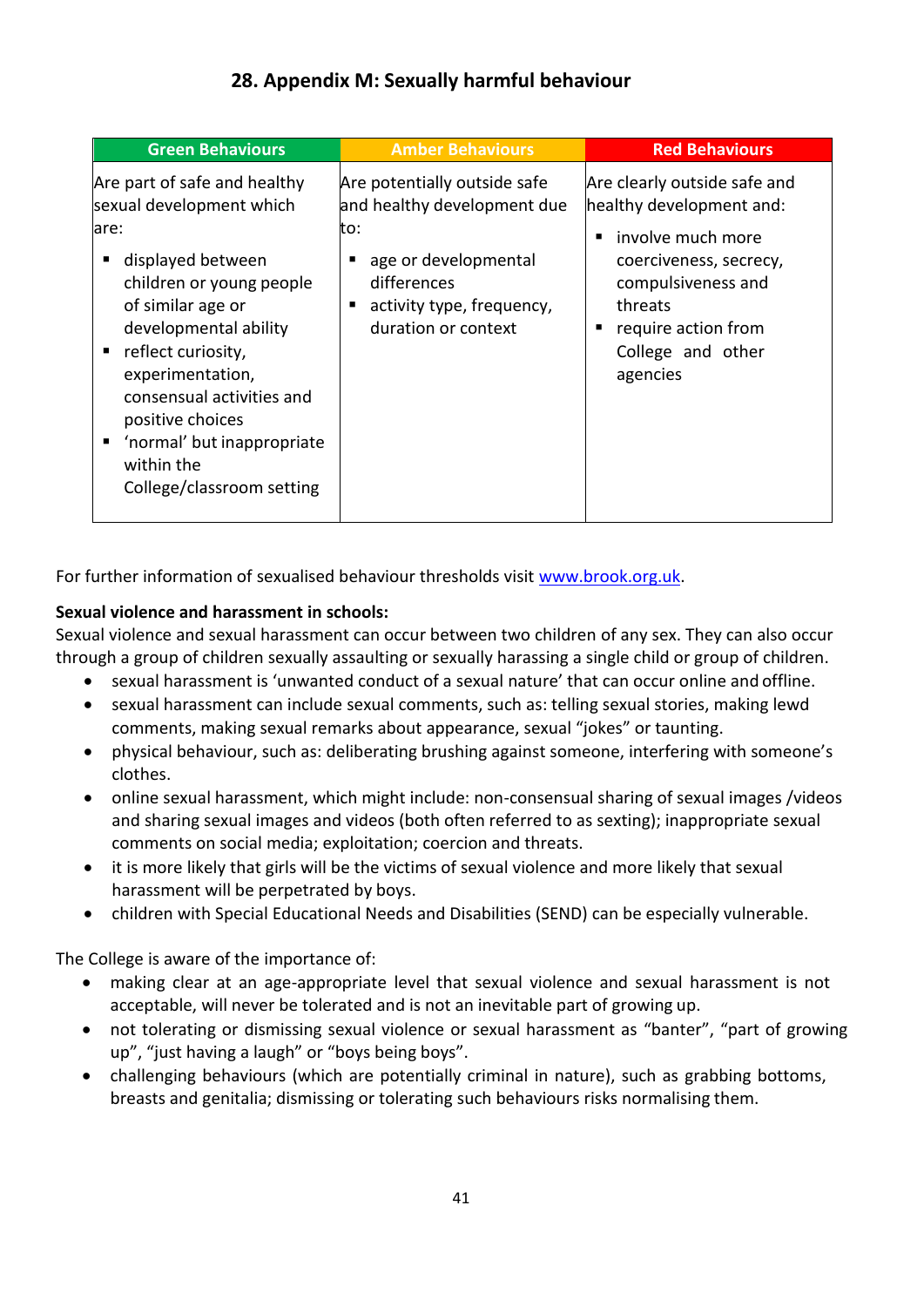## 28. Appendix M: Sexually harmful behaviour

| Green Behaviours | Amber Behaviours | Red Behaviours |
|---|---|---|
| Are part of safe and healthy sexual development which are:<br>▪ displayed between children or young people of similar age or developmental ability<br>▪ reflect curiosity, experimentation, consensual activities and positive choices<br>▪ 'normal' but inappropriate within the College/classroom setting | Are potentially outside safe and healthy development due to:<br>▪ age or developmental differences<br>▪ activity type, frequency, duration or context | Are clearly outside safe and healthy development and:<br>▪ involve much more coerciveness, secrecy, compulsiveness and threats<br>▪ require action from College and other agencies |

For further information of sexualised behaviour thresholds visit [www.brook.org.uk](http://www.brook.org.uk).

**Sexual violence and harassment in schools:**

Sexual violence and sexual harassment can occur between two children of any sex. They can also occur through a group of children sexually assaulting or sexually harassing a single child or group of children.

- sexual harassment is 'unwanted conduct of a sexual nature' that can occur online and offline.
- sexual harassment can include sexual comments, such as: telling sexual stories, making lewd comments, making sexual remarks about appearance, sexual "jokes" or taunting.
- physical behaviour, such as: deliberating brushing against someone, interfering with someone's clothes.
- online sexual harassment, which might include: non-consensual sharing of sexual images /videos and sharing sexual images and videos (both often referred to as sexting); inappropriate sexual comments on social media; exploitation; coercion and threats.
- it is more likely that girls will be the victims of sexual violence and more likely that sexual harassment will be perpetrated by boys.
- children with Special Educational Needs and Disabilities (SEND) can be especially vulnerable.

The College is aware of the importance of:

- making clear at an age-appropriate level that sexual violence and sexual harassment is not acceptable, will never be tolerated and is not an inevitable part of growing up.
- not tolerating or dismissing sexual violence or sexual harassment as "banter", "part of growing up", "just having a laugh" or "boys being boys".
- challenging behaviours (which are potentially criminal in nature), such as grabbing bottoms, breasts and genitalia; dismissing or tolerating such behaviours risks normalising them.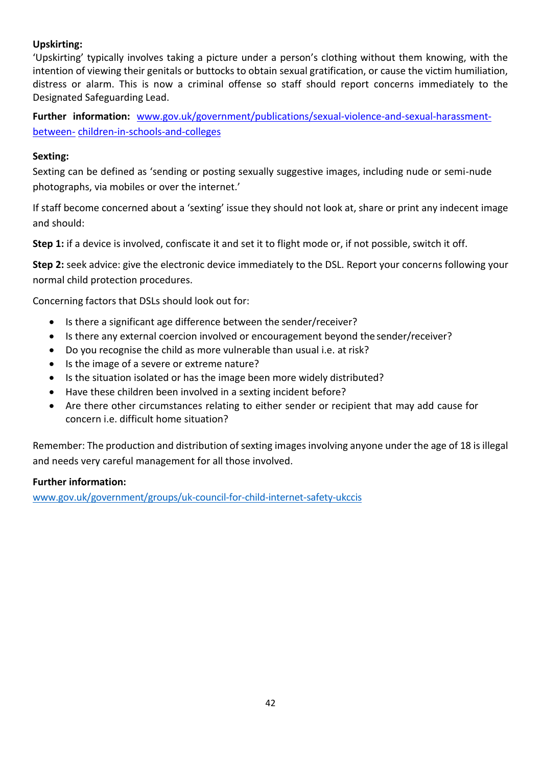**Upskirting:**
'Upskirting' typically involves taking a picture under a person's clothing without them knowing, with the intention of viewing their genitals or buttocks to obtain sexual gratification, or cause the victim humiliation, distress or alarm. This is now a criminal offense so staff should report concerns immediately to the Designated Safeguarding Lead.

**Further information:** www.gov.uk/government/publications/sexual-violence-and-sexual-harassment-between- children-in-schools-and-colleges

**Sexting:**
Sexting can be defined as 'sending or posting sexually suggestive images, including nude or semi-nude photographs, via mobiles or over the internet.'

If staff become concerned about a 'sexting' issue they should not look at, share or print any indecent image and should:

**Step 1:** if a device is involved, confiscate it and set it to flight mode or, if not possible, switch it off.

**Step 2:** seek advice: give the electronic device immediately to the DSL. Report your concerns following your normal child protection procedures.

Concerning factors that DSLs should look out for:

- Is there a significant age difference between the sender/receiver?
- Is there any external coercion involved or encouragement beyond the sender/receiver?
- Do you recognise the child as more vulnerable than usual i.e. at risk?
- Is the image of a severe or extreme nature?
- Is the situation isolated or has the image been more widely distributed?
- Have these children been involved in a sexting incident before?
- Are there other circumstances relating to either sender or recipient that may add cause for concern i.e. difficult home situation?

Remember: The production and distribution of sexting images involving anyone under the age of 18 is illegal and needs very careful management for all those involved.

**Further information:**
www.gov.uk/government/groups/uk-council-for-child-internet-safety-ukccis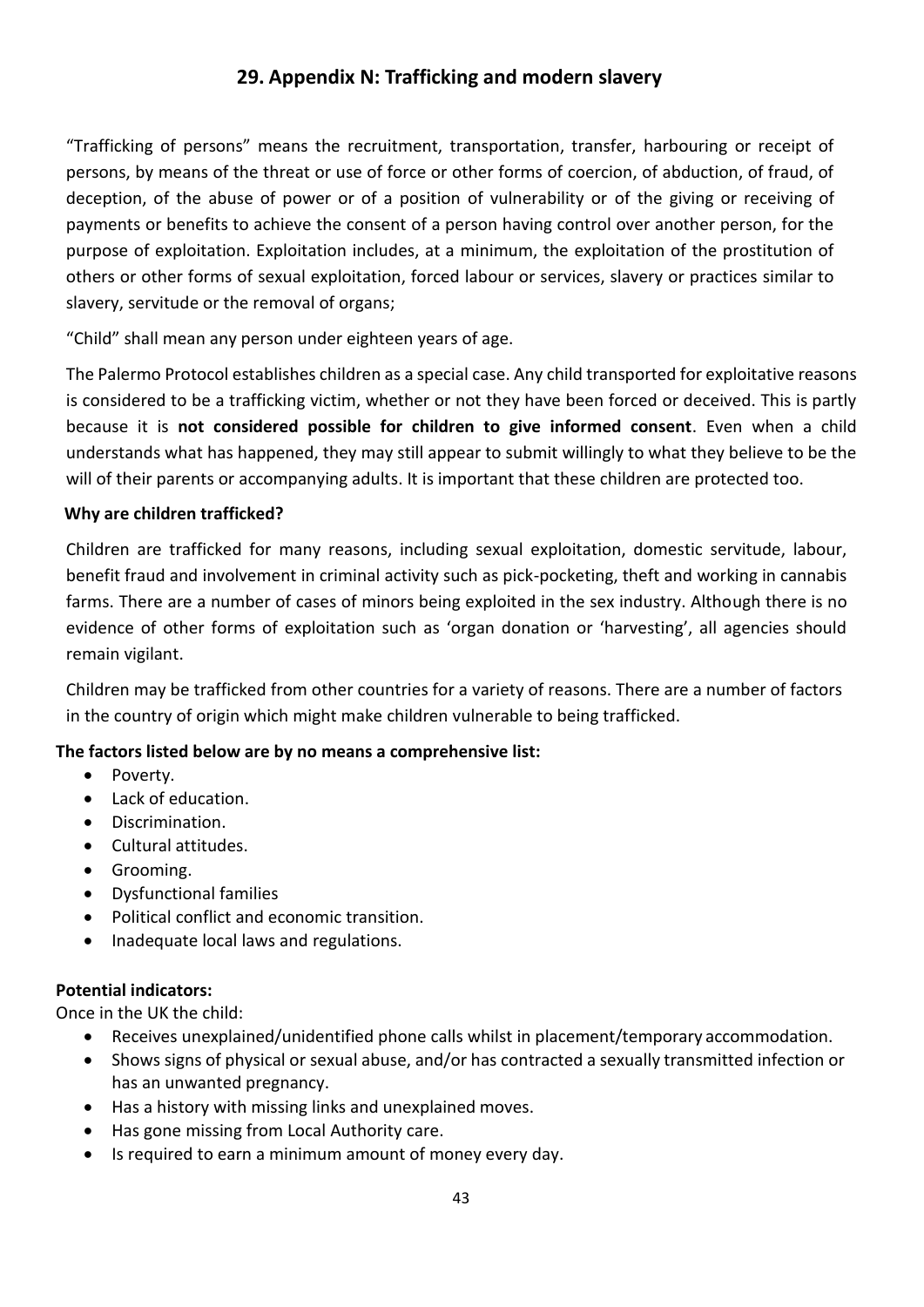## 29. Appendix N: Trafficking and modern slavery

"Trafficking of persons" means the recruitment, transportation, transfer, harbouring or receipt of persons, by means of the threat or use of force or other forms of coercion, of abduction, of fraud, of deception, of the abuse of power or of a position of vulnerability or of the giving or receiving of payments or benefits to achieve the consent of a person having control over another person, for the purpose of exploitation. Exploitation includes, at a minimum, the exploitation of the prostitution of others or other forms of sexual exploitation, forced labour or services, slavery or practices similar to slavery, servitude or the removal of organs;

"Child" shall mean any person under eighteen years of age.

The Palermo Protocol establishes children as a special case. Any child transported for exploitative reasons is considered to be a trafficking victim, whether or not they have been forced or deceived. This is partly because it is **not considered possible for children to give informed consent**. Even when a child understands what has happened, they may still appear to submit willingly to what they believe to be the will of their parents or accompanying adults. It is important that these children are protected too.

**Why are children trafficked?**

Children are trafficked for many reasons, including sexual exploitation, domestic servitude, labour, benefit fraud and involvement in criminal activity such as pick-pocketing, theft and working in cannabis farms. There are a number of cases of minors being exploited in the sex industry. Although there is no evidence of other forms of exploitation such as 'organ donation or 'harvesting', all agencies should remain vigilant.

Children may be trafficked from other countries for a variety of reasons. There are a number of factors in the country of origin which might make children vulnerable to being trafficked.

**The factors listed below are by no means a comprehensive list:**

- Poverty.
- Lack of education.
- Discrimination.
- Cultural attitudes.
- Grooming.
- Dysfunctional families
- Political conflict and economic transition.
- Inadequate local laws and regulations.

**Potential indicators:**

Once in the UK the child:

- Receives unexplained/unidentified phone calls whilst in placement/temporary accommodation.
- Shows signs of physical or sexual abuse, and/or has contracted a sexually transmitted infection or has an unwanted pregnancy.
- Has a history with missing links and unexplained moves.
- Has gone missing from Local Authority care.
- Is required to earn a minimum amount of money every day.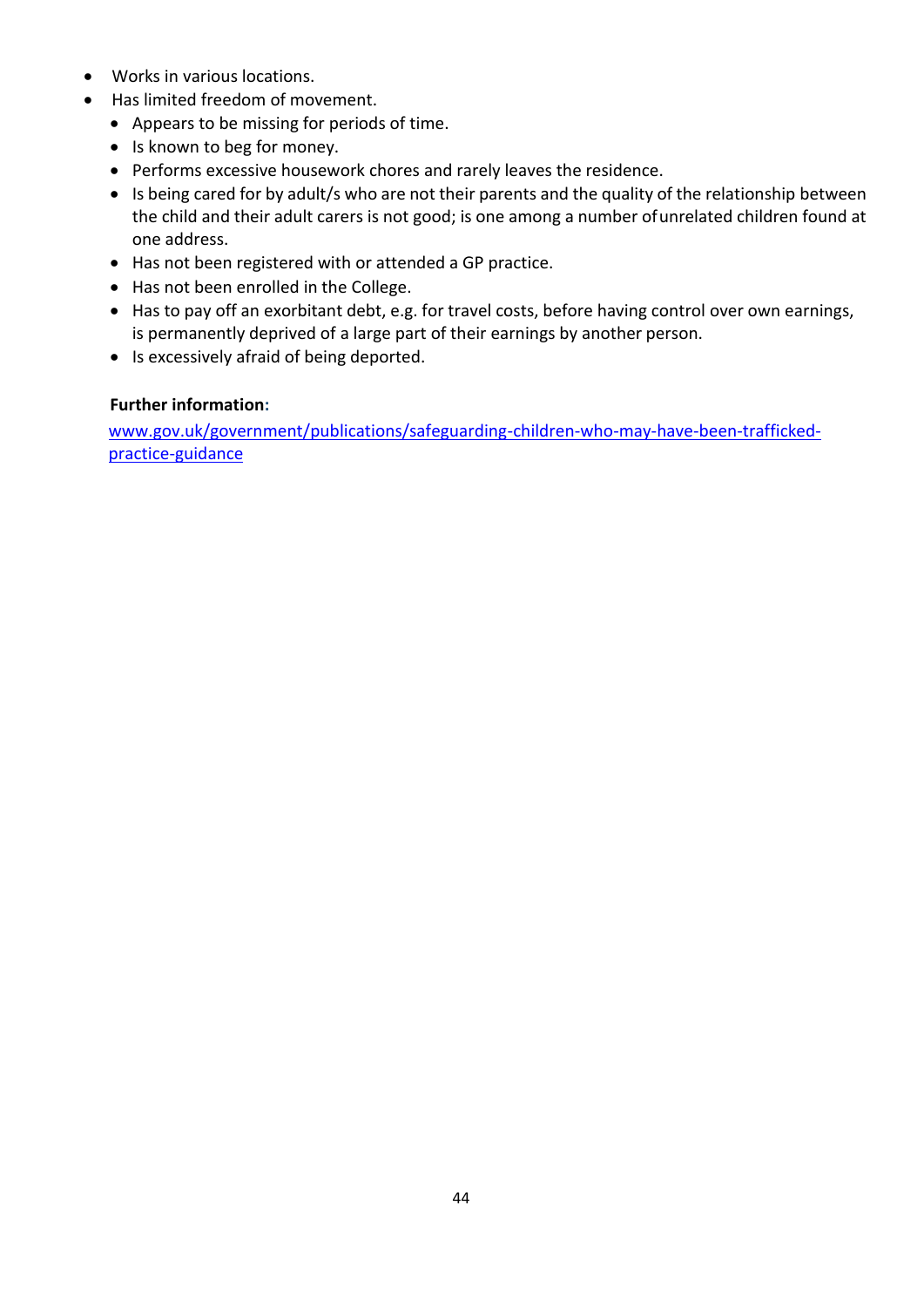- Works in various locations.
- Has limited freedom of movement.
  - Appears to be missing for periods of time.
  - Is known to beg for money.
  - Performs excessive housework chores and rarely leaves the residence.
  - Is being cared for by adult/s who are not their parents and the quality of the relationship between the child and their adult carers is not good; is one among a number of unrelated children found at one address.
  - Has not been registered with or attended a GP practice.
  - Has not been enrolled in the College.
  - Has to pay off an exorbitant debt, e.g. for travel costs, before having control over own earnings, is permanently deprived of a large part of their earnings by another person.
  - Is excessively afraid of being deported.

**Further information:**

[www.gov.uk/government/publications/safeguarding-children-who-may-have-been-trafficked-practice-guidance](www.gov.uk/government/publications/safeguarding-children-who-may-have-been-trafficked-practice-guidance)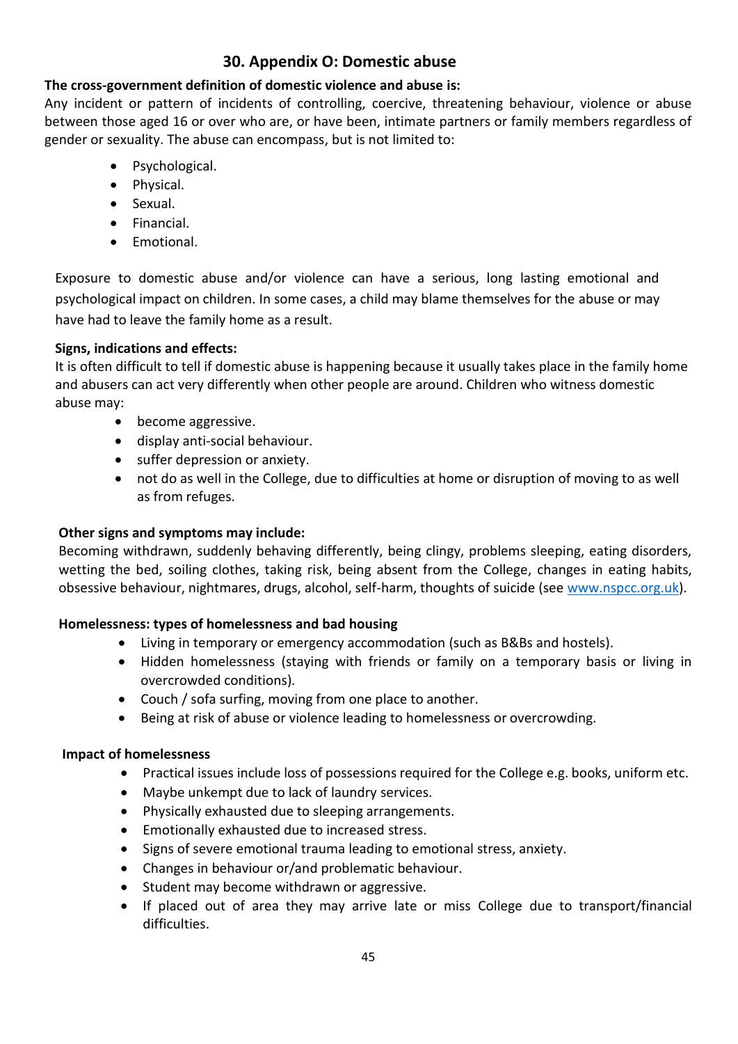## 30. Appendix O: Domestic abuse

**The cross-government definition of domestic violence and abuse is:**
Any incident or pattern of incidents of controlling, coercive, threatening behaviour, violence or abuse between those aged 16 or over who are, or have been, intimate partners or family members regardless of gender or sexuality. The abuse can encompass, but is not limited to:

- Psychological.
- Physical.
- Sexual.
- Financial.
- Emotional.

Exposure to domestic abuse and/or violence can have a serious, long lasting emotional and psychological impact on children. In some cases, a child may blame themselves for the abuse or may have had to leave the family home as a result.

**Signs, indications and effects:**
It is often difficult to tell if domestic abuse is happening because it usually takes place in the family home and abusers can act very differently when other people are around. Children who witness domestic abuse may:

- become aggressive.
- display anti-social behaviour.
- suffer depression or anxiety.
- not do as well in the College, due to difficulties at home or disruption of moving to as well as from refuges.

**Other signs and symptoms may include:**
Becoming withdrawn, suddenly behaving differently, being clingy, problems sleeping, eating disorders, wetting the bed, soiling clothes, taking risk, being absent from the College, changes in eating habits, obsessive behaviour, nightmares, drugs, alcohol, self-harm, thoughts of suicide (see [www.nspcc.org.uk](http://www.nspcc.org.uk)).

**Homelessness: types of homelessness and bad housing**

- Living in temporary or emergency accommodation (such as B&Bs and hostels).
- Hidden homelessness (staying with friends or family on a temporary basis or living in overcrowded conditions).
- Couch / sofa surfing, moving from one place to another.
- Being at risk of abuse or violence leading to homelessness or overcrowding.

**Impact of homelessness**

- Practical issues include loss of possessions required for the College e.g. books, uniform etc.
- Maybe unkempt due to lack of laundry services.
- Physically exhausted due to sleeping arrangements.
- Emotionally exhausted due to increased stress.
- Signs of severe emotional trauma leading to emotional stress, anxiety.
- Changes in behaviour or/and problematic behaviour.
- Student may become withdrawn or aggressive.
- If placed out of area they may arrive late or miss College due to transport/financial difficulties.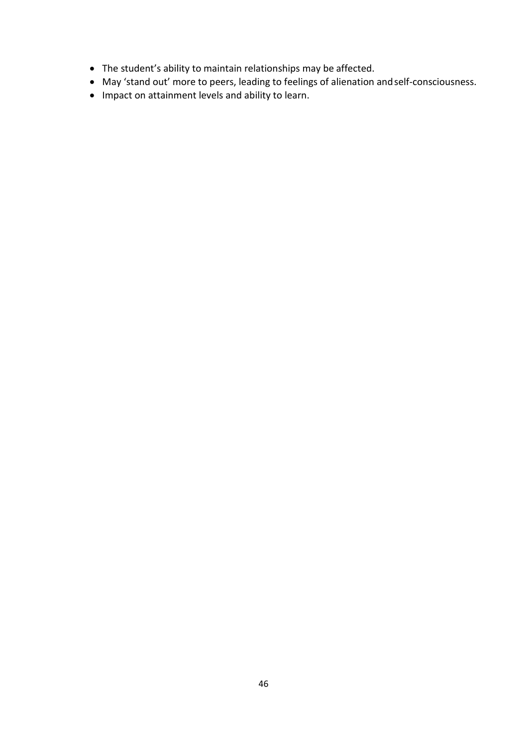- The student's ability to maintain relationships may be affected.
- May 'stand out' more to peers, leading to feelings of alienation and self-consciousness.
- Impact on attainment levels and ability to learn.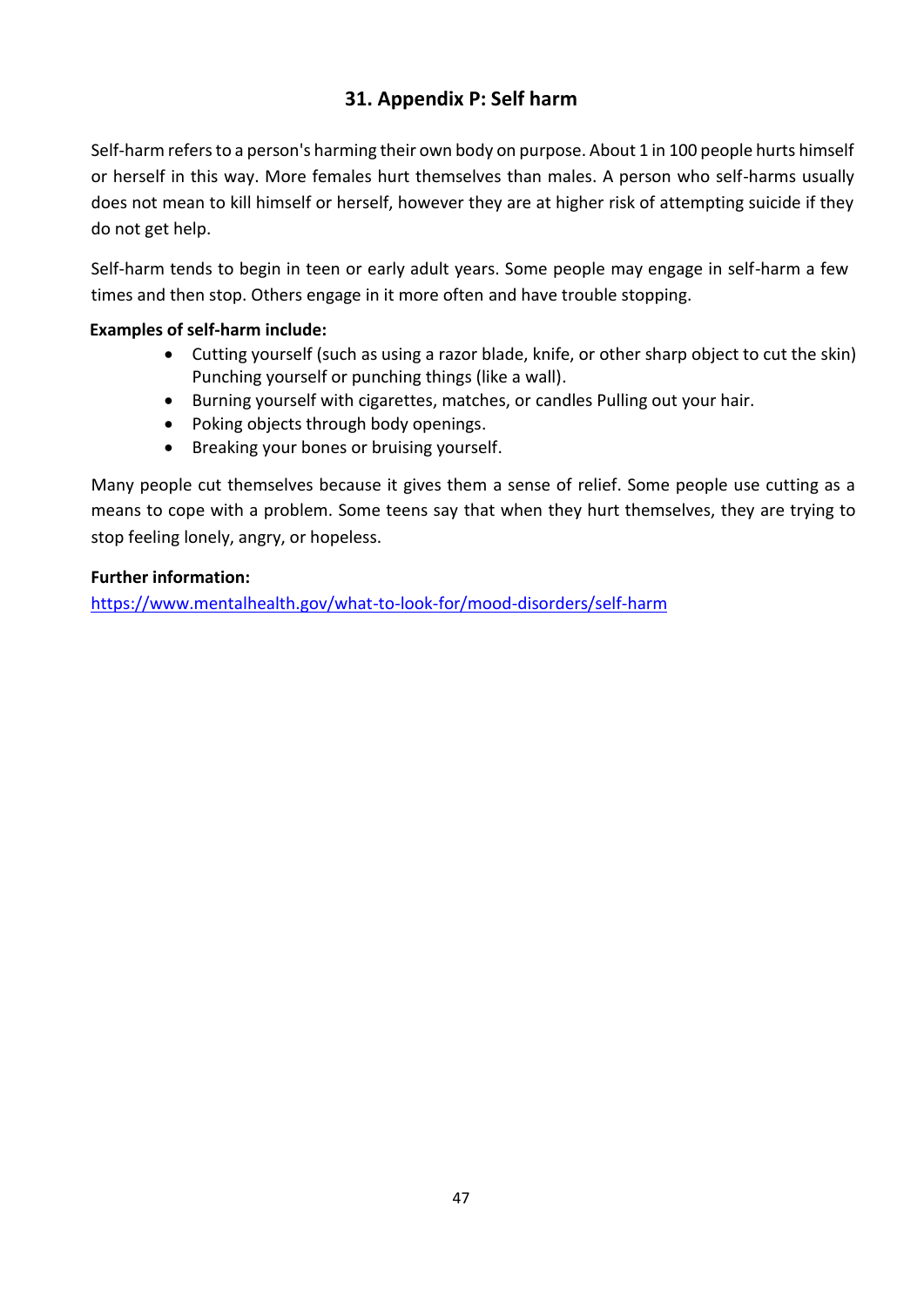## 31. Appendix P: Self harm

Self-harm refers to a person's harming their own body on purpose. About 1 in 100 people hurts himself or herself in this way. More females hurt themselves than males. A person who self-harms usually does not mean to kill himself or herself, however they are at higher risk of attempting suicide if they do not get help.

Self-harm tends to begin in teen or early adult years. Some people may engage in self-harm a few times and then stop. Others engage in it more often and have trouble stopping.

**Examples of self-harm include:**

- Cutting yourself (such as using a razor blade, knife, or other sharp object to cut the skin) Punching yourself or punching things (like a wall).
- Burning yourself with cigarettes, matches, or candles Pulling out your hair.
- Poking objects through body openings.
- Breaking your bones or bruising yourself.

Many people cut themselves because it gives them a sense of relief. Some people use cutting as a means to cope with a problem. Some teens say that when they hurt themselves, they are trying to stop feeling lonely, angry, or hopeless.

**Further information:**

https://www.mentalhealth.gov/what-to-look-for/mood-disorders/self-harm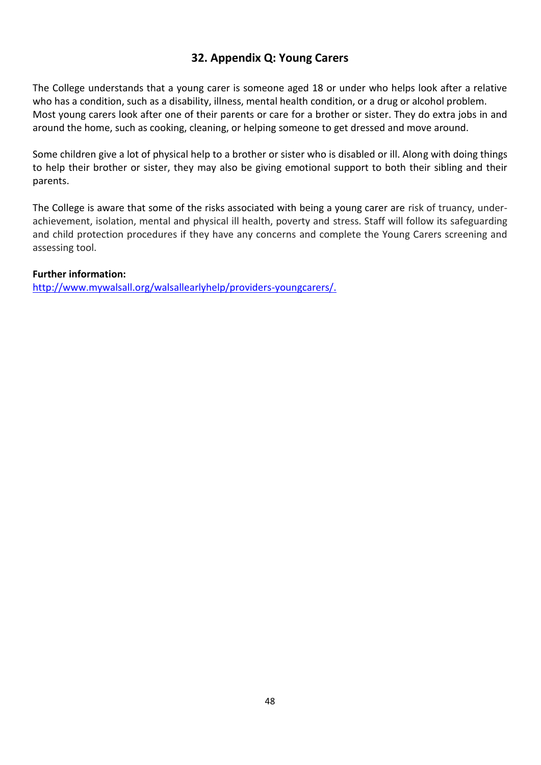## 32. Appendix Q: Young Carers

The College understands that a young carer is someone aged 18 or under who helps look after a relative who has a condition, such as a disability, illness, mental health condition, or a drug or alcohol problem. Most young carers look after one of their parents or care for a brother or sister. They do extra jobs in and around the home, such as cooking, cleaning, or helping someone to get dressed and move around.

Some children give a lot of physical help to a brother or sister who is disabled or ill. Along with doing things to help their brother or sister, they may also be giving emotional support to both their sibling and their parents.

The College is aware that some of the risks associated with being a young carer are risk of truancy, under-achievement, isolation, mental and physical ill health, poverty and stress. Staff will follow its safeguarding and child protection procedures if they have any concerns and complete the Young Carers screening and assessing tool.

**Further information:**
http://www.mywalsall.org/walsallearlyhelp/providers-youngcarers/.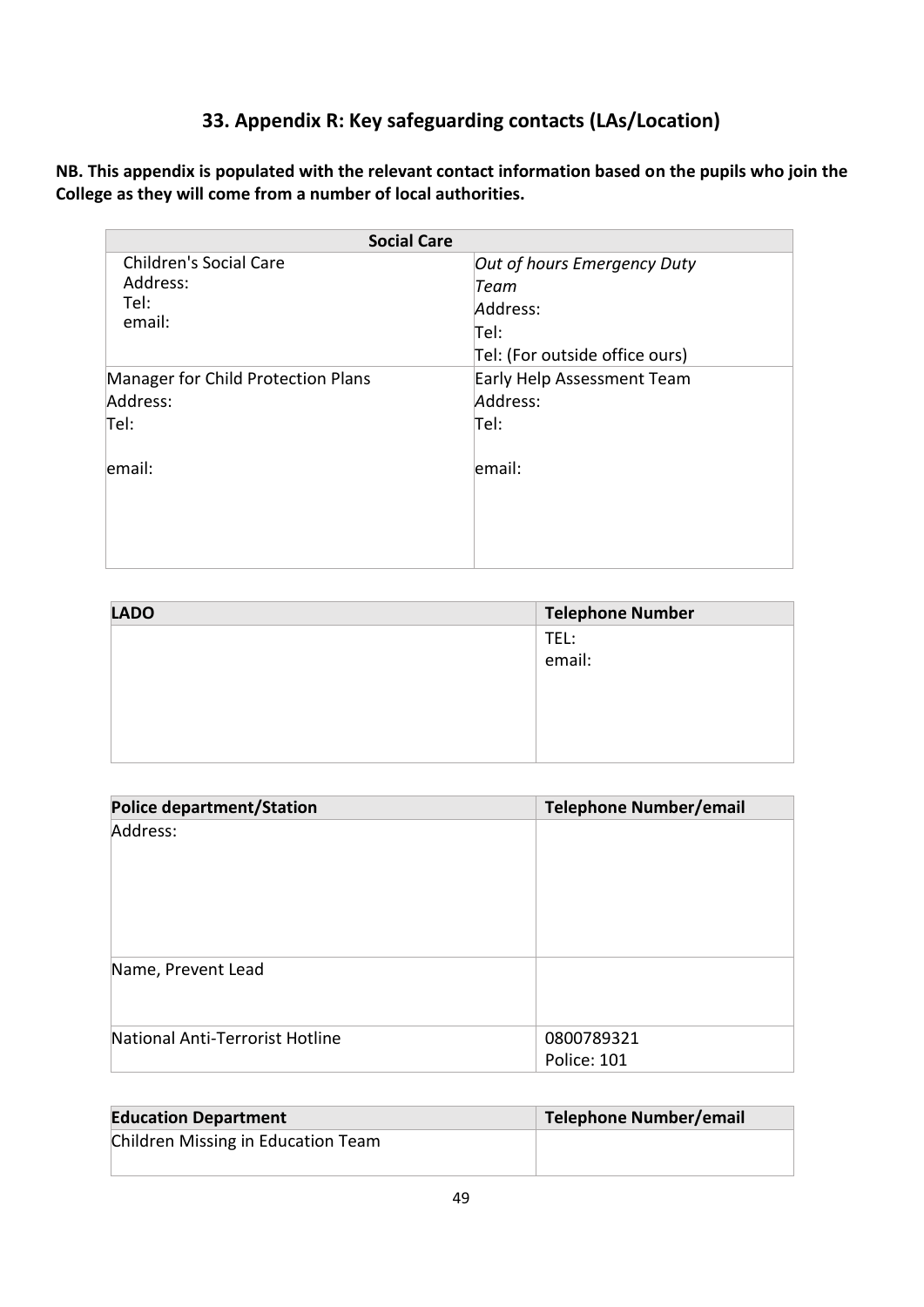## 33. Appendix R: Key safeguarding contacts (LAs/Location)

**NB. This appendix is populated with the relevant contact information based on the pupils who join the College as they will come from a number of local authorities.**

| Social Care | |
|---|---|
| Children's Social Care<br>Address:<br>Tel:<br>email: | *Out of hours Emergency Duty Team*<br>Address:<br>Tel:<br>Tel: (For outside office ours) |
| Manager for Child Protection Plans<br>Address:<br>Tel:<br><br>email: | Early Help Assessment Team<br>Address:<br>Tel:<br><br>email: |

| LADO | Telephone Number |
|---|---|
| | TEL:<br>email: |

| Police department/Station | Telephone Number/email |
|---|---|
| Address: | |
| Name, Prevent Lead | |
| National Anti-Terrorist Hotline | 0800789321<br>Police: 101 |

| Education Department | Telephone Number/email |
|---|---|
| Children Missing in Education Team | |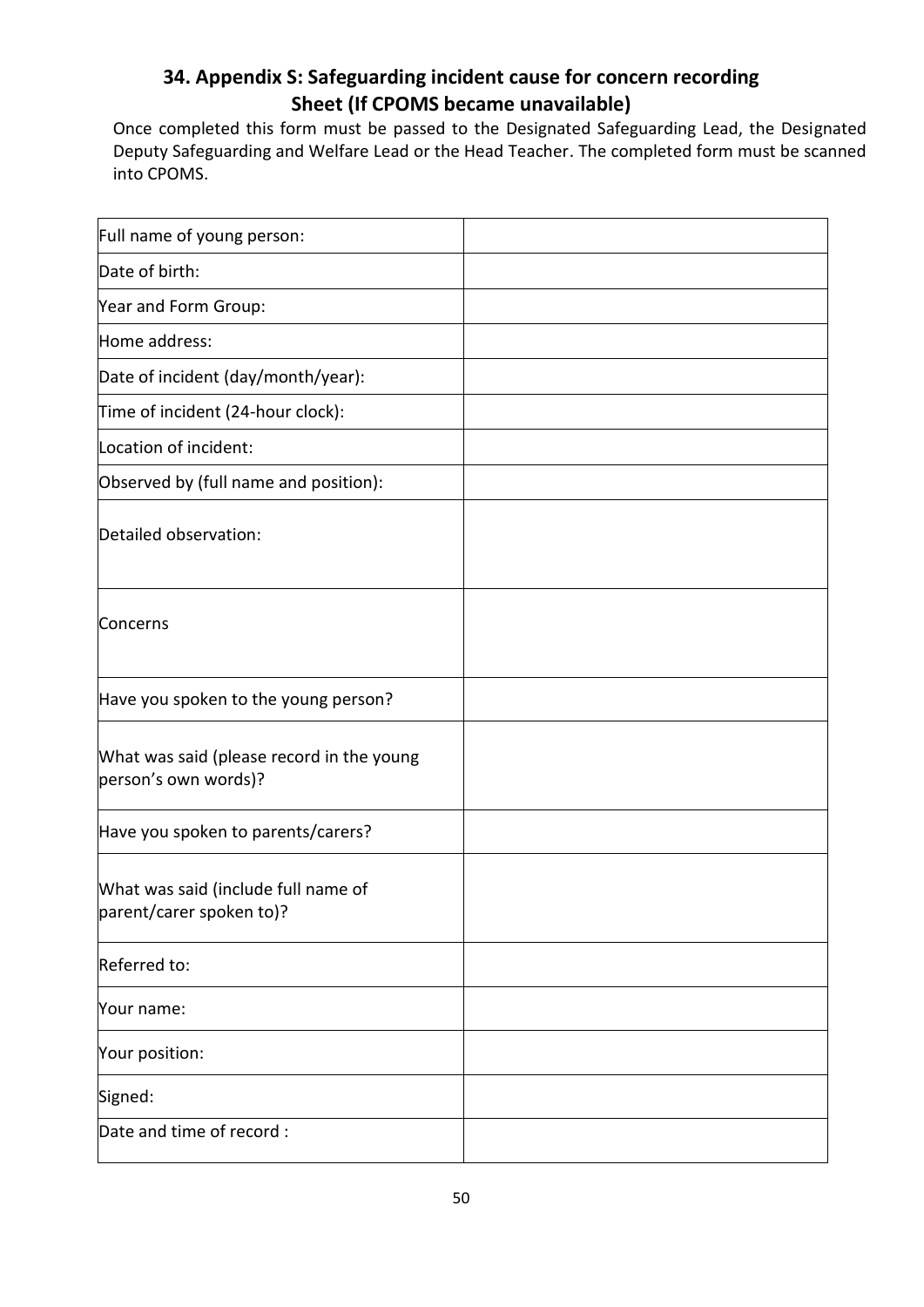## 34. Appendix S: Safeguarding incident cause for concern recording Sheet (If CPOMS became unavailable)

Once completed this form must be passed to the Designated Safeguarding Lead, the Designated Deputy Safeguarding and Welfare Lead or the Head Teacher. The completed form must be scanned into CPOMS.

| | |
|---|---|
| Full name of young person: | |
| Date of birth: | |
| Year and Form Group: | |
| Home address: | |
| Date of incident (day/month/year): | |
| Time of incident (24-hour clock): | |
| Location of incident: | |
| Observed by (full name and position): | |
| Detailed observation: | |
| Concerns | |
| Have you spoken to the young person? | |
| What was said (please record in the young person's own words)? | |
| Have you spoken to parents/carers? | |
| What was said (include full name of parent/carer spoken to)? | |
| Referred to: | |
| Your name: | |
| Your position: | |
| Signed: | |
| Date and time of record : | |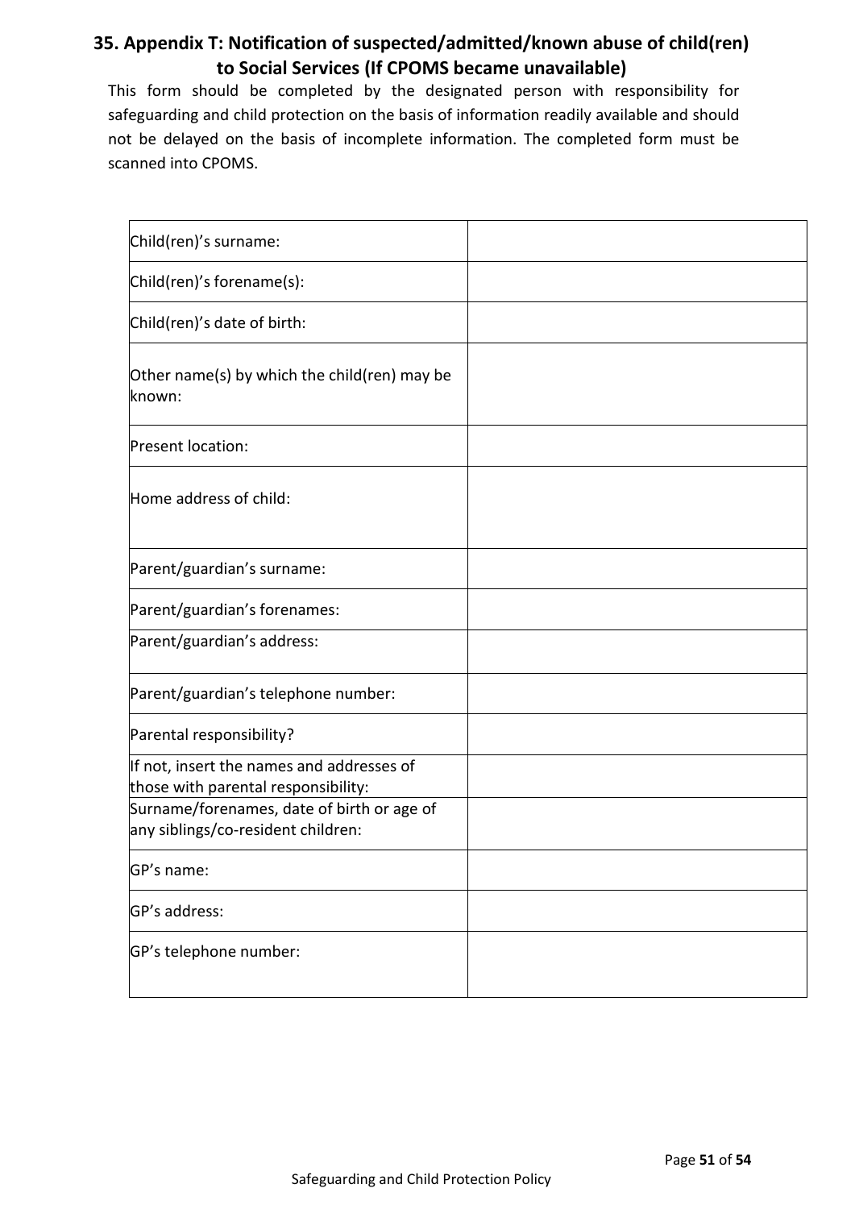## 35. Appendix T: Notification of suspected/admitted/known abuse of child(ren) to Social Services (If CPOMS became unavailable)

This form should be completed by the designated person with responsibility for safeguarding and child protection on the basis of information readily available and should not be delayed on the basis of incomplete information. The completed form must be scanned into CPOMS.

| | |
|---|---|
| Child(ren)'s surname: | |
| Child(ren)'s forename(s): | |
| Child(ren)'s date of birth: | |
| Other name(s) by which the child(ren) may be known: | |
| Present location: | |
| Home address of child: | |
| Parent/guardian's surname: | |
| Parent/guardian's forenames: | |
| Parent/guardian's address: | |
| Parent/guardian's telephone number: | |
| Parental responsibility? | |
| If not, insert the names and addresses of those with parental responsibility: | |
| Surname/forenames, date of birth or age of any siblings/co-resident children: | |
| GP's name: | |
| GP's address: | |
| GP's telephone number: | |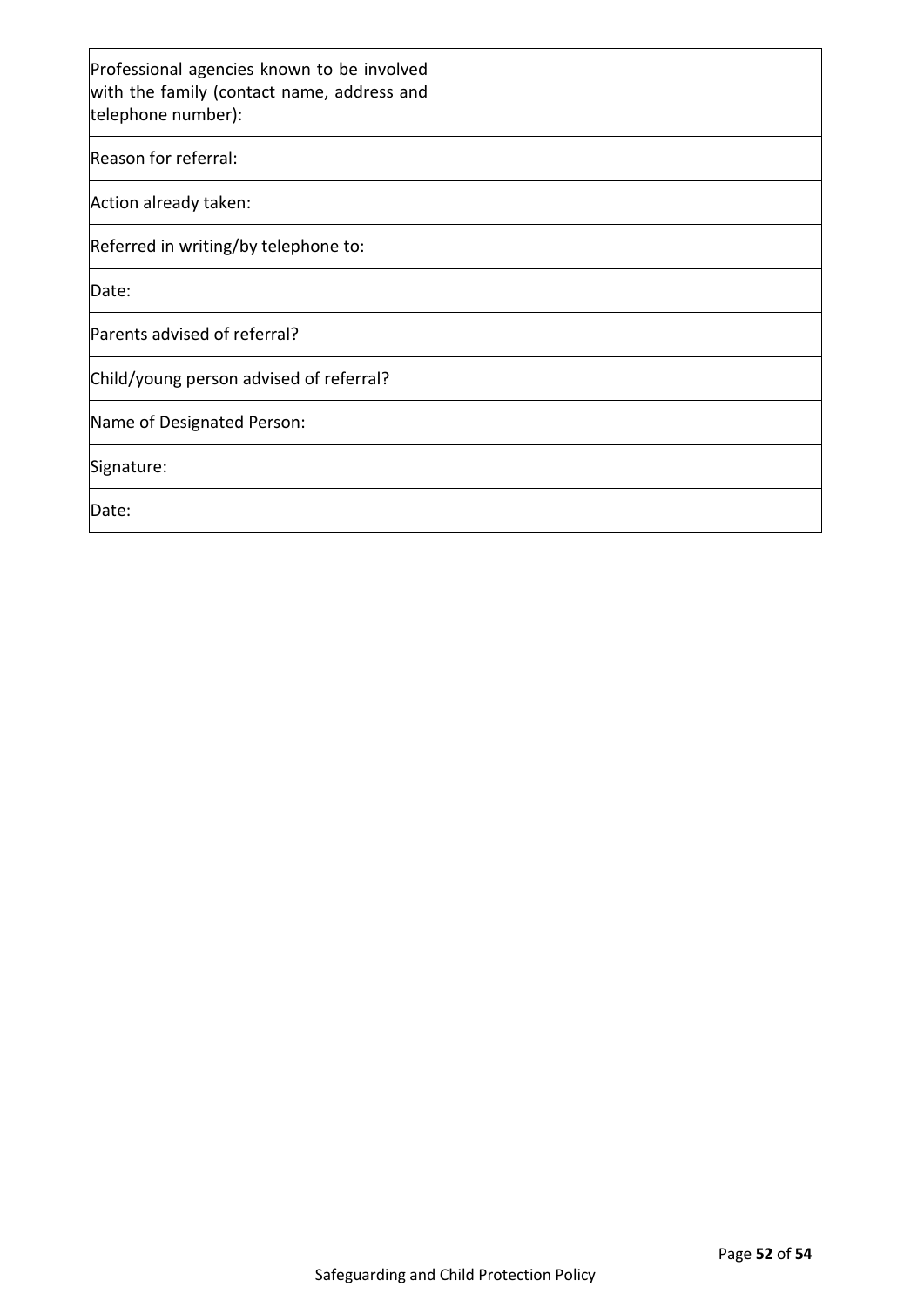| Professional agencies known to be involved with the family (contact name, address and telephone number): | |
|---|---|
| Reason for referral: | |
| Action already taken: | |
| Referred in writing/by telephone to: | |
| Date: | |
| Parents advised of referral? | |
| Child/young person advised of referral? | |
| Name of Designated Person: | |
| Signature: | |
| Date: | |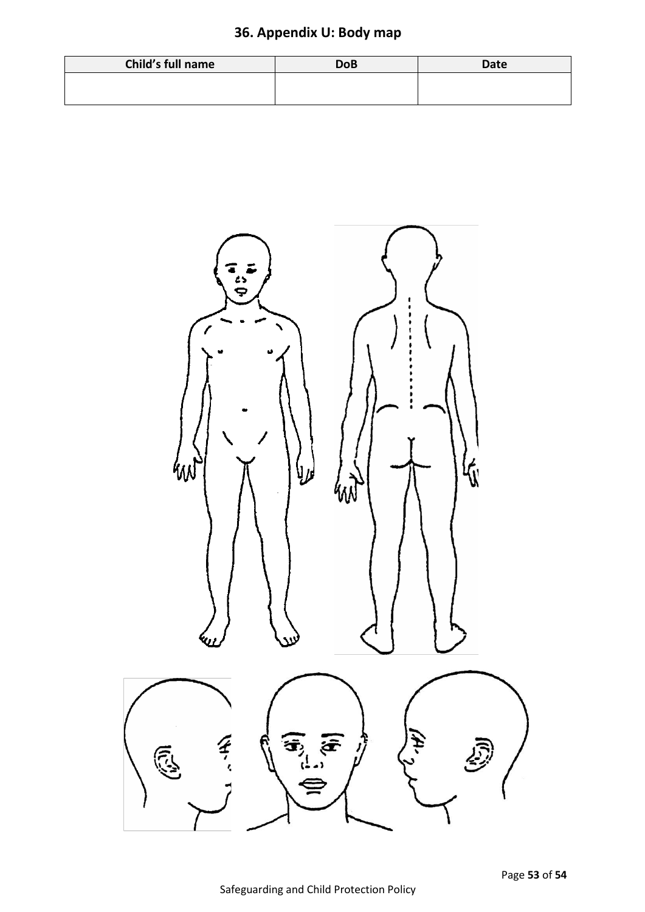# 36. Appendix U: Body map

| Child's full name | DoB | Date |
| --- | --- | --- |
| | | |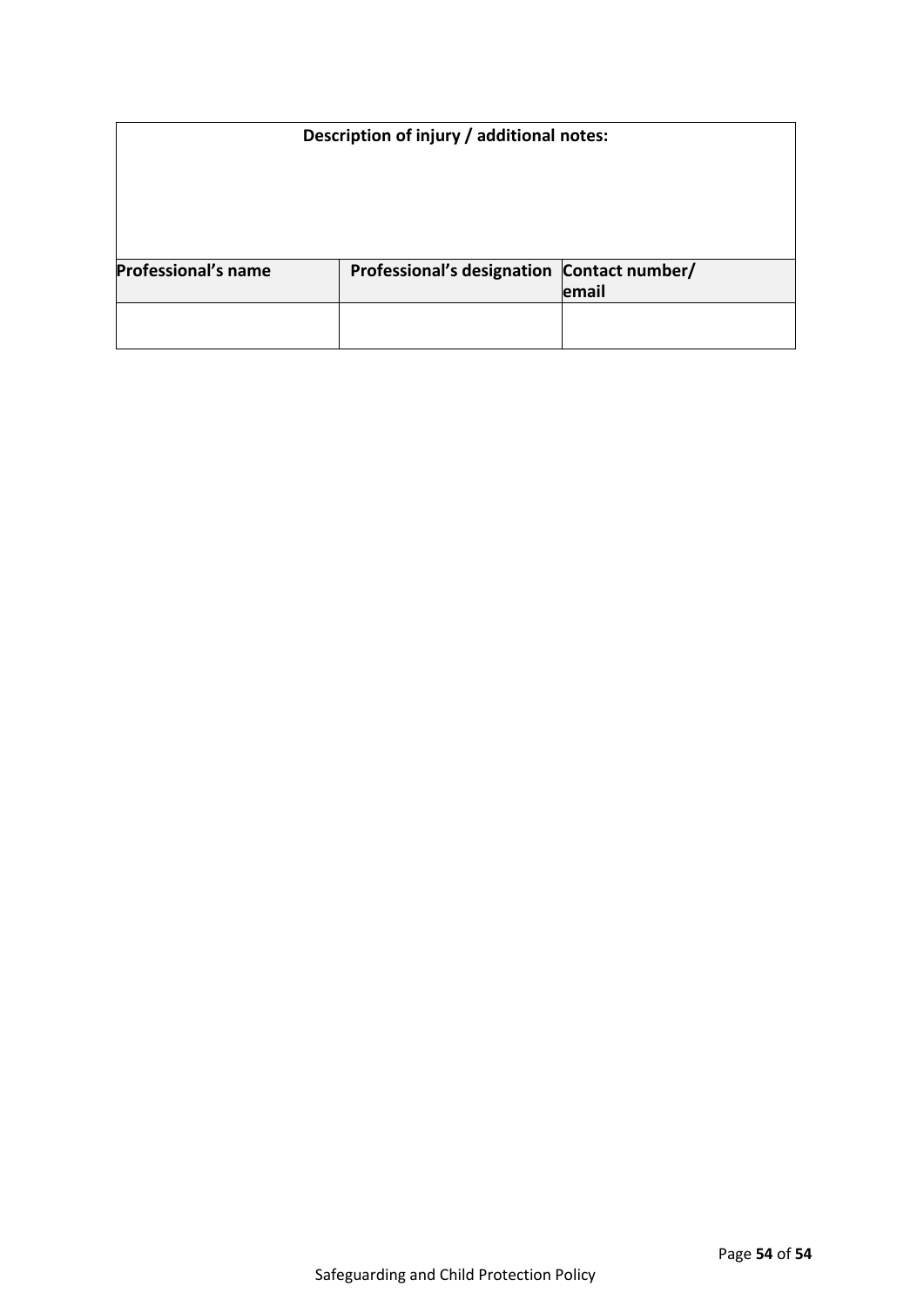| Description of injury / additional notes: | | |
|---|---|---|
| **Professional's name** | **Professional's designation** | **Contact number/ email** |
| | | |